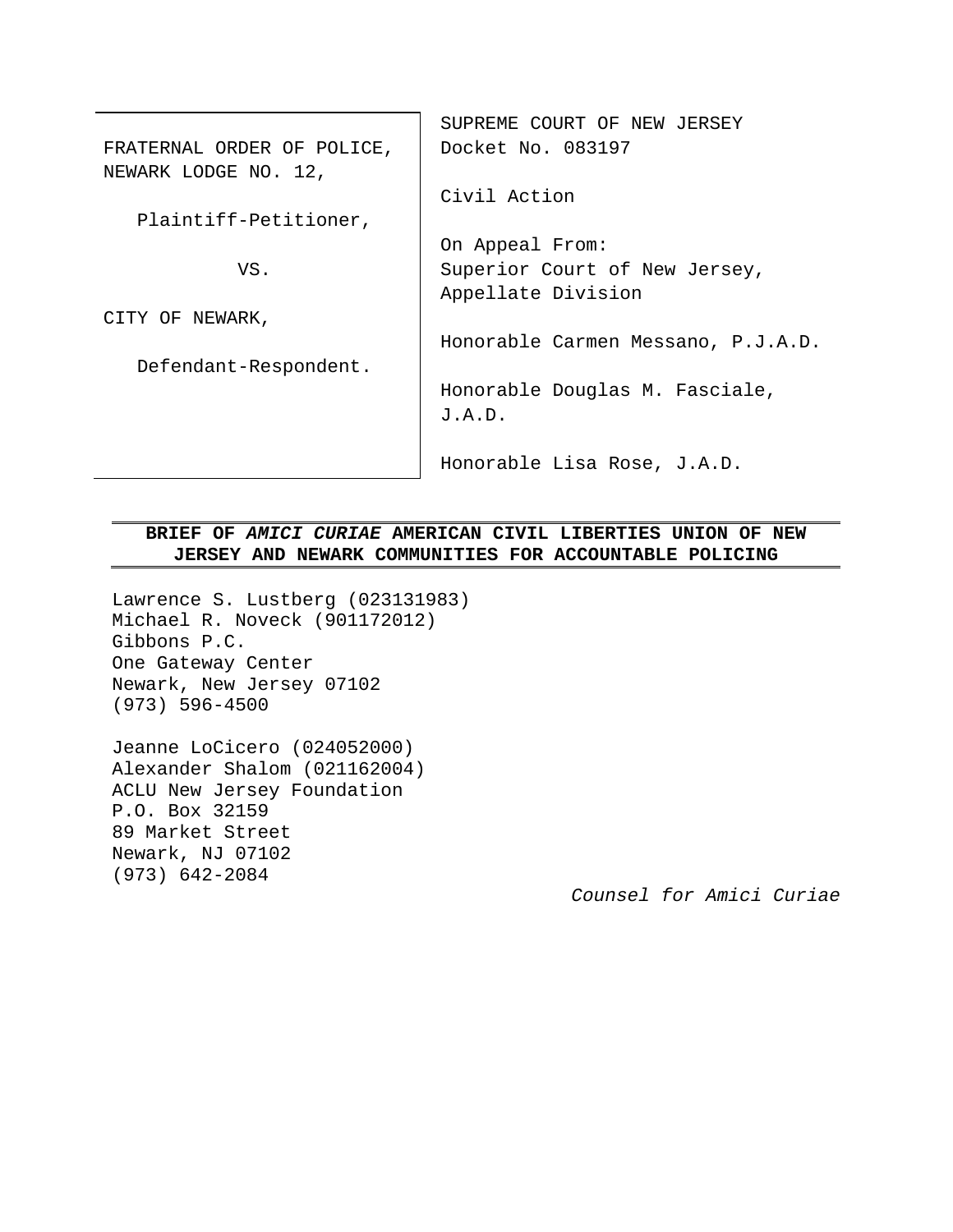| | |
|---|---|
| FRATERNAL ORDER OF POLICE, NEWARK LODGE NO. 12,<br><br>Plaintiff-Petitioner,<br><br>VS.<br><br>CITY OF NEWARK,<br><br>Defendant-Respondent. | SUPREME COURT OF NEW JERSEY<br>Docket No. 083197<br><br>Civil Action<br><br>On Appeal From:<br>Superior Court of New Jersey, Appellate Division<br><br>Honorable Carmen Messano, P.J.A.D.<br><br>Honorable Douglas M. Fasciale, J.A.D.<br><br>Honorable Lisa Rose, J.A.D. |

**BRIEF OF *AMICI CURIAE* AMERICAN CIVIL LIBERTIES UNION OF NEW JERSEY AND NEWARK COMMUNITIES FOR ACCOUNTABLE POLICING**

Lawrence S. Lustberg (023131983)
Michael R. Noveck (901172012)
Gibbons P.C.
One Gateway Center
Newark, New Jersey 07102
(973) 596-4500

Jeanne LoCicero (024052000)
Alexander Shalom (021162004)
ACLU New Jersey Foundation
P.O. Box 32159
89 Market Street
Newark, NJ 07102
(973) 642-2084

*Counsel for Amici Curiae*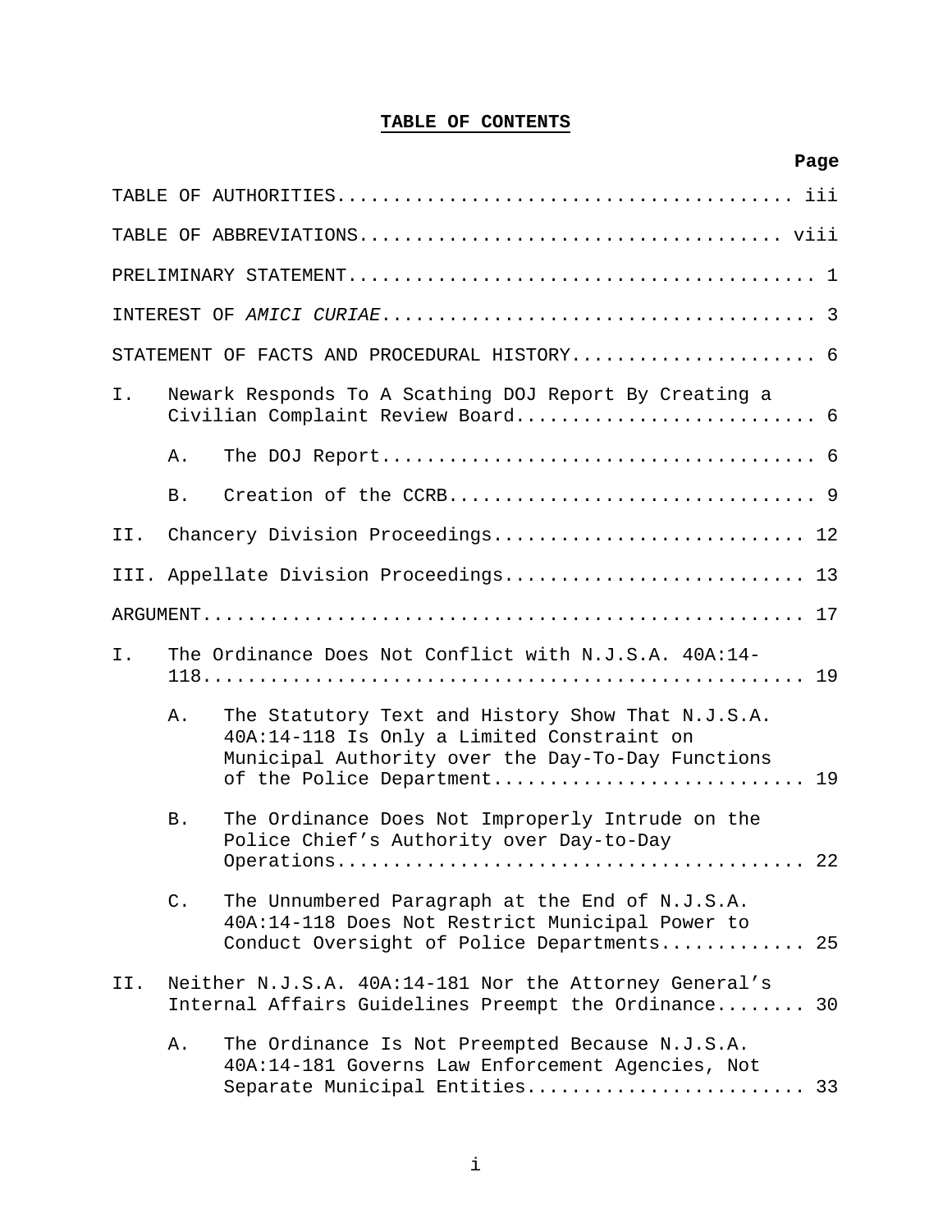# TABLE OF CONTENTS

| | | Page |
|---|---|---|
| TABLE OF AUTHORITIES | | iii |
| TABLE OF ABBREVIATIONS | | viii |
| PRELIMINARY STATEMENT | | 1 |
| INTEREST OF *AMICI CURIAE* | | 3 |
| STATEMENT OF FACTS AND PROCEDURAL HISTORY | | 6 |
| I. | Newark Responds To A Scathing DOJ Report By Creating a Civilian Complaint Review Board | 6 |
| | A. The DOJ Report | 6 |
| | B. Creation of the CCRB | 9 |
| II. | Chancery Division Proceedings | 12 |
| III. | Appellate Division Proceedings | 13 |
| ARGUMENT | | 17 |
| I. | The Ordinance Does Not Conflict with N.J.S.A. 40A:14-118 | 19 |
| | A. The Statutory Text and History Show That N.J.S.A. 40A:14-118 Is Only a Limited Constraint on Municipal Authority over the Day-To-Day Functions of the Police Department | 19 |
| | B. The Ordinance Does Not Improperly Intrude on the Police Chief's Authority over Day-to-Day Operations | 22 |
| | C. The Unnumbered Paragraph at the End of N.J.S.A. 40A:14-118 Does Not Restrict Municipal Power to Conduct Oversight of Police Departments | 25 |
| II. | Neither N.J.S.A. 40A:14-181 Nor the Attorney General's Internal Affairs Guidelines Preempt the Ordinance | 30 |
| | A. The Ordinance Is Not Preempted Because N.J.S.A. 40A:14-181 Governs Law Enforcement Agencies, Not Separate Municipal Entities | 33 |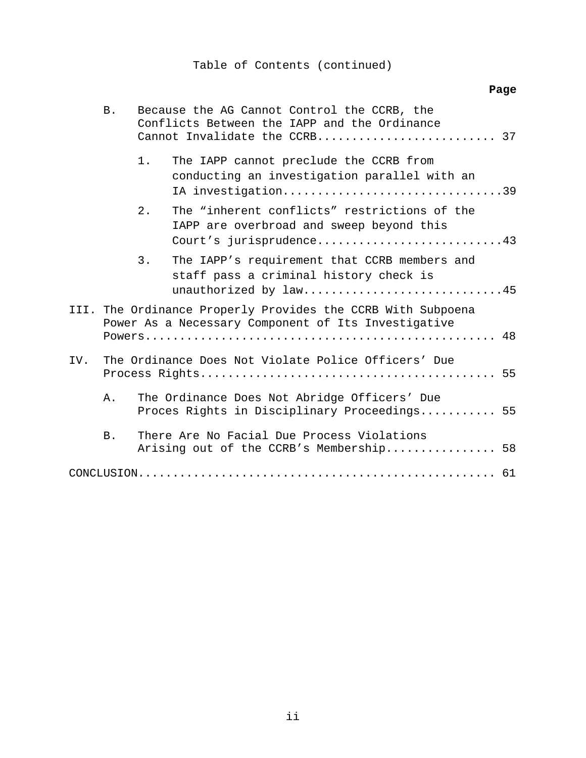Table of Contents (continued)

| | Page |
|---|---|
| B. Because the AG Cannot Control the CCRB, the Conflicts Between the IAPP and the Ordinance Cannot Invalidate the CCRB | 37 |
| 1. The IAPP cannot preclude the CCRB from conducting an investigation parallel with an IA investigation | 39 |
| 2. The "inherent conflicts" restrictions of the IAPP are overbroad and sweep beyond this Court's jurisprudence | 43 |
| 3. The IAPP's requirement that CCRB members and staff pass a criminal history check is unauthorized by law | 45 |
| III. The Ordinance Properly Provides the CCRB With Subpoena Power As a Necessary Component of Its Investigative Powers | 48 |
| IV. The Ordinance Does Not Violate Police Officers' Due Process Rights | 55 |
| A. The Ordinance Does Not Abridge Officers' Due Proces Rights in Disciplinary Proceedings | 55 |
| B. There Are No Facial Due Process Violations Arising out of the CCRB's Membership | 58 |
| CONCLUSION | 61 |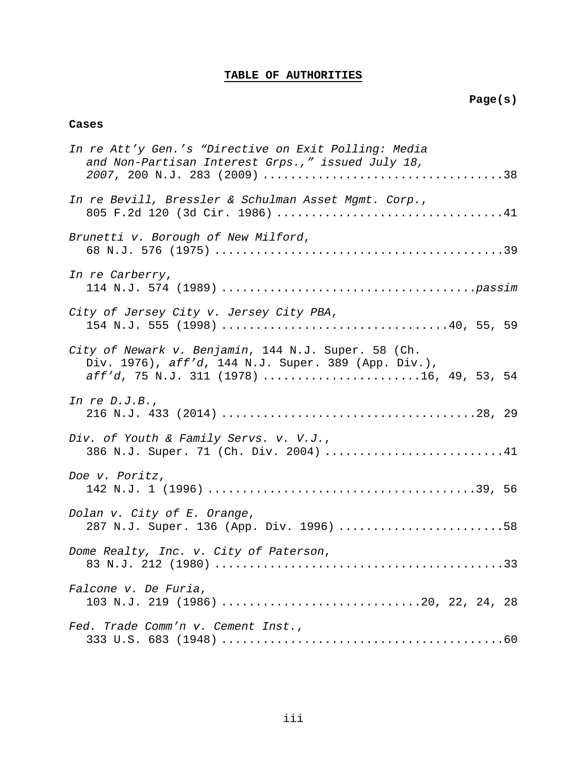# TABLE OF AUTHORITIES

**Page(s)**

**Cases**

*In re Att'y Gen.'s "Directive on Exit Polling: Media and Non-Partisan Interest Grps.," issued July 18, 2007*, 200 N.J. 283 (2009) .................................38

*In re Bevill, Bressler & Schulman Asset Mgmt. Corp.*, 805 F.2d 120 (3d Cir. 1986) ................................41

*Brunetti v. Borough of New Milford*, 68 N.J. 576 (1975) .........................................39

*In re Carberry*, 114 N.J. 574 (1989) ....................................*passim*

*City of Jersey City v. Jersey City PBA*, 154 N.J. 555 (1998) ................................40, 55, 59

*City of Newark v. Benjamin*, 144 N.J. Super. 58 (Ch. Div. 1976), *aff'd*, 144 N.J. Super. 389 (App. Div.), *aff'd*, 75 N.J. 311 (1978) ......................16, 49, 53, 54

*In re D.J.B.*, 216 N.J. 433 (2014) ....................................28, 29

*Div. of Youth & Family Servs. v. V.J.*, 386 N.J. Super. 71 (Ch. Div. 2004) .........................41

*Doe v. Poritz*, 142 N.J. 1 (1996) ......................................39, 56

*Dolan v. City of E. Orange*, 287 N.J. Super. 136 (App. Div. 1996) .......................58

*Dome Realty, Inc. v. City of Paterson*, 83 N.J. 212 (1980) .........................................33

*Falcone v. De Furia*, 103 N.J. 219 (1986) ............................20, 22, 24, 28

*Fed. Trade Comm'n v. Cement Inst.*, 333 U.S. 683 (1948) ........................................60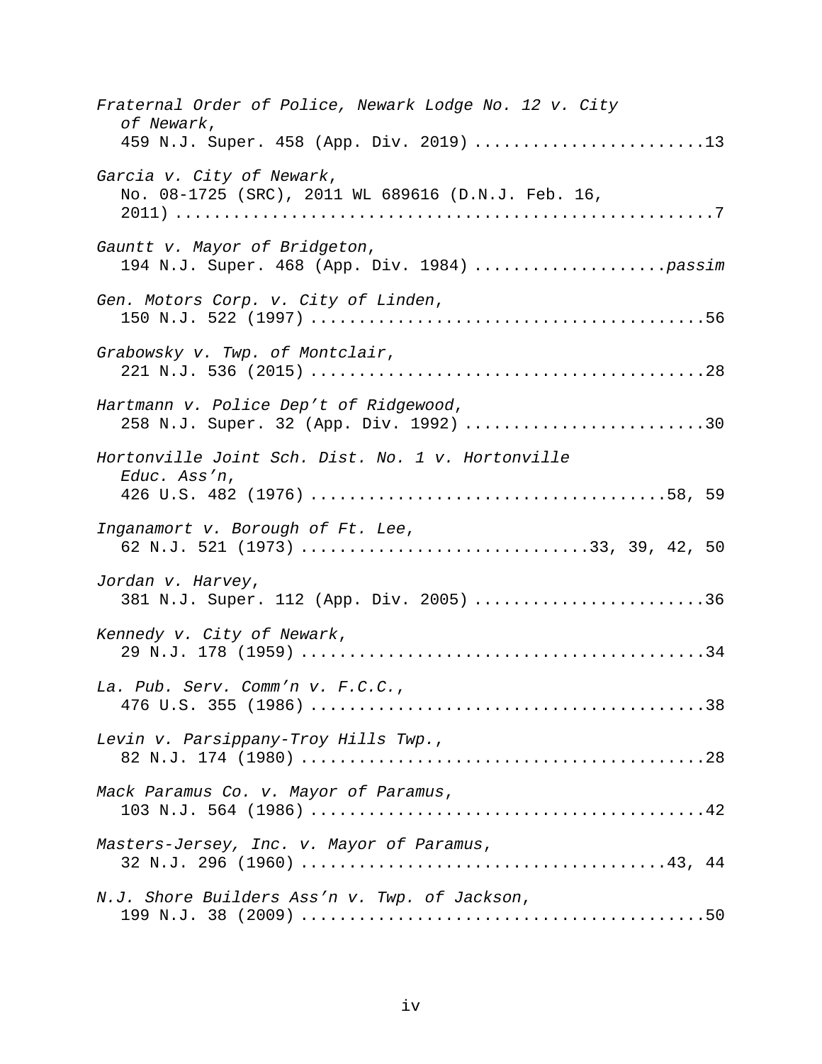*Fraternal Order of Police, Newark Lodge No. 12 v. City of Newark*,
459 N.J. Super. 458 (App. Div. 2019) ........................13

*Garcia v. City of Newark*,
No. 08-1725 (SRC), 2011 WL 689616 (D.N.J. Feb. 16, 2011) ........................................................7

*Gauntt v. Mayor of Bridgeton*,
194 N.J. Super. 468 (App. Div. 1984) ....................*passim*

*Gen. Motors Corp. v. City of Linden*,
150 N.J. 522 (1997) .........................................56

*Grabowsky v. Twp. of Montclair*,
221 N.J. 536 (2015) .........................................28

*Hartmann v. Police Dep't of Ridgewood*,
258 N.J. Super. 32 (App. Div. 1992) .........................30

*Hortonville Joint Sch. Dist. No. 1 v. Hortonville Educ. Ass'n*,
426 U.S. 482 (1976) .....................................58, 59

*Inganamort v. Borough of Ft. Lee*,
62 N.J. 521 (1973) ............................33, 39, 42, 50

*Jordan v. Harvey*,
381 N.J. Super. 112 (App. Div. 2005) ........................36

*Kennedy v. City of Newark*,
29 N.J. 178 (1959) ..........................................34

*La. Pub. Serv. Comm'n v. F.C.C.*,
476 U.S. 355 (1986) .........................................38

*Levin v. Parsippany-Troy Hills Twp.*,
82 N.J. 174 (1980) ..........................................28

*Mack Paramus Co. v. Mayor of Paramus*,
103 N.J. 564 (1986) .........................................42

*Masters-Jersey, Inc. v. Mayor of Paramus*,
32 N.J. 296 (1960) ......................................43, 44

*N.J. Shore Builders Ass'n v. Twp. of Jackson*,
199 N.J. 38 (2009) ..........................................50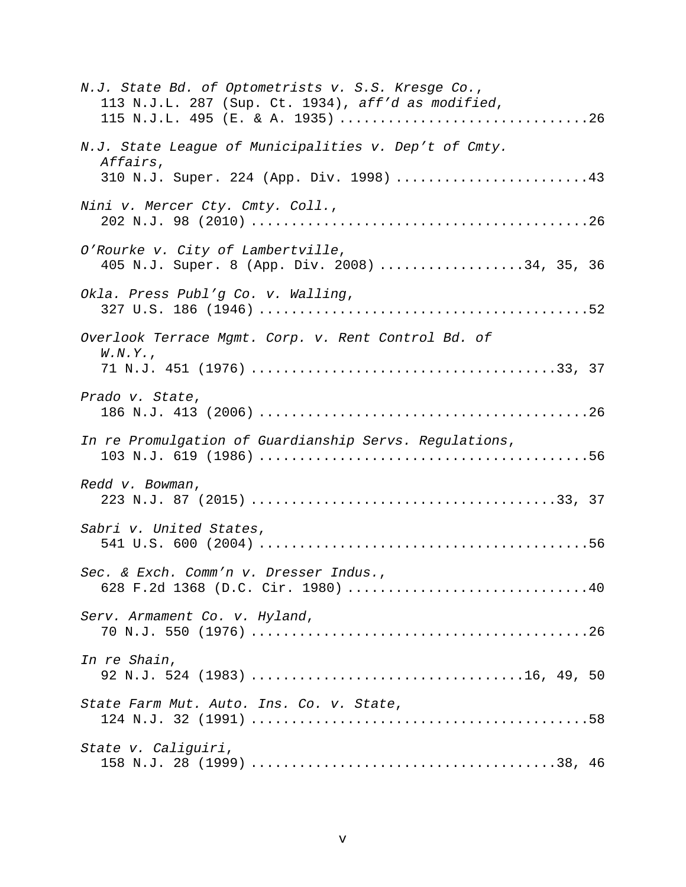*N.J. State Bd. of Optometrists v. S.S. Kresge Co.*,
113 N.J.L. 287 (Sup. Ct. 1934), *aff'd as modified*,
115 N.J.L. 495 (E. & A. 1935) ..............................26

*N.J. State League of Municipalities v. Dep't of Cmty. Affairs*,
310 N.J. Super. 224 (App. Div. 1998) ........................43

*Nini v. Mercer Cty. Cmty. Coll.*,
202 N.J. 98 (2010) ..........................................26

*O'Rourke v. City of Lambertville*,
405 N.J. Super. 8 (App. Div. 2008) ..................34, 35, 36

*Okla. Press Publ'g Co. v. Walling*,
327 U.S. 186 (1946) .........................................52

*Overlook Terrace Mgmt. Corp. v. Rent Control Bd. of W.N.Y.*,
71 N.J. 451 (1976) ......................................33, 37

*Prado v. State*,
186 N.J. 413 (2006) .........................................26

*In re Promulgation of Guardianship Servs. Regulations*,
103 N.J. 619 (1986) .........................................56

*Redd v. Bowman*,
223 N.J. 87 (2015) ......................................33, 37

*Sabri v. United States*,
541 U.S. 600 (2004) .........................................56

*Sec. & Exch. Comm'n v. Dresser Indus.*,
628 F.2d 1368 (D.C. Cir. 1980) ..............................40

*Serv. Armament Co. v. Hyland*,
70 N.J. 550 (1976) ..........................................26

*In re Shain*,
92 N.J. 524 (1983) ..................................16, 49, 50

*State Farm Mut. Auto. Ins. Co. v. State*,
124 N.J. 32 (1991) ..........................................58

*State v. Caliguiri*,
158 N.J. 28 (1999) ......................................38, 46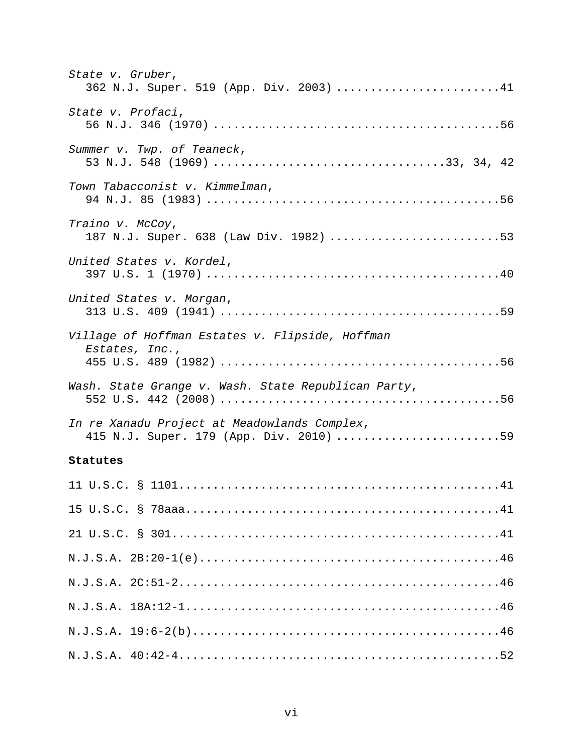*State v. Gruber*,
362 N.J. Super. 519 (App. Div. 2003) ........................41

*State v. Profaci*,
56 N.J. 346 (1970) ..........................................56

*Summer v. Twp. of Teaneck*,
53 N.J. 548 (1969) ................................33, 34, 42

*Town Tabacconist v. Kimmelman*,
94 N.J. 85 (1983) ...........................................56

*Traino v. McCoy*,
187 N.J. Super. 638 (Law Div. 1982) .........................53

*United States v. Kordel*,
397 U.S. 1 (1970) ...........................................40

*United States v. Morgan*,
313 U.S. 409 (1941) .........................................59

*Village of Hoffman Estates v. Flipside, Hoffman Estates, Inc.*,
455 U.S. 489 (1982) .........................................56

*Wash. State Grange v. Wash. State Republican Party*,
552 U.S. 442 (2008) .........................................56

*In re Xanadu Project at Meadowlands Complex*,
415 N.J. Super. 179 (App. Div. 2010) ........................59

**Statutes**

11 U.S.C. § 1101...............................................41

15 U.S.C. § 78aaa..............................................41

21 U.S.C. § 301................................................41

N.J.S.A. 2B:20-1(e)............................................46

N.J.S.A. 2C:51-2...............................................46

N.J.S.A. 18A:12-1..............................................46

N.J.S.A. 19:6-2(b).............................................46

N.J.S.A. 40:42-4...............................................52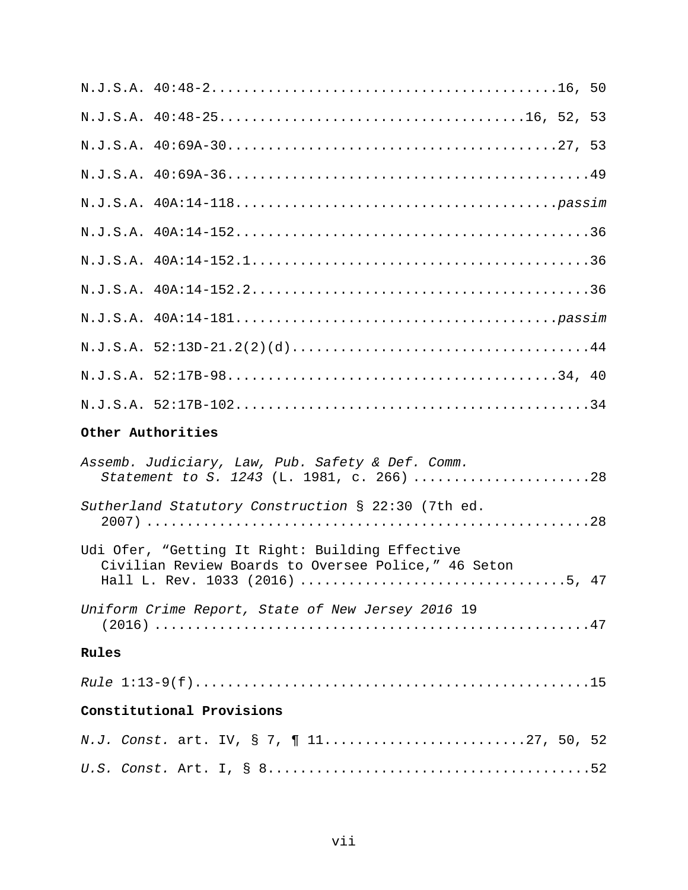N.J.S.A. 40:48-2..........................................16, 50

N.J.S.A. 40:48-25.....................................16, 52, 53

N.J.S.A. 40:69A-30........................................27, 53

N.J.S.A. 40:69A-36............................................49

N.J.S.A. 40A:14-118.......................................*passim*

N.J.S.A. 40A:14-152...........................................36

N.J.S.A. 40A:14-152.1.........................................36

N.J.S.A. 40A:14-152.2.........................................36

N.J.S.A. 40A:14-181.......................................*passim*

N.J.S.A. 52:13D-21.2(2)(d)....................................44

N.J.S.A. 52:17B-98........................................34, 40

N.J.S.A. 52:17B-102...........................................34

**Other Authorities**

*Assemb. Judiciary, Law, Pub. Safety & Def. Comm. Statement to S. 1243* (L. 1981, c. 266) ......................28

*Sutherland Statutory Construction* § 22:30 (7th ed. 2007) ......................................................28

Udi Ofer, “Getting It Right: Building Effective Civilian Review Boards to Oversee Police,” 46 Seton Hall L. Rev. 1033 (2016) ...............................5, 47

*Uniform Crime Report, State of New Jersey 2016* 19 (2016) .....................................................47

**Rules**

*Rule* 1:13-9(f)................................................15

**Constitutional Provisions**

*N.J. Const.* art. IV, § 7, ¶ 11.......................27, 50, 52

*U.S. Const.* Art. I, § 8......................................52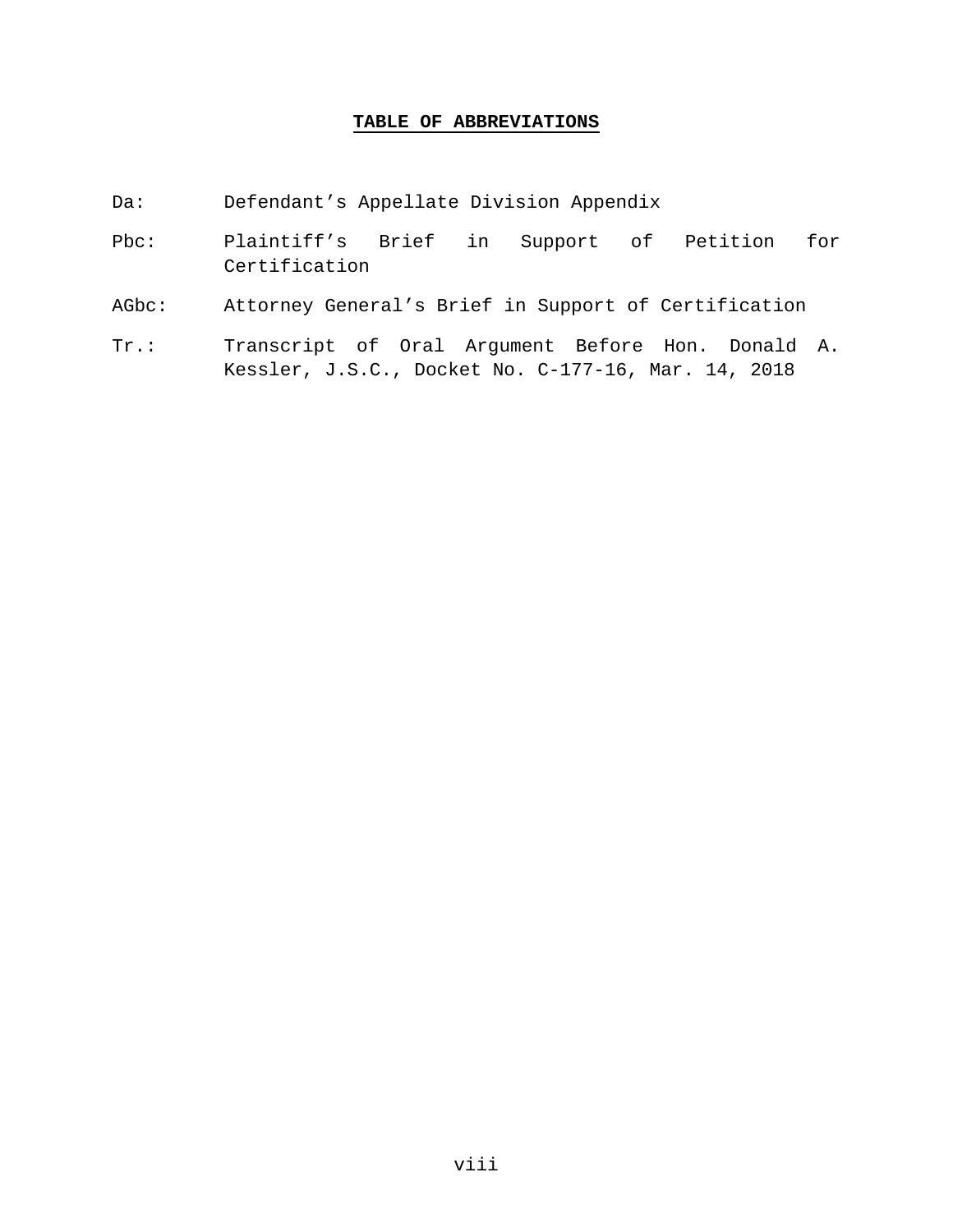## TABLE OF ABBREVIATIONS

| | |
|---|---|
| Da: | Defendant’s Appellate Division Appendix |
| Pbc: | Plaintiff’s Brief in Support of Petition for Certification |
| AGbc: | Attorney General’s Brief in Support of Certification |
| Tr.: | Transcript of Oral Argument Before Hon. Donald A. Kessler, J.S.C., Docket No. C-177-16, Mar. 14, 2018 |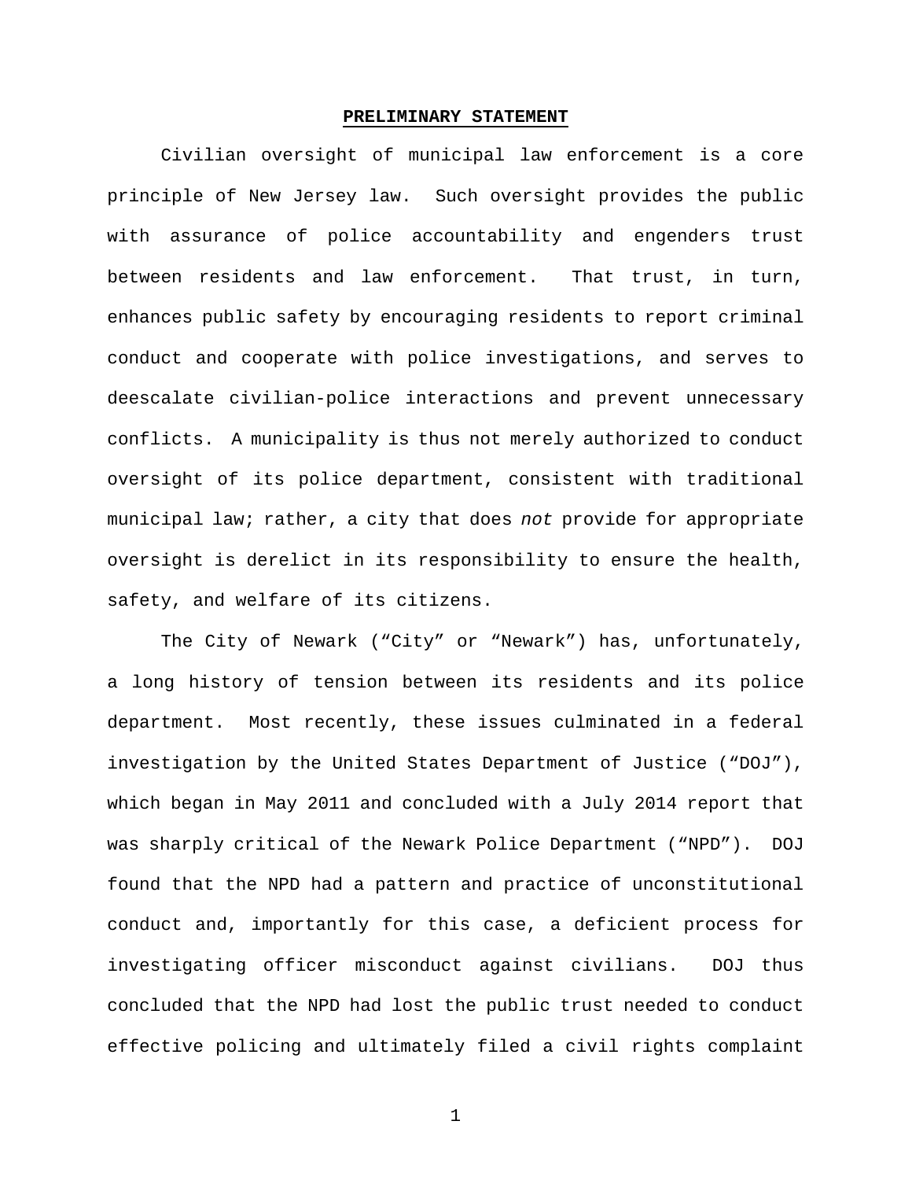## PRELIMINARY STATEMENT

Civilian oversight of municipal law enforcement is a core principle of New Jersey law. Such oversight provides the public with assurance of police accountability and engenders trust between residents and law enforcement. That trust, in turn, enhances public safety by encouraging residents to report criminal conduct and cooperate with police investigations, and serves to deescalate civilian-police interactions and prevent unnecessary conflicts. A municipality is thus not merely authorized to conduct oversight of its police department, consistent with traditional municipal law; rather, a city that does *not* provide for appropriate oversight is derelict in its responsibility to ensure the health, safety, and welfare of its citizens.

The City of Newark ("City" or "Newark") has, unfortunately, a long history of tension between its residents and its police department. Most recently, these issues culminated in a federal investigation by the United States Department of Justice ("DOJ"), which began in May 2011 and concluded with a July 2014 report that was sharply critical of the Newark Police Department ("NPD"). DOJ found that the NPD had a pattern and practice of unconstitutional conduct and, importantly for this case, a deficient process for investigating officer misconduct against civilians. DOJ thus concluded that the NPD had lost the public trust needed to conduct effective policing and ultimately filed a civil rights complaint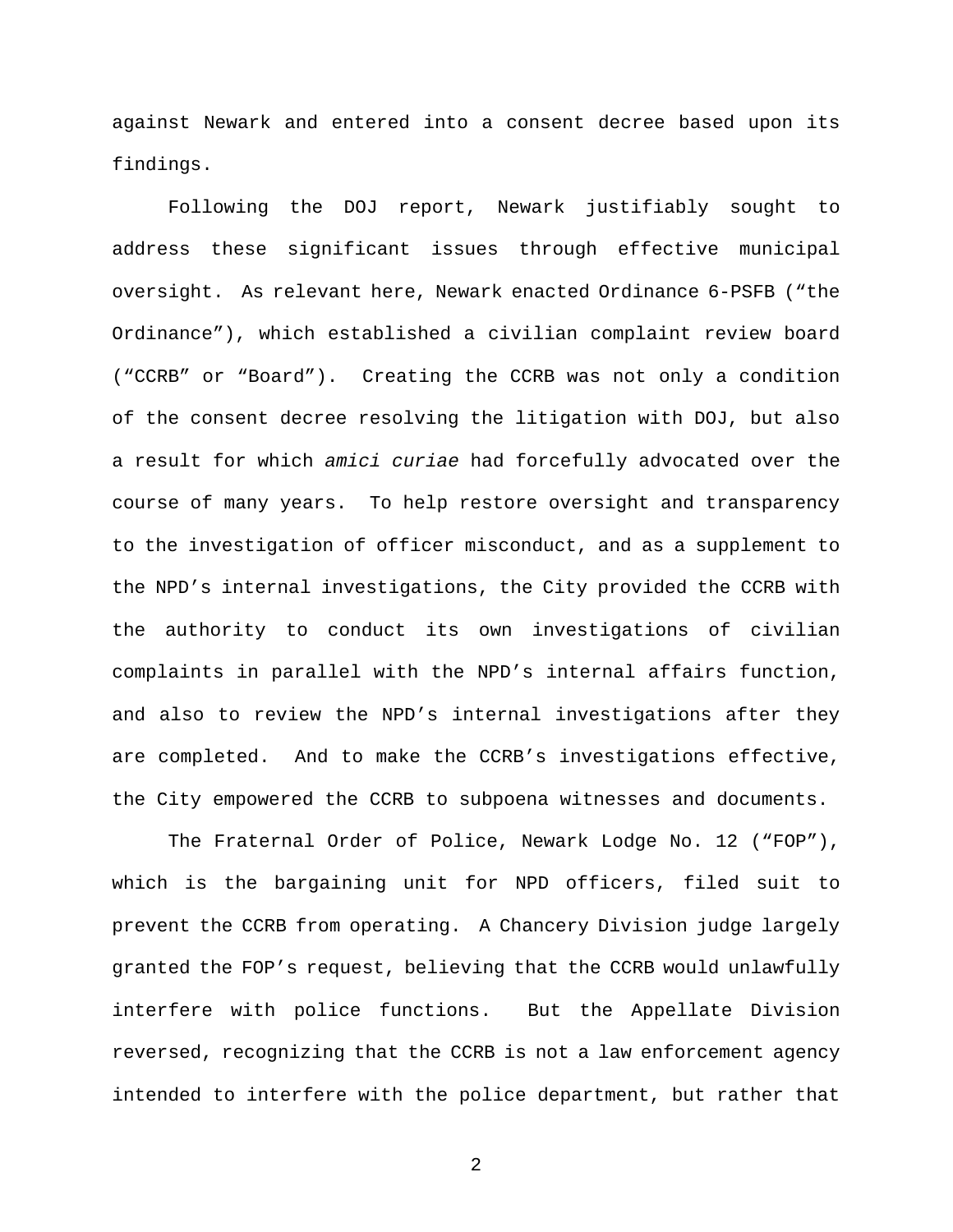against Newark and entered into a consent decree based upon its findings.

Following the DOJ report, Newark justifiably sought to address these significant issues through effective municipal oversight. As relevant here, Newark enacted Ordinance 6-PSFB ("the Ordinance"), which established a civilian complaint review board ("CCRB" or "Board"). Creating the CCRB was not only a condition of the consent decree resolving the litigation with DOJ, but also a result for which *amici curiae* had forcefully advocated over the course of many years. To help restore oversight and transparency to the investigation of officer misconduct, and as a supplement to the NPD's internal investigations, the City provided the CCRB with the authority to conduct its own investigations of civilian complaints in parallel with the NPD's internal affairs function, and also to review the NPD's internal investigations after they are completed. And to make the CCRB's investigations effective, the City empowered the CCRB to subpoena witnesses and documents.

The Fraternal Order of Police, Newark Lodge No. 12 ("FOP"), which is the bargaining unit for NPD officers, filed suit to prevent the CCRB from operating. A Chancery Division judge largely granted the FOP's request, believing that the CCRB would unlawfully interfere with police functions. But the Appellate Division reversed, recognizing that the CCRB is not a law enforcement agency intended to interfere with the police department, but rather that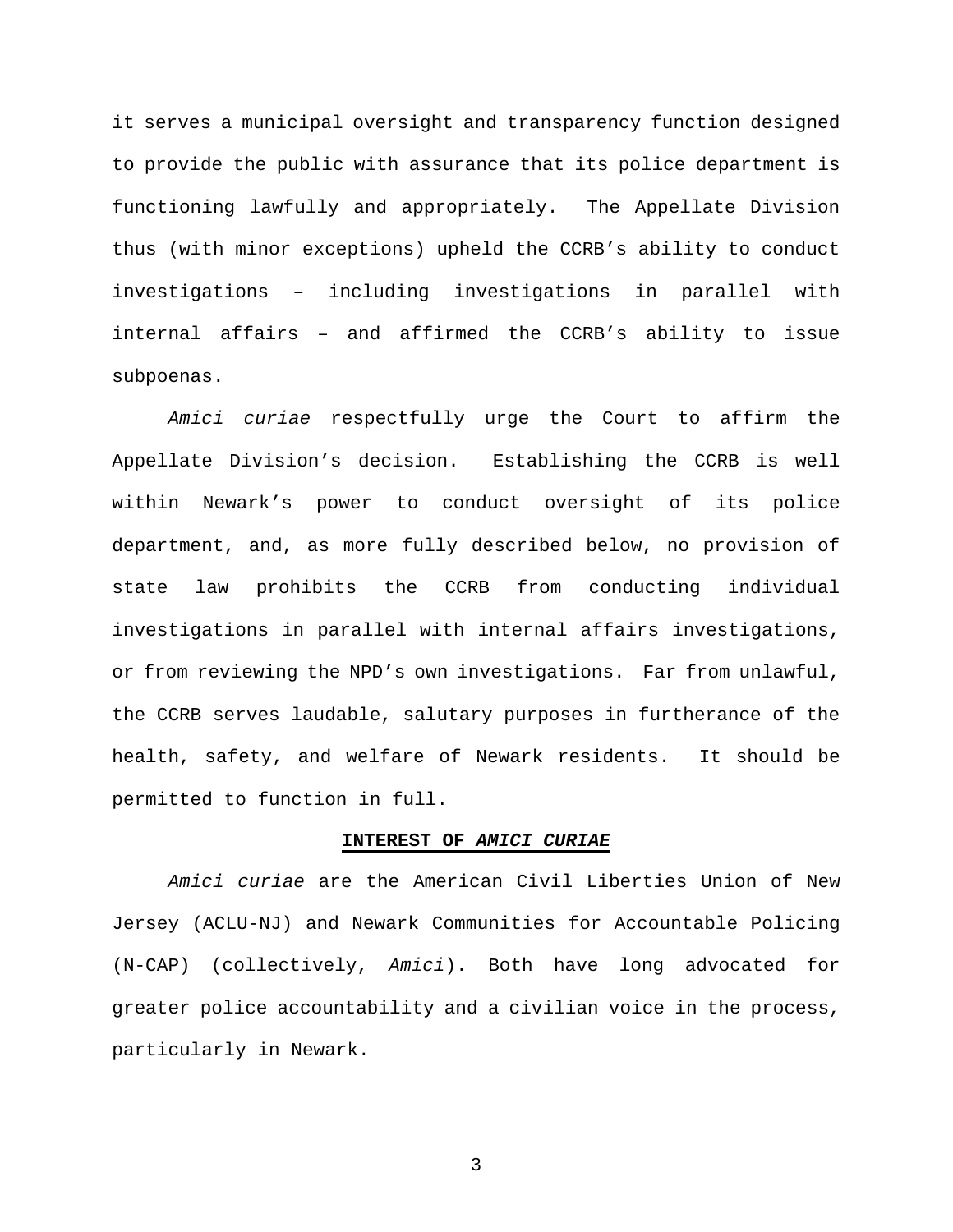it serves a municipal oversight and transparency function designed to provide the public with assurance that its police department is functioning lawfully and appropriately. The Appellate Division thus (with minor exceptions) upheld the CCRB's ability to conduct investigations – including investigations in parallel with internal affairs – and affirmed the CCRB's ability to issue subpoenas.

*Amici curiae* respectfully urge the Court to affirm the Appellate Division's decision. Establishing the CCRB is well within Newark's power to conduct oversight of its police department, and, as more fully described below, no provision of state law prohibits the CCRB from conducting individual investigations in parallel with internal affairs investigations, or from reviewing the NPD's own investigations. Far from unlawful, the CCRB serves laudable, salutary purposes in furtherance of the health, safety, and welfare of Newark residents. It should be permitted to function in full.

## INTEREST OF *AMICI CURIAE*

*Amici curiae* are the American Civil Liberties Union of New Jersey (ACLU-NJ) and Newark Communities for Accountable Policing (N-CAP) (collectively, *Amici*). Both have long advocated for greater police accountability and a civilian voice in the process, particularly in Newark.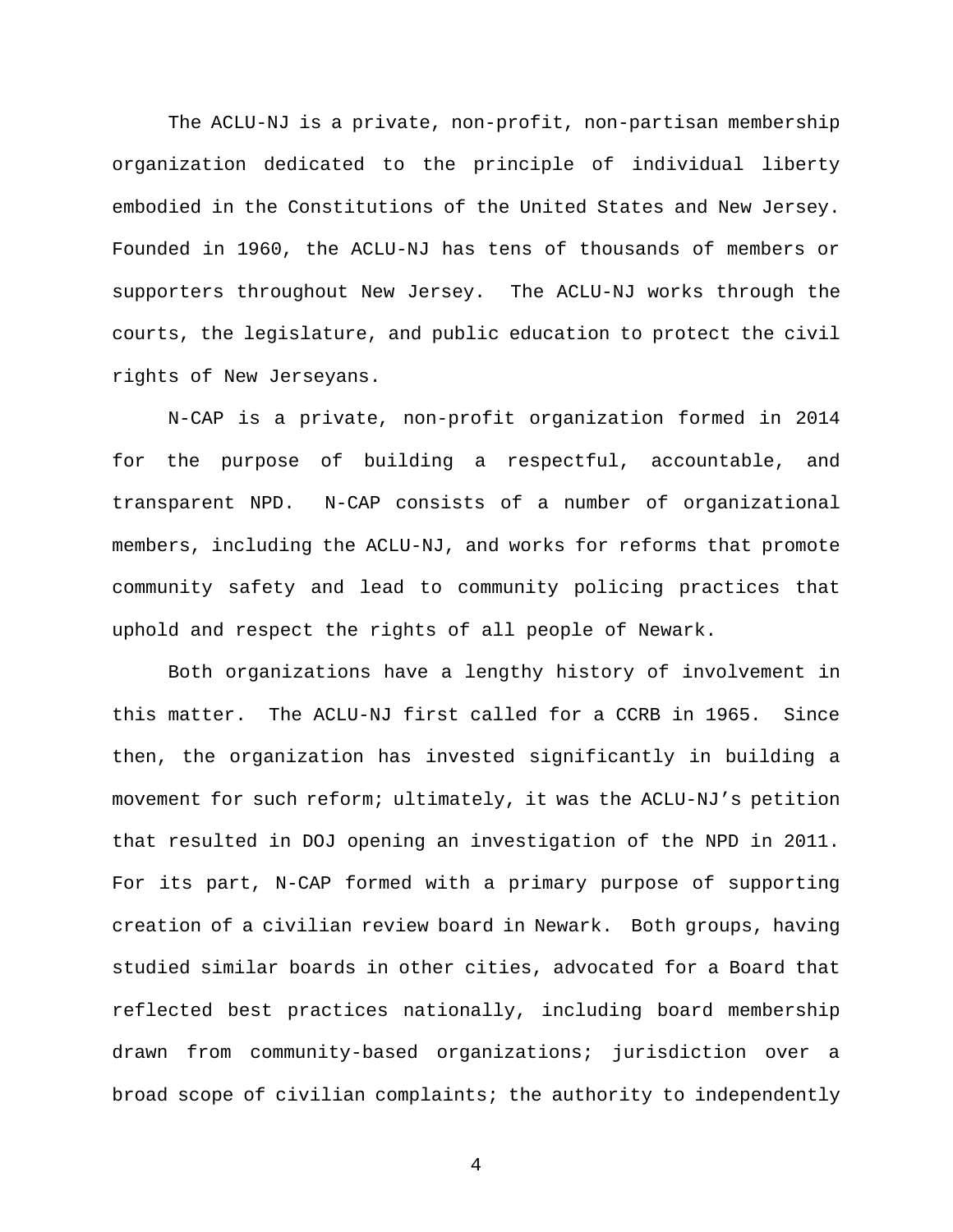The ACLU-NJ is a private, non-profit, non-partisan membership organization dedicated to the principle of individual liberty embodied in the Constitutions of the United States and New Jersey. Founded in 1960, the ACLU-NJ has tens of thousands of members or supporters throughout New Jersey. The ACLU-NJ works through the courts, the legislature, and public education to protect the civil rights of New Jerseyans.

N-CAP is a private, non-profit organization formed in 2014 for the purpose of building a respectful, accountable, and transparent NPD. N-CAP consists of a number of organizational members, including the ACLU-NJ, and works for reforms that promote community safety and lead to community policing practices that uphold and respect the rights of all people of Newark.

Both organizations have a lengthy history of involvement in this matter. The ACLU-NJ first called for a CCRB in 1965. Since then, the organization has invested significantly in building a movement for such reform; ultimately, it was the ACLU-NJ's petition that resulted in DOJ opening an investigation of the NPD in 2011. For its part, N-CAP formed with a primary purpose of supporting creation of a civilian review board in Newark. Both groups, having studied similar boards in other cities, advocated for a Board that reflected best practices nationally, including board membership drawn from community-based organizations; jurisdiction over a broad scope of civilian complaints; the authority to independently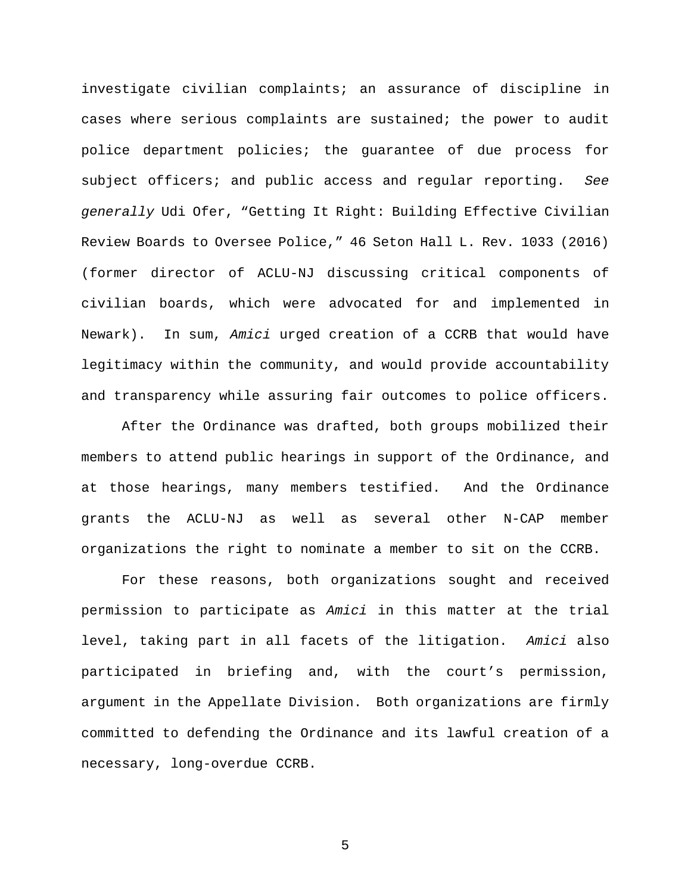investigate civilian complaints; an assurance of discipline in cases where serious complaints are sustained; the power to audit police department policies; the guarantee of due process for subject officers; and public access and regular reporting. *See generally* Udi Ofer, "Getting It Right: Building Effective Civilian Review Boards to Oversee Police," 46 Seton Hall L. Rev. 1033 (2016) (former director of ACLU-NJ discussing critical components of civilian boards, which were advocated for and implemented in Newark). In sum, *Amici* urged creation of a CCRB that would have legitimacy within the community, and would provide accountability and transparency while assuring fair outcomes to police officers.

After the Ordinance was drafted, both groups mobilized their members to attend public hearings in support of the Ordinance, and at those hearings, many members testified. And the Ordinance grants the ACLU-NJ as well as several other N-CAP member organizations the right to nominate a member to sit on the CCRB.

For these reasons, both organizations sought and received permission to participate as *Amici* in this matter at the trial level, taking part in all facets of the litigation. *Amici* also participated in briefing and, with the court's permission, argument in the Appellate Division. Both organizations are firmly committed to defending the Ordinance and its lawful creation of a necessary, long-overdue CCRB.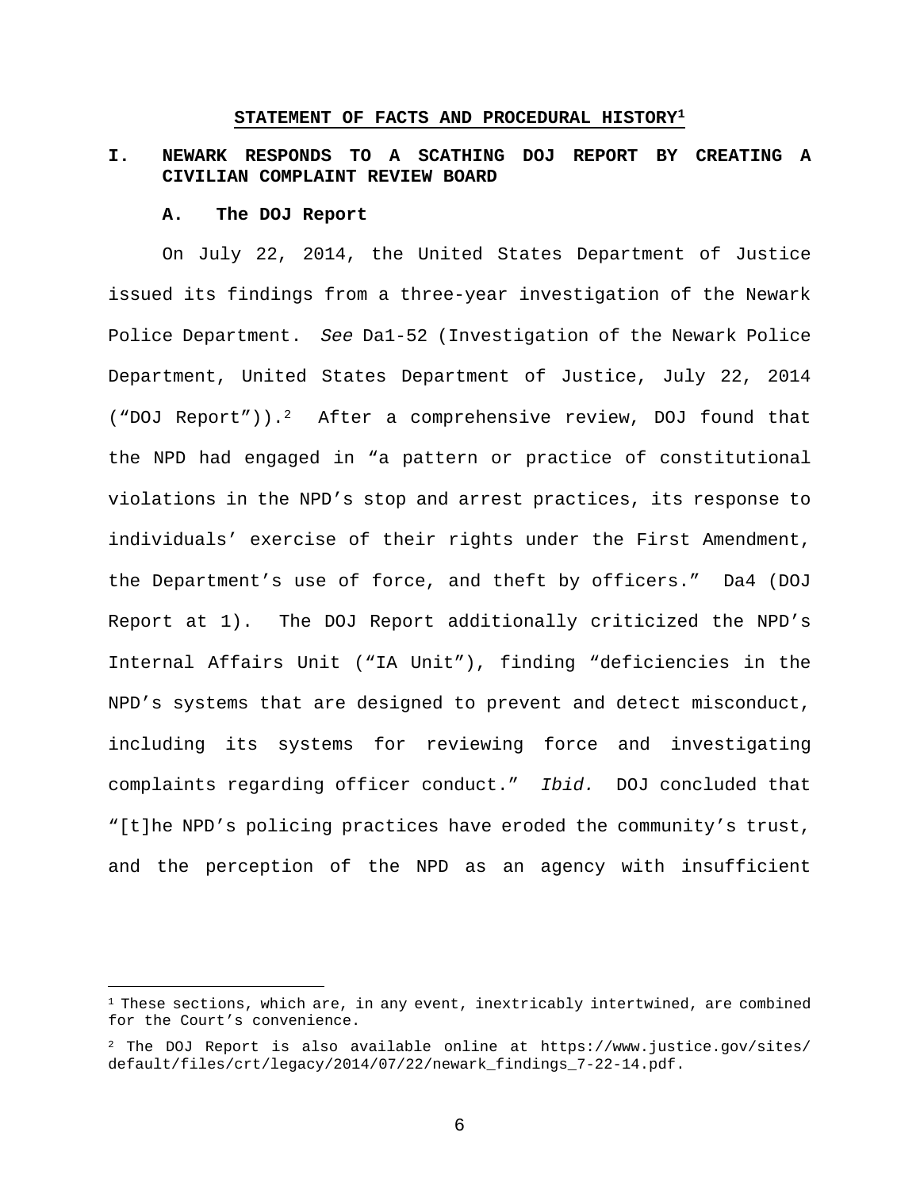## STATEMENT OF FACTS AND PROCEDURAL HISTORY[1]

### I. NEWARK RESPONDS TO A SCATHING DOJ REPORT BY CREATING A CIVILIAN COMPLAINT REVIEW BOARD

#### A. The DOJ Report

On July 22, 2014, the United States Department of Justice issued its findings from a three-year investigation of the Newark Police Department. *See* Da1-52 (Investigation of the Newark Police Department, United States Department of Justice, July 22, 2014 ("DOJ Report")).[2] After a comprehensive review, DOJ found that the NPD had engaged in "a pattern or practice of constitutional violations in the NPD's stop and arrest practices, its response to individuals' exercise of their rights under the First Amendment, the Department's use of force, and theft by officers." Da4 (DOJ Report at 1). The DOJ Report additionally criticized the NPD's Internal Affairs Unit ("IA Unit"), finding "deficiencies in the NPD's systems that are designed to prevent and detect misconduct, including its systems for reviewing force and investigating complaints regarding officer conduct." *Ibid.* DOJ concluded that "[t]he NPD's policing practices have eroded the community's trust, and the perception of the NPD as an agency with insufficient

---

[1] These sections, which are, in any event, inextricably intertwined, are combined for the Court's convenience.

[2] The DOJ Report is also available online at https://www.justice.gov/sites/default/files/crt/legacy/2014/07/22/newark_findings_7-22-14.pdf.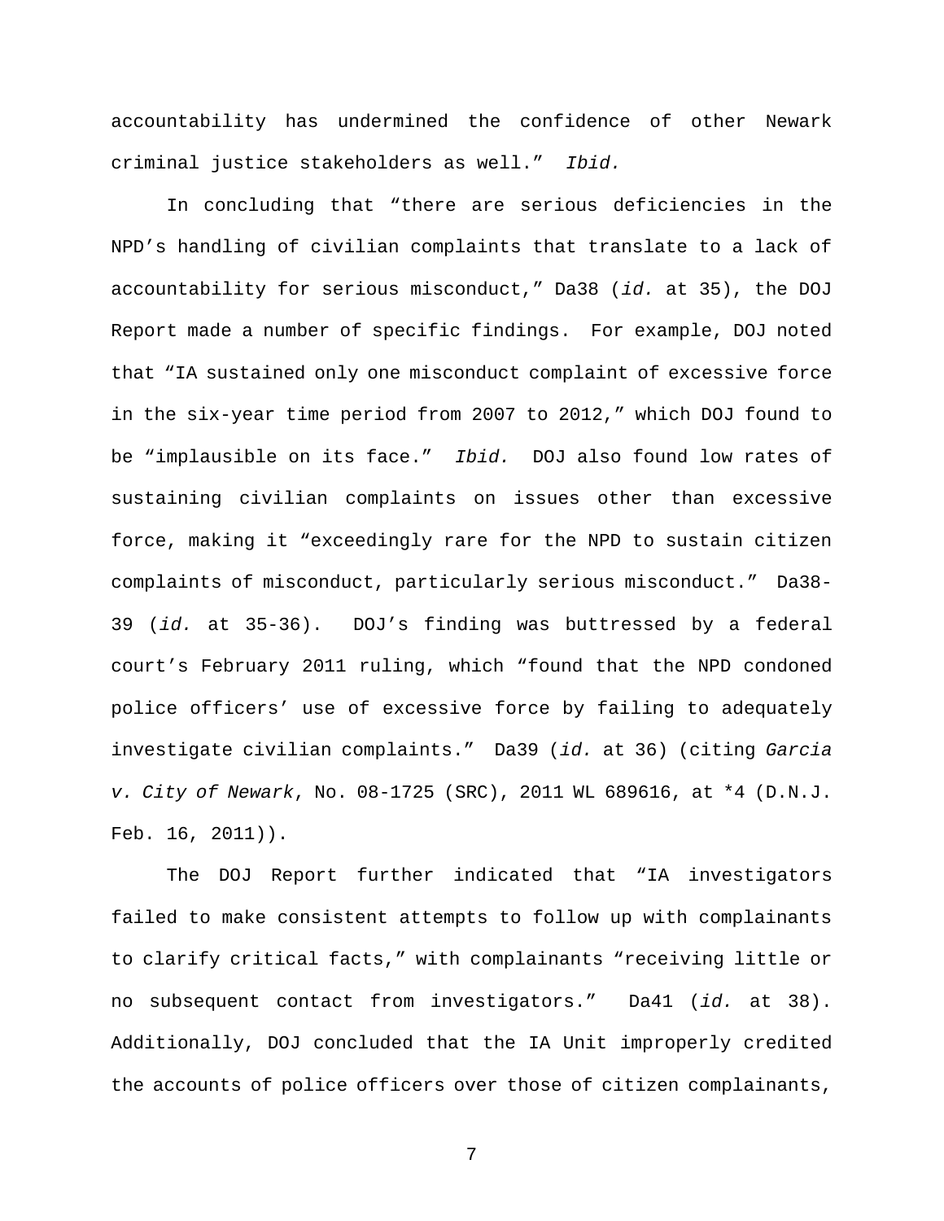accountability has undermined the confidence of other Newark criminal justice stakeholders as well." *Ibid.*

In concluding that "there are serious deficiencies in the NPD's handling of civilian complaints that translate to a lack of accountability for serious misconduct," Da38 (*id.* at 35), the DOJ Report made a number of specific findings. For example, DOJ noted that "IA sustained only one misconduct complaint of excessive force in the six-year time period from 2007 to 2012," which DOJ found to be "implausible on its face." *Ibid.* DOJ also found low rates of sustaining civilian complaints on issues other than excessive force, making it "exceedingly rare for the NPD to sustain citizen complaints of misconduct, particularly serious misconduct." Da38-39 (*id.* at 35-36). DOJ's finding was buttressed by a federal court's February 2011 ruling, which "found that the NPD condoned police officers' use of excessive force by failing to adequately investigate civilian complaints." Da39 (*id.* at 36) (citing *Garcia v. City of Newark*, No. 08-1725 (SRC), 2011 WL 689616, at *4 (D.N.J. Feb. 16, 2011)).

The DOJ Report further indicated that "IA investigators failed to make consistent attempts to follow up with complainants to clarify critical facts," with complainants "receiving little or no subsequent contact from investigators." Da41 (*id.* at 38). Additionally, DOJ concluded that the IA Unit improperly credited the accounts of police officers over those of citizen complainants,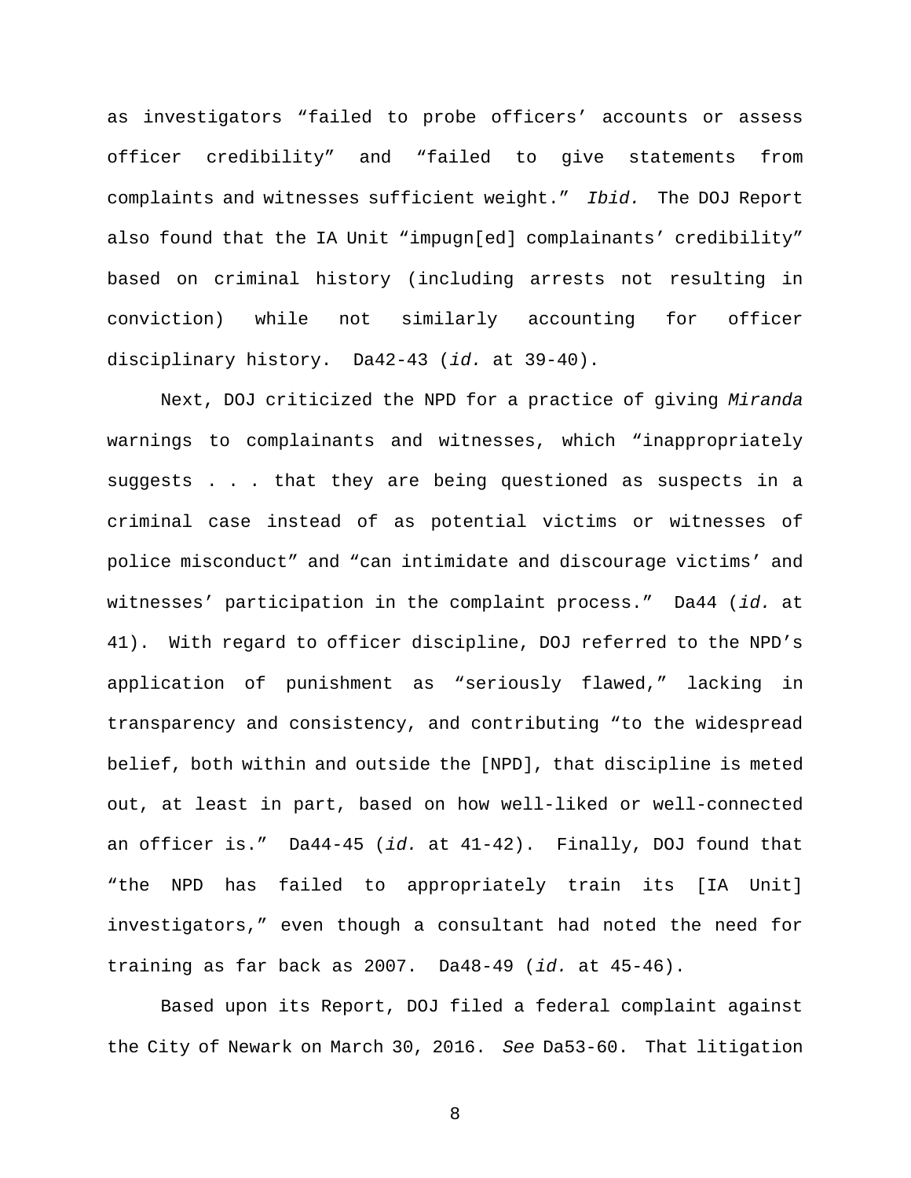as investigators "failed to probe officers' accounts or assess officer credibility" and "failed to give statements from complaints and witnesses sufficient weight." *Ibid.* The DOJ Report also found that the IA Unit "impugn[ed] complainants' credibility" based on criminal history (including arrests not resulting in conviction) while not similarly accounting for officer disciplinary history. Da42-43 (*id.* at 39-40).

Next, DOJ criticized the NPD for a practice of giving *Miranda* warnings to complainants and witnesses, which "inappropriately suggests . . . that they are being questioned as suspects in a criminal case instead of as potential victims or witnesses of police misconduct" and "can intimidate and discourage victims' and witnesses' participation in the complaint process." Da44 (*id.* at 41). With regard to officer discipline, DOJ referred to the NPD's application of punishment as "seriously flawed," lacking in transparency and consistency, and contributing "to the widespread belief, both within and outside the [NPD], that discipline is meted out, at least in part, based on how well-liked or well-connected an officer is." Da44-45 (*id.* at 41-42). Finally, DOJ found that "the NPD has failed to appropriately train its [IA Unit] investigators," even though a consultant had noted the need for training as far back as 2007. Da48-49 (*id.* at 45-46).

Based upon its Report, DOJ filed a federal complaint against the City of Newark on March 30, 2016. *See* Da53-60. That litigation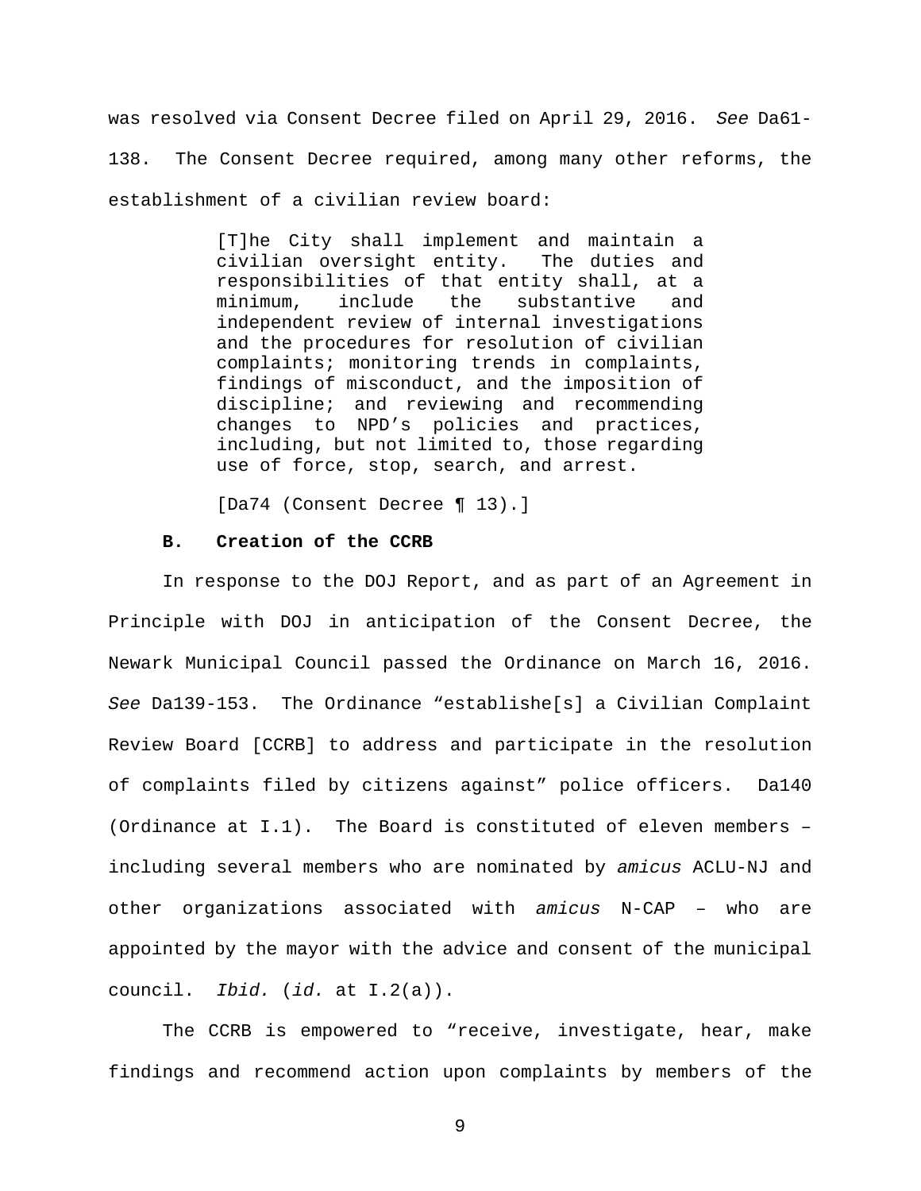was resolved via Consent Decree filed on April 29, 2016. *See* Da61-138. The Consent Decree required, among many other reforms, the establishment of a civilian review board:

> [T]he City shall implement and maintain a civilian oversight entity. The duties and responsibilities of that entity shall, at a minimum, include the substantive and independent review of internal investigations and the procedures for resolution of civilian complaints; monitoring trends in complaints, findings of misconduct, and the imposition of discipline; and reviewing and recommending changes to NPD's policies and practices, including, but not limited to, those regarding use of force, stop, search, and arrest.
>
> [Da74 (Consent Decree ¶ 13).]

### B. Creation of the CCRB

In response to the DOJ Report, and as part of an Agreement in Principle with DOJ in anticipation of the Consent Decree, the Newark Municipal Council passed the Ordinance on March 16, 2016. *See* Da139-153. The Ordinance "establishe[s] a Civilian Complaint Review Board [CCRB] to address and participate in the resolution of complaints filed by citizens against" police officers. Da140 (Ordinance at I.1). The Board is constituted of eleven members – including several members who are nominated by *amicus* ACLU-NJ and other organizations associated with *amicus* N-CAP – who are appointed by the mayor with the advice and consent of the municipal council. *Ibid.* (*id.* at I.2(a)).

The CCRB is empowered to "receive, investigate, hear, make findings and recommend action upon complaints by members of the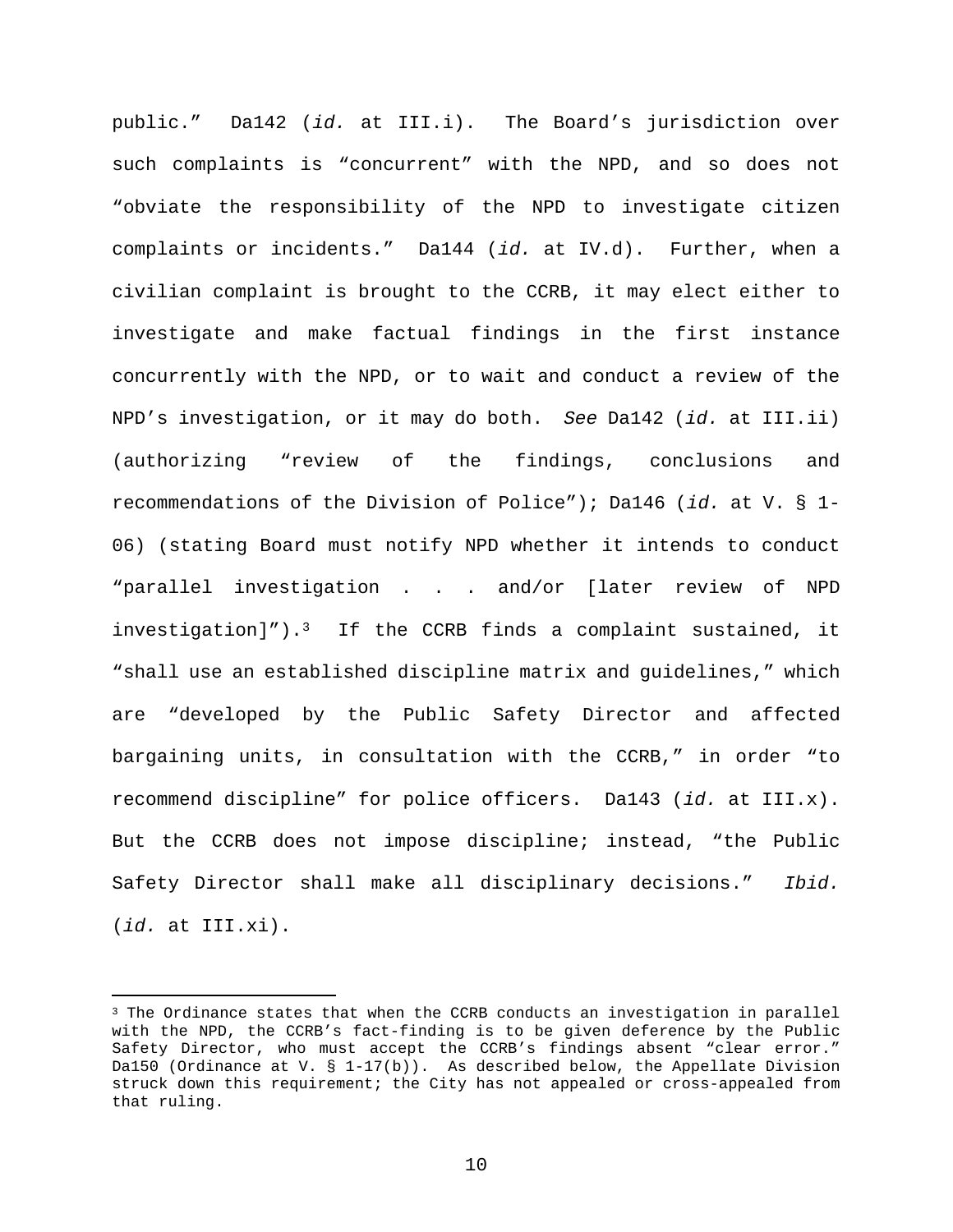public." Da142 (*id.* at III.i). The Board's jurisdiction over such complaints is "concurrent" with the NPD, and so does not "obviate the responsibility of the NPD to investigate citizen complaints or incidents." Da144 (*id.* at IV.d). Further, when a civilian complaint is brought to the CCRB, it may elect either to investigate and make factual findings in the first instance concurrently with the NPD, or to wait and conduct a review of the NPD's investigation, or it may do both. *See* Da142 (*id.* at III.ii) (authorizing "review of the findings, conclusions and recommendations of the Division of Police"); Da146 (*id.* at V. § 1-06) (stating Board must notify NPD whether it intends to conduct "parallel investigation . . . and/or [later review of NPD investigation]").[3] If the CCRB finds a complaint sustained, it "shall use an established discipline matrix and guidelines," which are "developed by the Public Safety Director and affected bargaining units, in consultation with the CCRB," in order "to recommend discipline" for police officers. Da143 (*id.* at III.x). But the CCRB does not impose discipline; instead, "the Public Safety Director shall make all disciplinary decisions." *Ibid.* (*id.* at III.xi).

---

[3] The Ordinance states that when the CCRB conducts an investigation in parallel with the NPD, the CCRB's fact-finding is to be given deference by the Public Safety Director, who must accept the CCRB's findings absent "clear error." Da150 (Ordinance at V. § 1-17(b)). As described below, the Appellate Division struck down this requirement; the City has not appealed or cross-appealed from that ruling.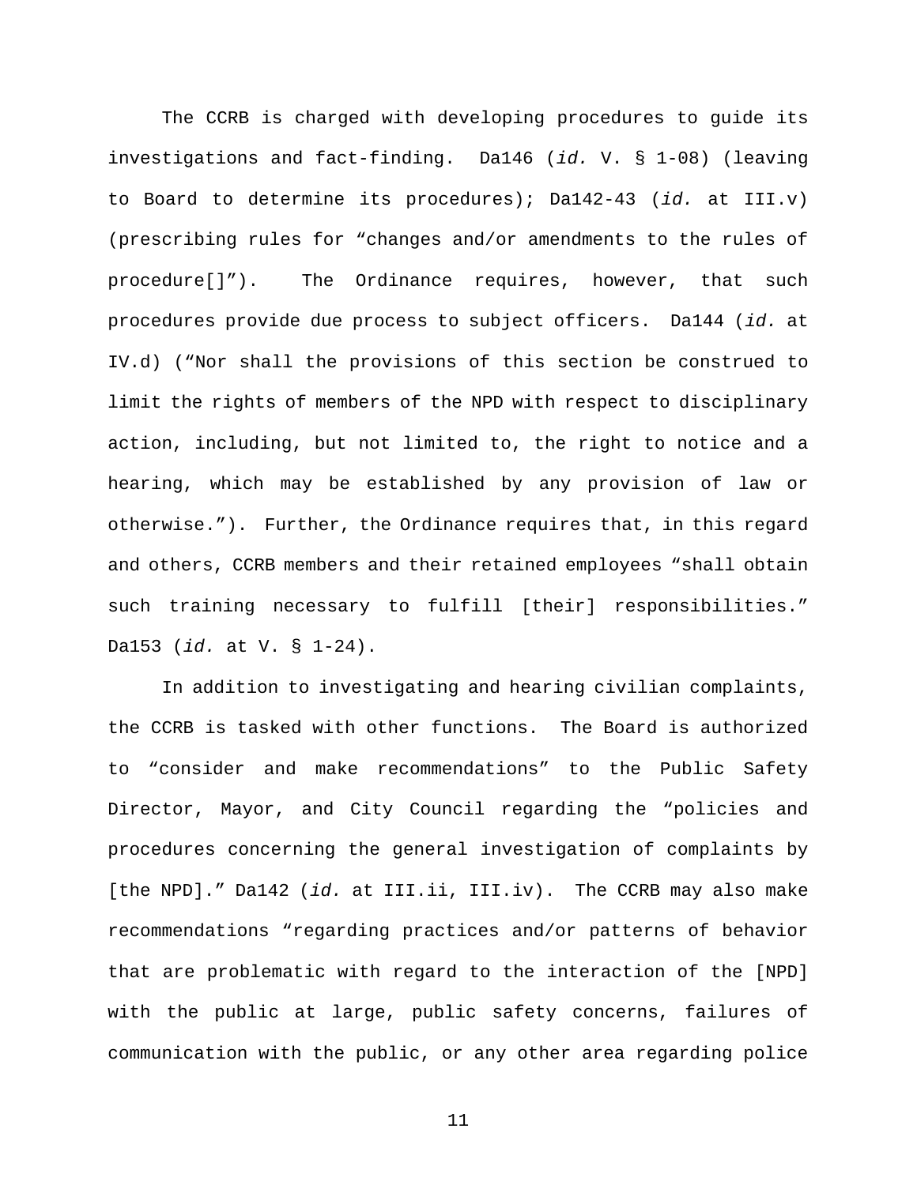The CCRB is charged with developing procedures to guide its investigations and fact-finding. Da146 (*id.* V. § 1-08) (leaving to Board to determine its procedures); Da142-43 (*id.* at III.v) (prescribing rules for "changes and/or amendments to the rules of procedure[]"). The Ordinance requires, however, that such procedures provide due process to subject officers. Da144 (*id.* at IV.d) ("Nor shall the provisions of this section be construed to limit the rights of members of the NPD with respect to disciplinary action, including, but not limited to, the right to notice and a hearing, which may be established by any provision of law or otherwise."). Further, the Ordinance requires that, in this regard and others, CCRB members and their retained employees "shall obtain such training necessary to fulfill [their] responsibilities." Da153 (*id.* at V. § 1-24).

In addition to investigating and hearing civilian complaints, the CCRB is tasked with other functions. The Board is authorized to "consider and make recommendations" to the Public Safety Director, Mayor, and City Council regarding the "policies and procedures concerning the general investigation of complaints by [the NPD]." Da142 (*id.* at III.ii, III.iv). The CCRB may also make recommendations "regarding practices and/or patterns of behavior that are problematic with regard to the interaction of the [NPD] with the public at large, public safety concerns, failures of communication with the public, or any other area regarding police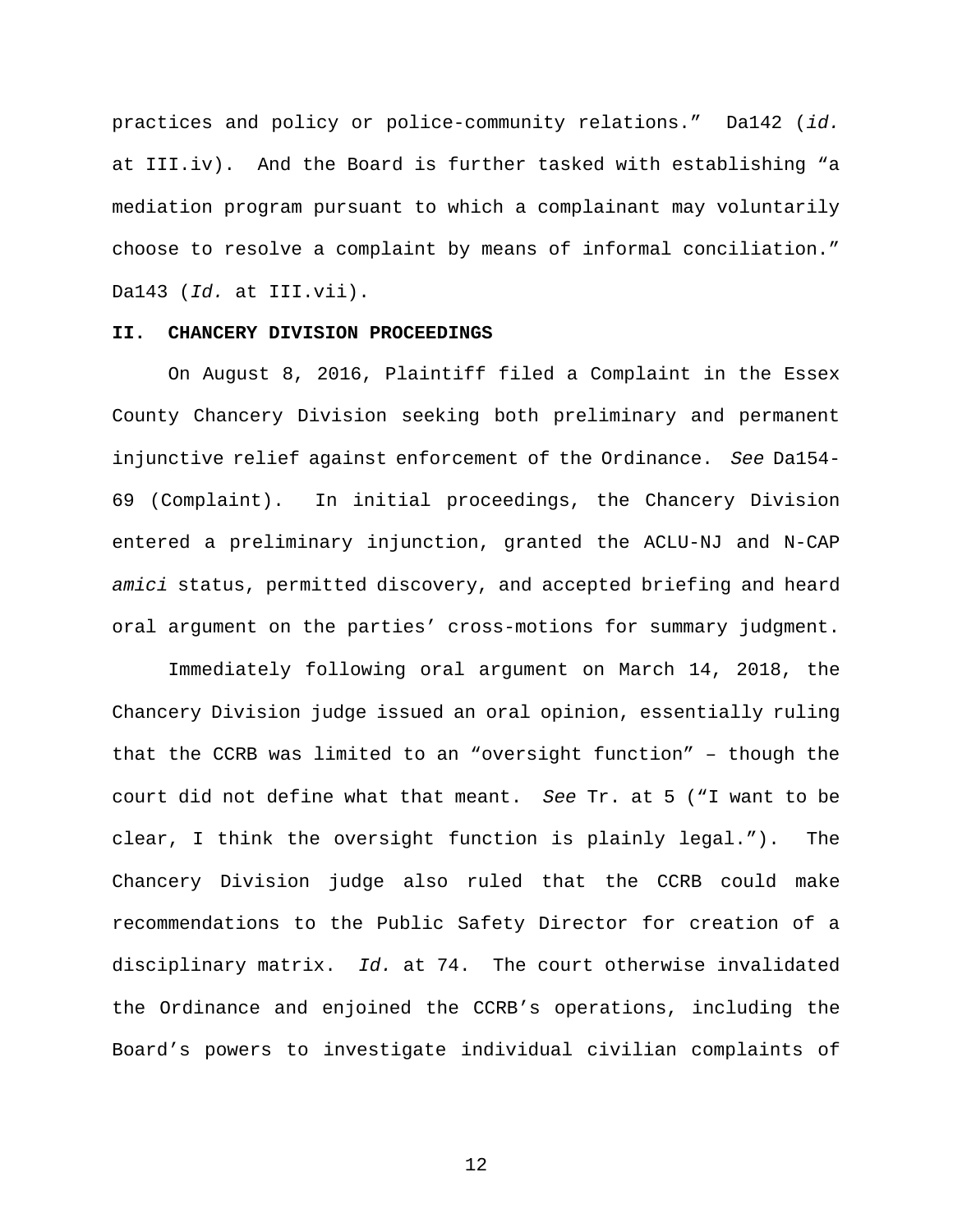practices and policy or police-community relations." Da142 (*id.* at III.iv). And the Board is further tasked with establishing "a mediation program pursuant to which a complainant may voluntarily choose to resolve a complaint by means of informal conciliation." Da143 (*Id.* at III.vii).

## II. CHANCERY DIVISION PROCEEDINGS

On August 8, 2016, Plaintiff filed a Complaint in the Essex County Chancery Division seeking both preliminary and permanent injunctive relief against enforcement of the Ordinance. *See* Da154-69 (Complaint). In initial proceedings, the Chancery Division entered a preliminary injunction, granted the ACLU-NJ and N-CAP *amici* status, permitted discovery, and accepted briefing and heard oral argument on the parties' cross-motions for summary judgment.

Immediately following oral argument on March 14, 2018, the Chancery Division judge issued an oral opinion, essentially ruling that the CCRB was limited to an "oversight function" – though the court did not define what that meant. *See* Tr. at 5 ("I want to be clear, I think the oversight function is plainly legal."). The Chancery Division judge also ruled that the CCRB could make recommendations to the Public Safety Director for creation of a disciplinary matrix. *Id.* at 74. The court otherwise invalidated the Ordinance and enjoined the CCRB's operations, including the Board's powers to investigate individual civilian complaints of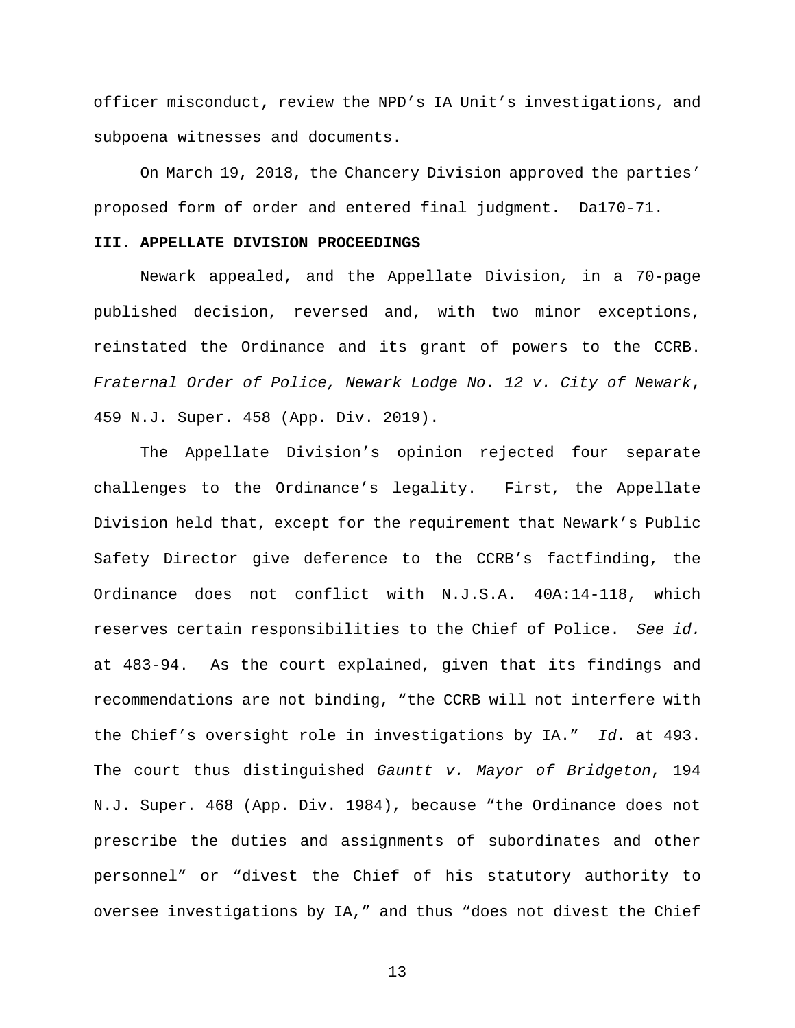officer misconduct, review the NPD's IA Unit's investigations, and subpoena witnesses and documents.

On March 19, 2018, the Chancery Division approved the parties' proposed form of order and entered final judgment. Da170-71.

### III. APPELLATE DIVISION PROCEEDINGS

Newark appealed, and the Appellate Division, in a 70-page published decision, reversed and, with two minor exceptions, reinstated the Ordinance and its grant of powers to the CCRB. *Fraternal Order of Police, Newark Lodge No. 12 v. City of Newark*, 459 N.J. Super. 458 (App. Div. 2019).

The Appellate Division's opinion rejected four separate challenges to the Ordinance's legality. First, the Appellate Division held that, except for the requirement that Newark's Public Safety Director give deference to the CCRB's factfinding, the Ordinance does not conflict with N.J.S.A. 40A:14-118, which reserves certain responsibilities to the Chief of Police. *See id.* at 483-94. As the court explained, given that its findings and recommendations are not binding, "the CCRB will not interfere with the Chief's oversight role in investigations by IA." *Id.* at 493. The court thus distinguished *Gauntt v. Mayor of Bridgeton*, 194 N.J. Super. 468 (App. Div. 1984), because "the Ordinance does not prescribe the duties and assignments of subordinates and other personnel" or "divest the Chief of his statutory authority to oversee investigations by IA," and thus "does not divest the Chief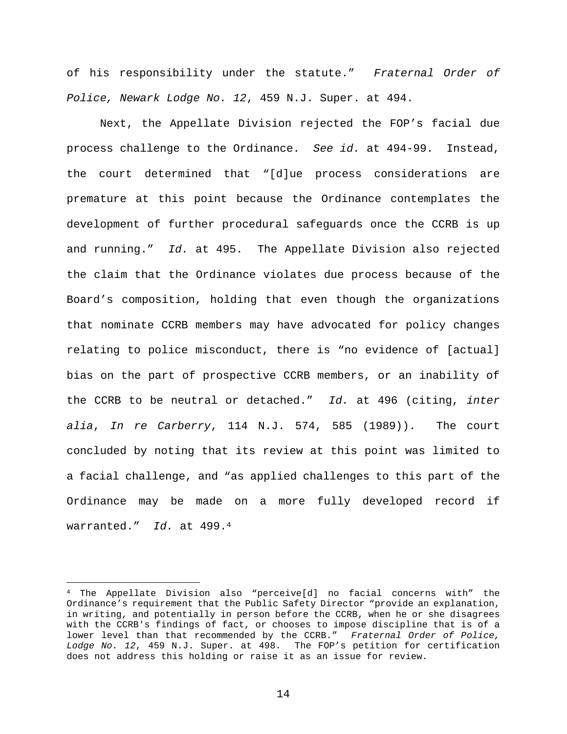of his responsibility under the statute." *Fraternal Order of Police, Newark Lodge No. 12*, 459 N.J. Super. at 494.

Next, the Appellate Division rejected the FOP's facial due process challenge to the Ordinance. *See id.* at 494-99. Instead, the court determined that "[d]ue process considerations are premature at this point because the Ordinance contemplates the development of further procedural safeguards once the CCRB is up and running." *Id.* at 495. The Appellate Division also rejected the claim that the Ordinance violates due process because of the Board's composition, holding that even though the organizations that nominate CCRB members may have advocated for policy changes relating to police misconduct, there is "no evidence of [actual] bias on the part of prospective CCRB members, or an inability of the CCRB to be neutral or detached." *Id.* at 496 (citing, *inter alia*, *In re Carberry*, 114 N.J. 574, 585 (1989)). The court concluded by noting that its review at this point was limited to a facial challenge, and "as applied challenges to this part of the Ordinance may be made on a more fully developed record if warranted." *Id.* at 499.[4]

---

[4] The Appellate Division also "perceive[d] no facial concerns with" the Ordinance's requirement that the Public Safety Director "provide an explanation, in writing, and potentially in person before the CCRB, when he or she disagrees with the CCRB's findings of fact, or chooses to impose discipline that is of a lower level than that recommended by the CCRB." *Fraternal Order of Police, Lodge No. 12*, 459 N.J. Super. at 498. The FOP's petition for certification does not address this holding or raise it as an issue for review.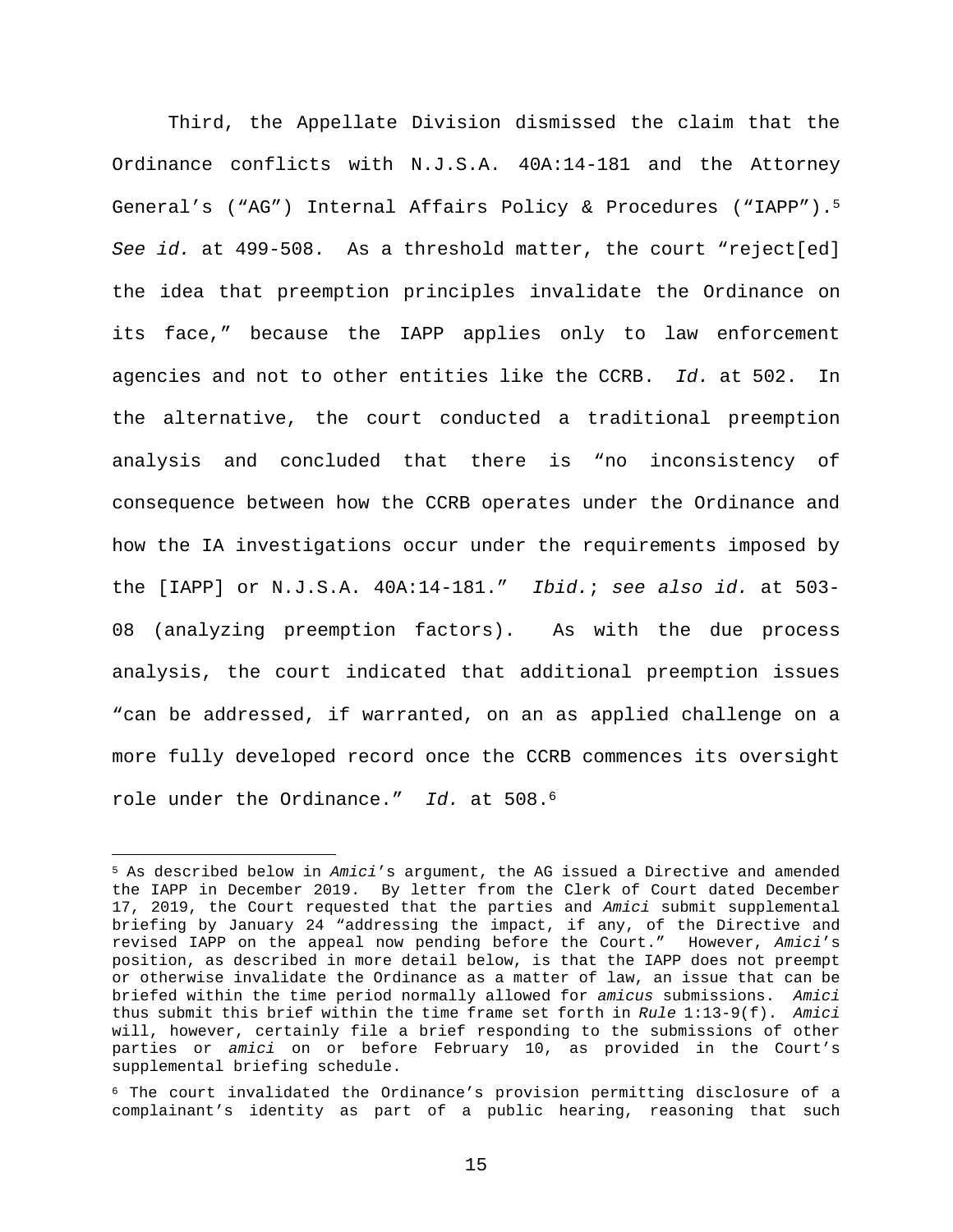Third, the Appellate Division dismissed the claim that the Ordinance conflicts with N.J.S.A. 40A:14-181 and the Attorney General's ("AG") Internal Affairs Policy & Procedures ("IAPP").[5] *See id.* at 499-508. As a threshold matter, the court "reject[ed] the idea that preemption principles invalidate the Ordinance on its face," because the IAPP applies only to law enforcement agencies and not to other entities like the CCRB. *Id.* at 502. In the alternative, the court conducted a traditional preemption analysis and concluded that there is "no inconsistency of consequence between how the CCRB operates under the Ordinance and how the IA investigations occur under the requirements imposed by the [IAPP] or N.J.S.A. 40A:14-181." *Ibid.*; *see also id.* at 503-08 (analyzing preemption factors). As with the due process analysis, the court indicated that additional preemption issues "can be addressed, if warranted, on an as applied challenge on a more fully developed record once the CCRB commences its oversight role under the Ordinance." *Id.* at 508.[6]

---

[5] As described below in *Amici*'s argument, the AG issued a Directive and amended the IAPP in December 2019. By letter from the Clerk of Court dated December 17, 2019, the Court requested that the parties and *Amici* submit supplemental briefing by January 24 "addressing the impact, if any, of the Directive and revised IAPP on the appeal now pending before the Court." However, *Amici*'s position, as described in more detail below, is that the IAPP does not preempt or otherwise invalidate the Ordinance as a matter of law, an issue that can be briefed within the time period normally allowed for *amicus* submissions. *Amici* thus submit this brief within the time frame set forth in *Rule* 1:13-9(f). *Amici* will, however, certainly file a brief responding to the submissions of other parties or *amici* on or before February 10, as provided in the Court's supplemental briefing schedule.

[6] The court invalidated the Ordinance's provision permitting disclosure of a complainant's identity as part of a public hearing, reasoning that such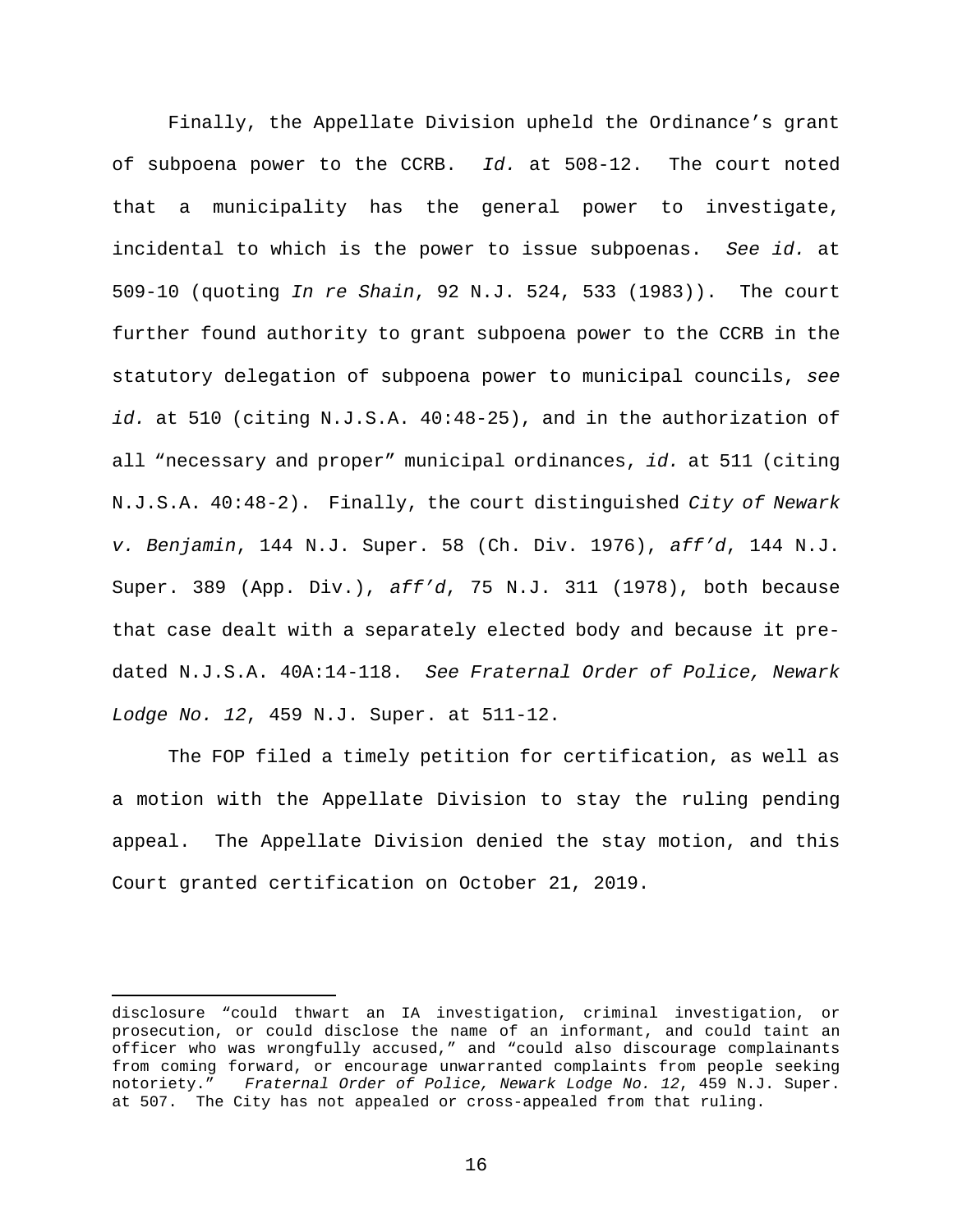Finally, the Appellate Division upheld the Ordinance's grant of subpoena power to the CCRB. *Id.* at 508-12. The court noted that a municipality has the general power to investigate, incidental to which is the power to issue subpoenas. *See id.* at 509-10 (quoting *In re Shain*, 92 N.J. 524, 533 (1983)). The court further found authority to grant subpoena power to the CCRB in the statutory delegation of subpoena power to municipal councils, *see id.* at 510 (citing N.J.S.A. 40:48-25), and in the authorization of all "necessary and proper" municipal ordinances, *id.* at 511 (citing N.J.S.A. 40:48-2). Finally, the court distinguished *City of Newark v. Benjamin*, 144 N.J. Super. 58 (Ch. Div. 1976), *aff'd*, 144 N.J. Super. 389 (App. Div.), *aff'd*, 75 N.J. 311 (1978), both because that case dealt with a separately elected body and because it pre-dated N.J.S.A. 40A:14-118. *See Fraternal Order of Police, Newark Lodge No. 12*, 459 N.J. Super. at 511-12.

The FOP filed a timely petition for certification, as well as a motion with the Appellate Division to stay the ruling pending appeal. The Appellate Division denied the stay motion, and this Court granted certification on October 21, 2019.

---

disclosure "could thwart an IA investigation, criminal investigation, or prosecution, or could disclose the name of an informant, and could taint an officer who was wrongfully accused," and "could also discourage complainants from coming forward, or encourage unwarranted complaints from people seeking notoriety." *Fraternal Order of Police, Newark Lodge No. 12*, 459 N.J. Super. at 507. The City has not appealed or cross-appealed from that ruling.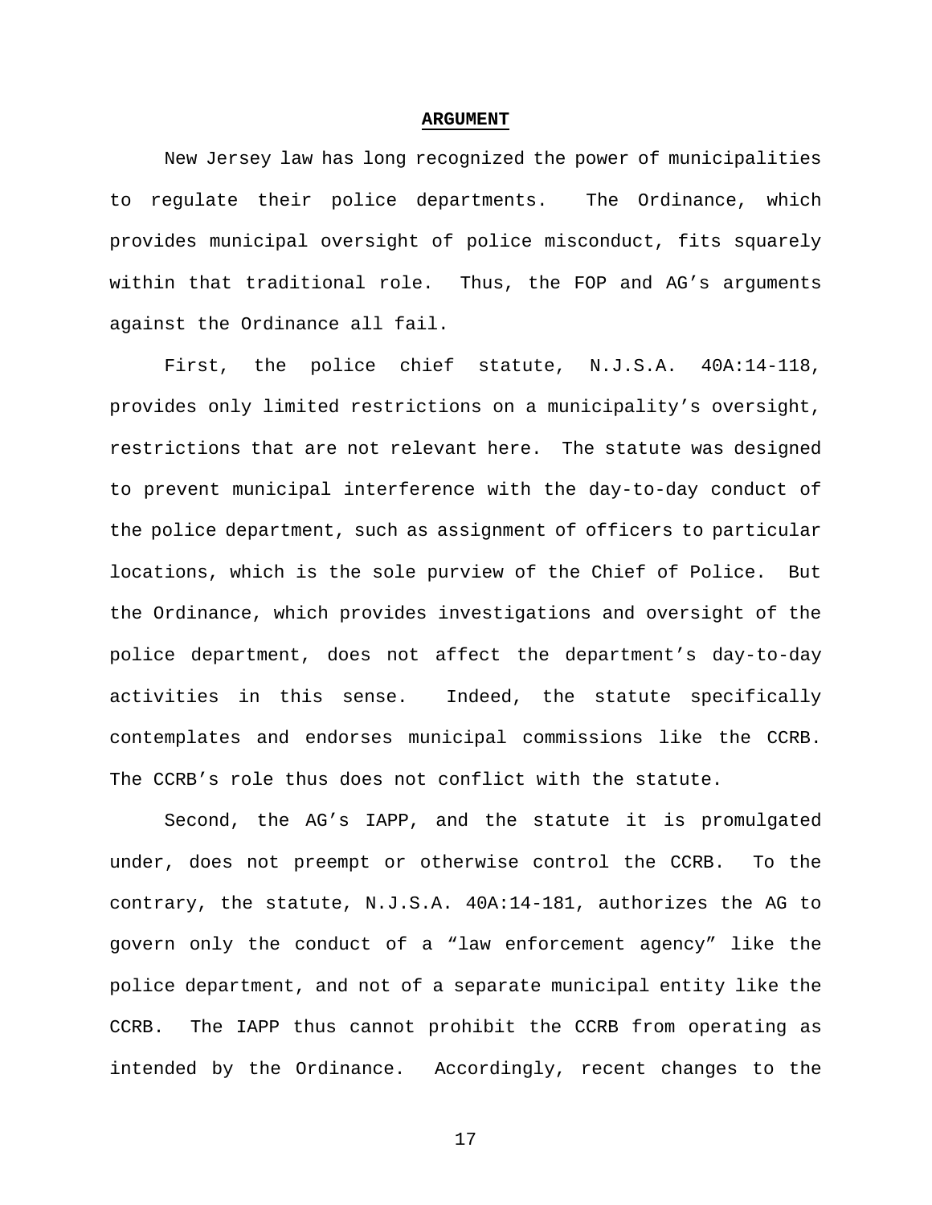## **ARGUMENT**

New Jersey law has long recognized the power of municipalities to regulate their police departments. The Ordinance, which provides municipal oversight of police misconduct, fits squarely within that traditional role. Thus, the FOP and AG's arguments against the Ordinance all fail.

First, the police chief statute, N.J.S.A. 40A:14-118, provides only limited restrictions on a municipality's oversight, restrictions that are not relevant here. The statute was designed to prevent municipal interference with the day-to-day conduct of the police department, such as assignment of officers to particular locations, which is the sole purview of the Chief of Police. But the Ordinance, which provides investigations and oversight of the police department, does not affect the department's day-to-day activities in this sense. Indeed, the statute specifically contemplates and endorses municipal commissions like the CCRB. The CCRB's role thus does not conflict with the statute.

Second, the AG's IAPP, and the statute it is promulgated under, does not preempt or otherwise control the CCRB. To the contrary, the statute, N.J.S.A. 40A:14-181, authorizes the AG to govern only the conduct of a "law enforcement agency" like the police department, and not of a separate municipal entity like the CCRB. The IAPP thus cannot prohibit the CCRB from operating as intended by the Ordinance. Accordingly, recent changes to the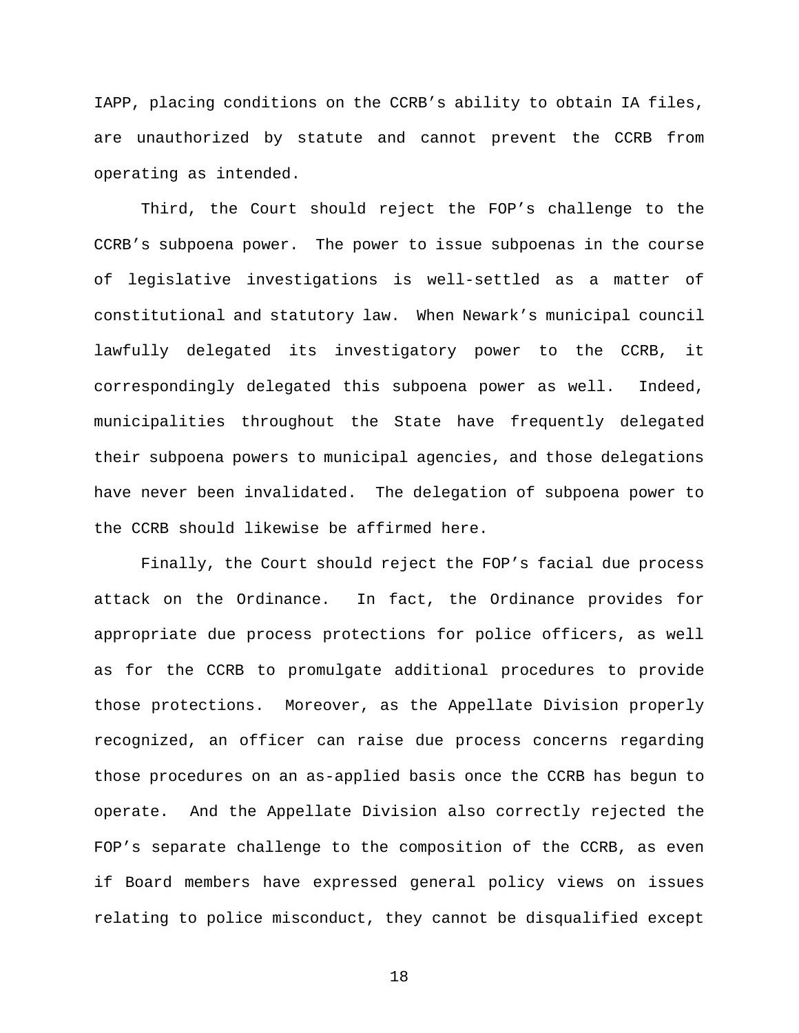IAPP, placing conditions on the CCRB's ability to obtain IA files, are unauthorized by statute and cannot prevent the CCRB from operating as intended.

Third, the Court should reject the FOP's challenge to the CCRB's subpoena power. The power to issue subpoenas in the course of legislative investigations is well-settled as a matter of constitutional and statutory law. When Newark's municipal council lawfully delegated its investigatory power to the CCRB, it correspondingly delegated this subpoena power as well. Indeed, municipalities throughout the State have frequently delegated their subpoena powers to municipal agencies, and those delegations have never been invalidated. The delegation of subpoena power to the CCRB should likewise be affirmed here.

Finally, the Court should reject the FOP's facial due process attack on the Ordinance. In fact, the Ordinance provides for appropriate due process protections for police officers, as well as for the CCRB to promulgate additional procedures to provide those protections. Moreover, as the Appellate Division properly recognized, an officer can raise due process concerns regarding those procedures on an as-applied basis once the CCRB has begun to operate. And the Appellate Division also correctly rejected the FOP's separate challenge to the composition of the CCRB, as even if Board members have expressed general policy views on issues relating to police misconduct, they cannot be disqualified except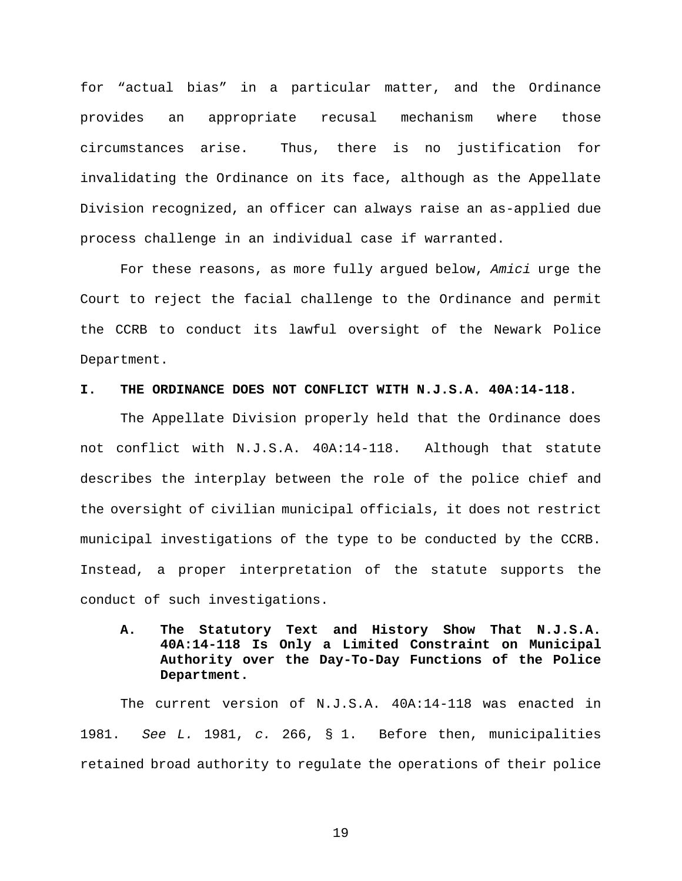for "actual bias" in a particular matter, and the Ordinance provides an appropriate recusal mechanism where those circumstances arise. Thus, there is no justification for invalidating the Ordinance on its face, although as the Appellate Division recognized, an officer can always raise an as-applied due process challenge in an individual case if warranted.

For these reasons, as more fully argued below, *Amici* urge the Court to reject the facial challenge to the Ordinance and permit the CCRB to conduct its lawful oversight of the Newark Police Department.

## I. THE ORDINANCE DOES NOT CONFLICT WITH N.J.S.A. 40A:14-118.

The Appellate Division properly held that the Ordinance does not conflict with N.J.S.A. 40A:14-118. Although that statute describes the interplay between the role of the police chief and the oversight of civilian municipal officials, it does not restrict municipal investigations of the type to be conducted by the CCRB. Instead, a proper interpretation of the statute supports the conduct of such investigations.

### A. The Statutory Text and History Show That N.J.S.A. 40A:14-118 Is Only a Limited Constraint on Municipal Authority over the Day-To-Day Functions of the Police Department.

The current version of N.J.S.A. 40A:14-118 was enacted in 1981. *See L.* 1981, *c.* 266, § 1. Before then, municipalities retained broad authority to regulate the operations of their police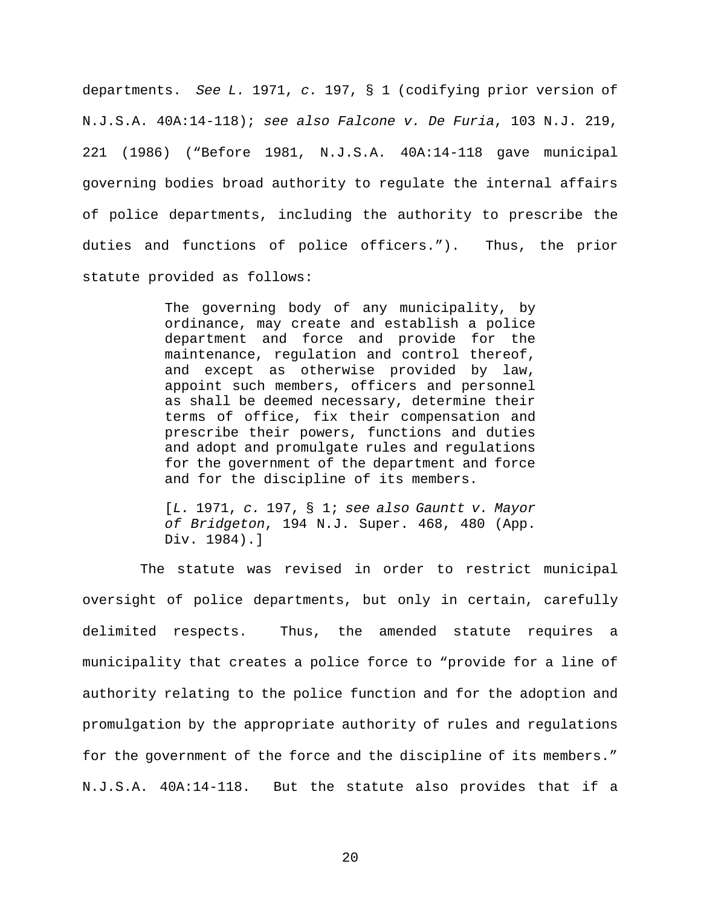departments. *See L.* 1971, *c.* 197, § 1 (codifying prior version of N.J.S.A. 40A:14-118); *see also Falcone v. De Furia*, 103 N.J. 219, 221 (1986) ("Before 1981, N.J.S.A. 40A:14-118 gave municipal governing bodies broad authority to regulate the internal affairs of police departments, including the authority to prescribe the duties and functions of police officers."). Thus, the prior statute provided as follows:

> The governing body of any municipality, by ordinance, may create and establish a police department and force and provide for the maintenance, regulation and control thereof, and except as otherwise provided by law, appoint such members, officers and personnel as shall be deemed necessary, determine their terms of office, fix their compensation and prescribe their powers, functions and duties and adopt and promulgate rules and regulations for the government of the department and force and for the discipline of its members.
>
> [*L.* 1971, *c.* 197, § 1; *see also Gauntt v. Mayor of Bridgeton*, 194 N.J. Super. 468, 480 (App. Div. 1984).]

The statute was revised in order to restrict municipal oversight of police departments, but only in certain, carefully delimited respects. Thus, the amended statute requires a municipality that creates a police force to "provide for a line of authority relating to the police function and for the adoption and promulgation by the appropriate authority of rules and regulations for the government of the force and the discipline of its members." N.J.S.A. 40A:14-118. But the statute also provides that if a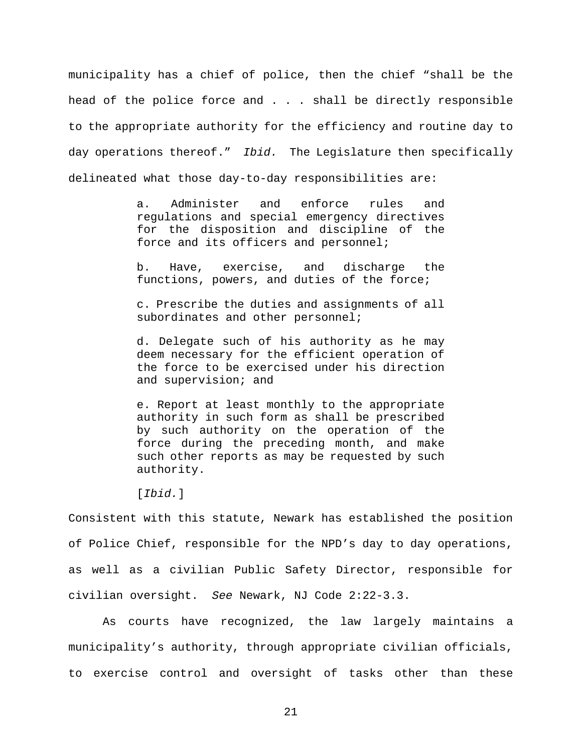municipality has a chief of police, then the chief "shall be the head of the police force and . . . shall be directly responsible to the appropriate authority for the efficiency and routine day to day operations thereof." *Ibid.* The Legislature then specifically delineated what those day-to-day responsibilities are:

> a. Administer and enforce rules and regulations and special emergency directives for the disposition and discipline of the force and its officers and personnel;
>
> b. Have, exercise, and discharge the functions, powers, and duties of the force;
>
> c. Prescribe the duties and assignments of all subordinates and other personnel;
>
> d. Delegate such of his authority as he may deem necessary for the efficient operation of the force to be exercised under his direction and supervision; and
>
> e. Report at least monthly to the appropriate authority in such form as shall be prescribed by such authority on the operation of the force during the preceding month, and make such other reports as may be requested by such authority.
>
> [*Ibid.*]

Consistent with this statute, Newark has established the position of Police Chief, responsible for the NPD's day to day operations, as well as a civilian Public Safety Director, responsible for civilian oversight. *See* Newark, NJ Code 2:22-3.3.

As courts have recognized, the law largely maintains a municipality's authority, through appropriate civilian officials, to exercise control and oversight of tasks other than these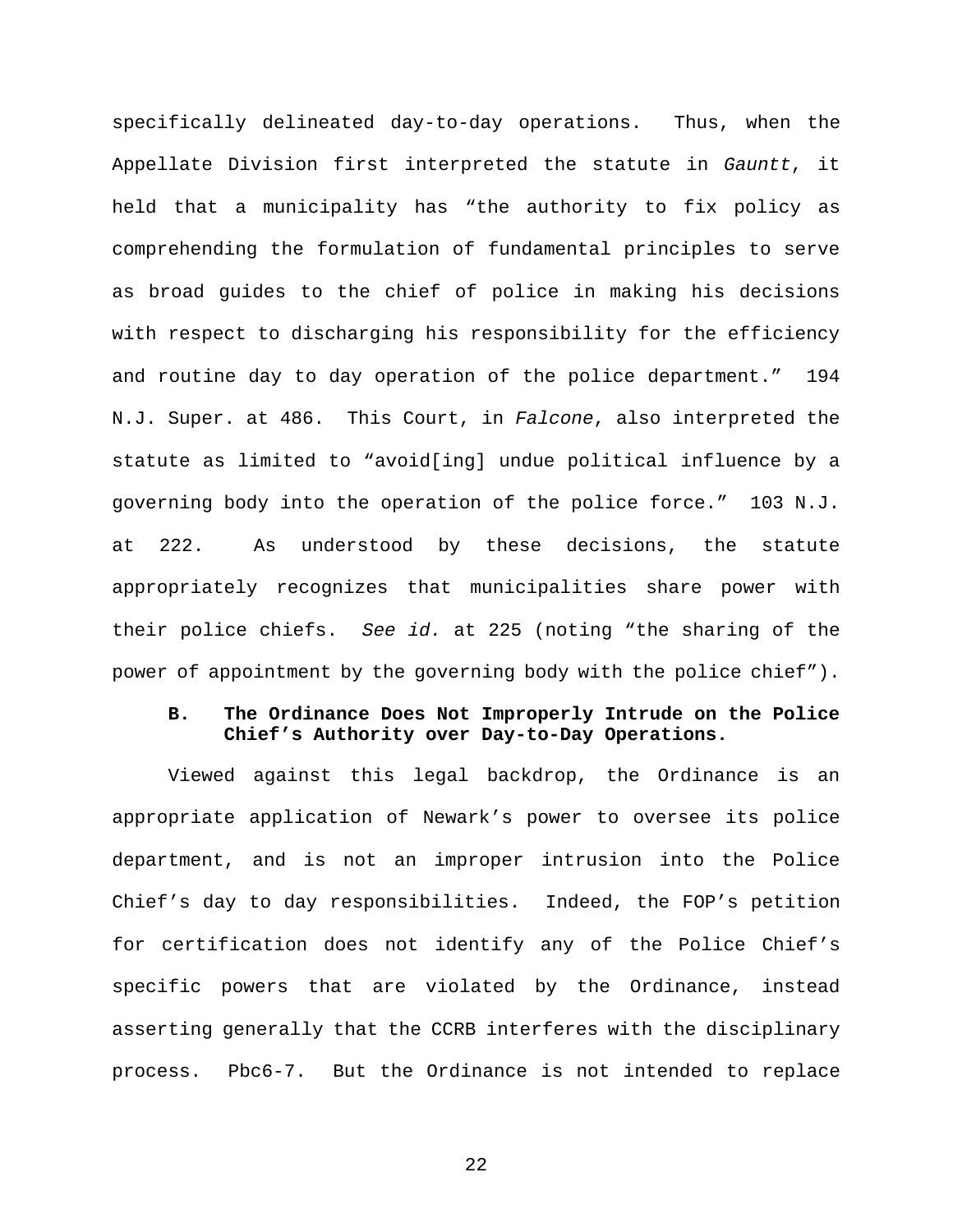specifically delineated day-to-day operations. Thus, when the Appellate Division first interpreted the statute in *Gauntt*, it held that a municipality has “the authority to fix policy as comprehending the formulation of fundamental principles to serve as broad guides to the chief of police in making his decisions with respect to discharging his responsibility for the efficiency and routine day to day operation of the police department.” 194 N.J. Super. at 486. This Court, in *Falcone*, also interpreted the statute as limited to “avoid[ing] undue political influence by a governing body into the operation of the police force.” 103 N.J. at 222. As understood by these decisions, the statute appropriately recognizes that municipalities share power with their police chiefs. *See id.* at 225 (noting “the sharing of the power of appointment by the governing body with the police chief”).

### B. The Ordinance Does Not Improperly Intrude on the Police Chief’s Authority over Day-to-Day Operations.

Viewed against this legal backdrop, the Ordinance is an appropriate application of Newark’s power to oversee its police department, and is not an improper intrusion into the Police Chief’s day to day responsibilities. Indeed, the FOP’s petition for certification does not identify any of the Police Chief’s specific powers that are violated by the Ordinance, instead asserting generally that the CCRB interferes with the disciplinary process. Pbc6-7. But the Ordinance is not intended to replace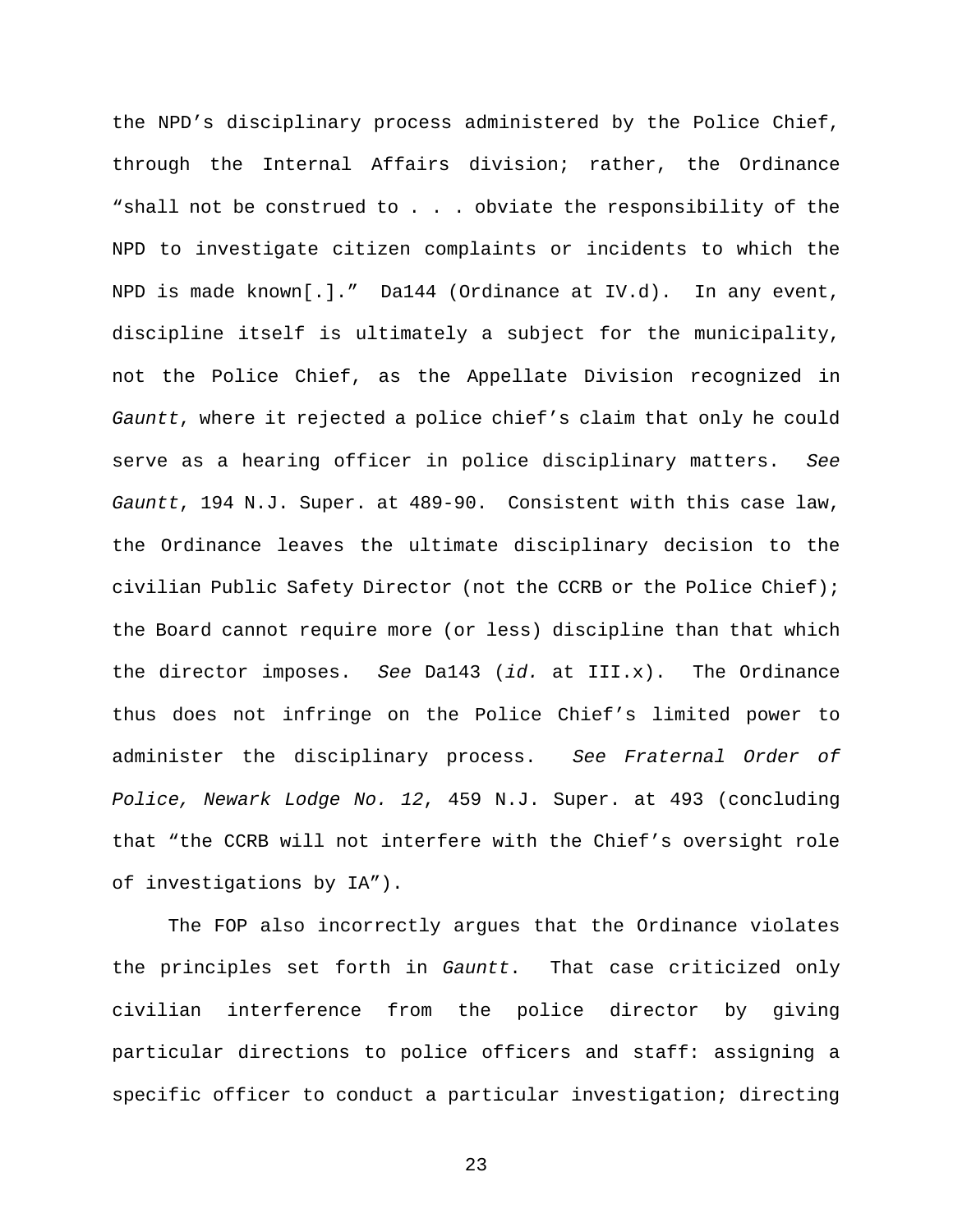the NPD's disciplinary process administered by the Police Chief, through the Internal Affairs division; rather, the Ordinance "shall not be construed to . . . obviate the responsibility of the NPD to investigate citizen complaints or incidents to which the NPD is made known[.]." Da144 (Ordinance at IV.d). In any event, discipline itself is ultimately a subject for the municipality, not the Police Chief, as the Appellate Division recognized in *Gauntt*, where it rejected a police chief's claim that only he could serve as a hearing officer in police disciplinary matters. *See Gauntt*, 194 N.J. Super. at 489-90. Consistent with this case law, the Ordinance leaves the ultimate disciplinary decision to the civilian Public Safety Director (not the CCRB or the Police Chief); the Board cannot require more (or less) discipline than that which the director imposes. *See* Da143 (*id.* at III.x). The Ordinance thus does not infringe on the Police Chief's limited power to administer the disciplinary process. *See Fraternal Order of Police, Newark Lodge No. 12*, 459 N.J. Super. at 493 (concluding that "the CCRB will not interfere with the Chief's oversight role of investigations by IA").

The FOP also incorrectly argues that the Ordinance violates the principles set forth in *Gauntt*. That case criticized only civilian interference from the police director by giving particular directions to police officers and staff: assigning a specific officer to conduct a particular investigation; directing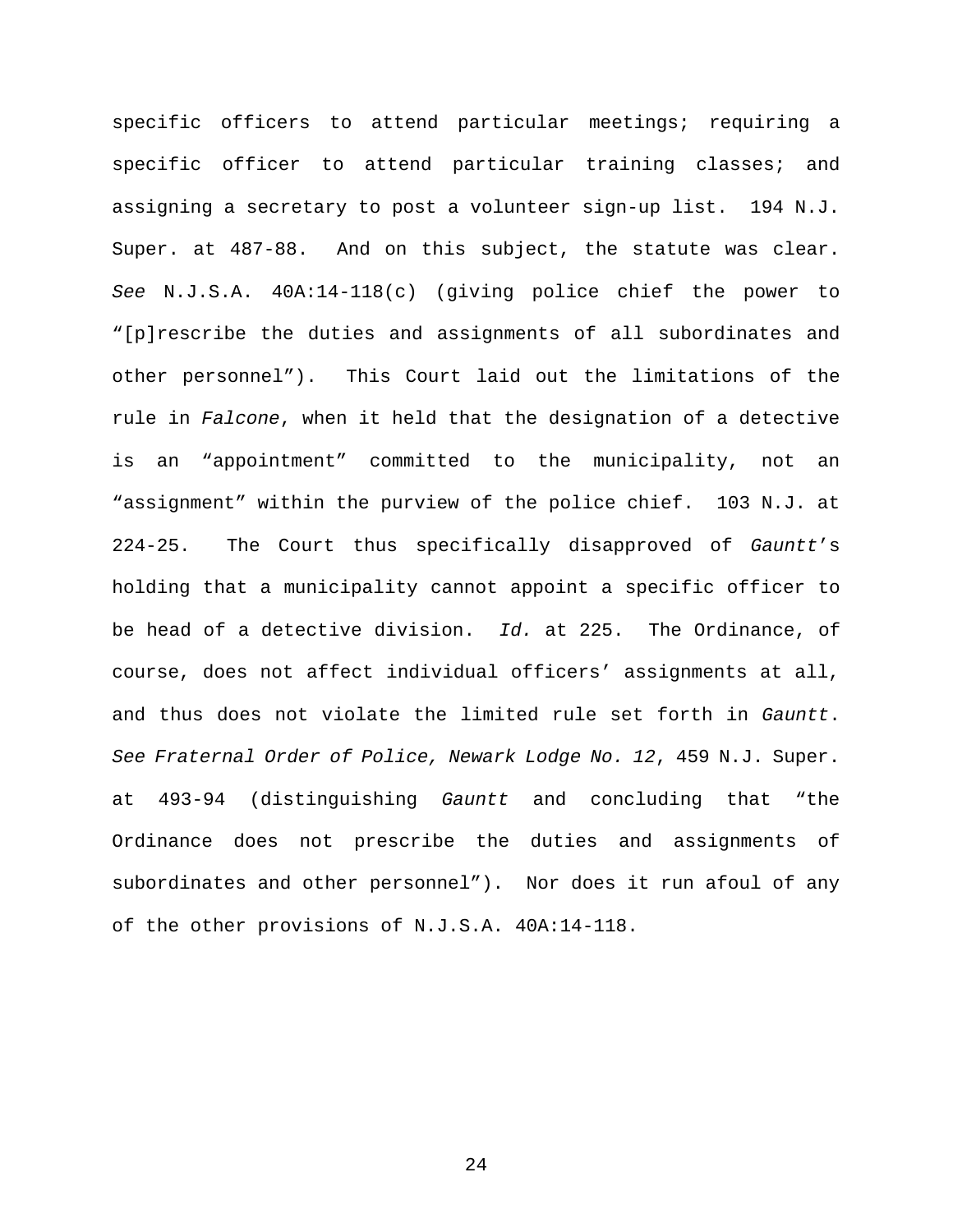specific officers to attend particular meetings; requiring a specific officer to attend particular training classes; and assigning a secretary to post a volunteer sign-up list. 194 N.J. Super. at 487-88. And on this subject, the statute was clear. *See* N.J.S.A. 40A:14-118(c) (giving police chief the power to "[p]rescribe the duties and assignments of all subordinates and other personnel"). This Court laid out the limitations of the rule in *Falcone*, when it held that the designation of a detective is an "appointment" committed to the municipality, not an "assignment" within the purview of the police chief. 103 N.J. at 224-25. The Court thus specifically disapproved of *Gauntt*'s holding that a municipality cannot appoint a specific officer to be head of a detective division. *Id.* at 225. The Ordinance, of course, does not affect individual officers' assignments at all, and thus does not violate the limited rule set forth in *Gauntt*. *See Fraternal Order of Police, Newark Lodge No. 12*, 459 N.J. Super. at 493-94 (distinguishing *Gauntt* and concluding that "the Ordinance does not prescribe the duties and assignments of subordinates and other personnel"). Nor does it run afoul of any of the other provisions of N.J.S.A. 40A:14-118.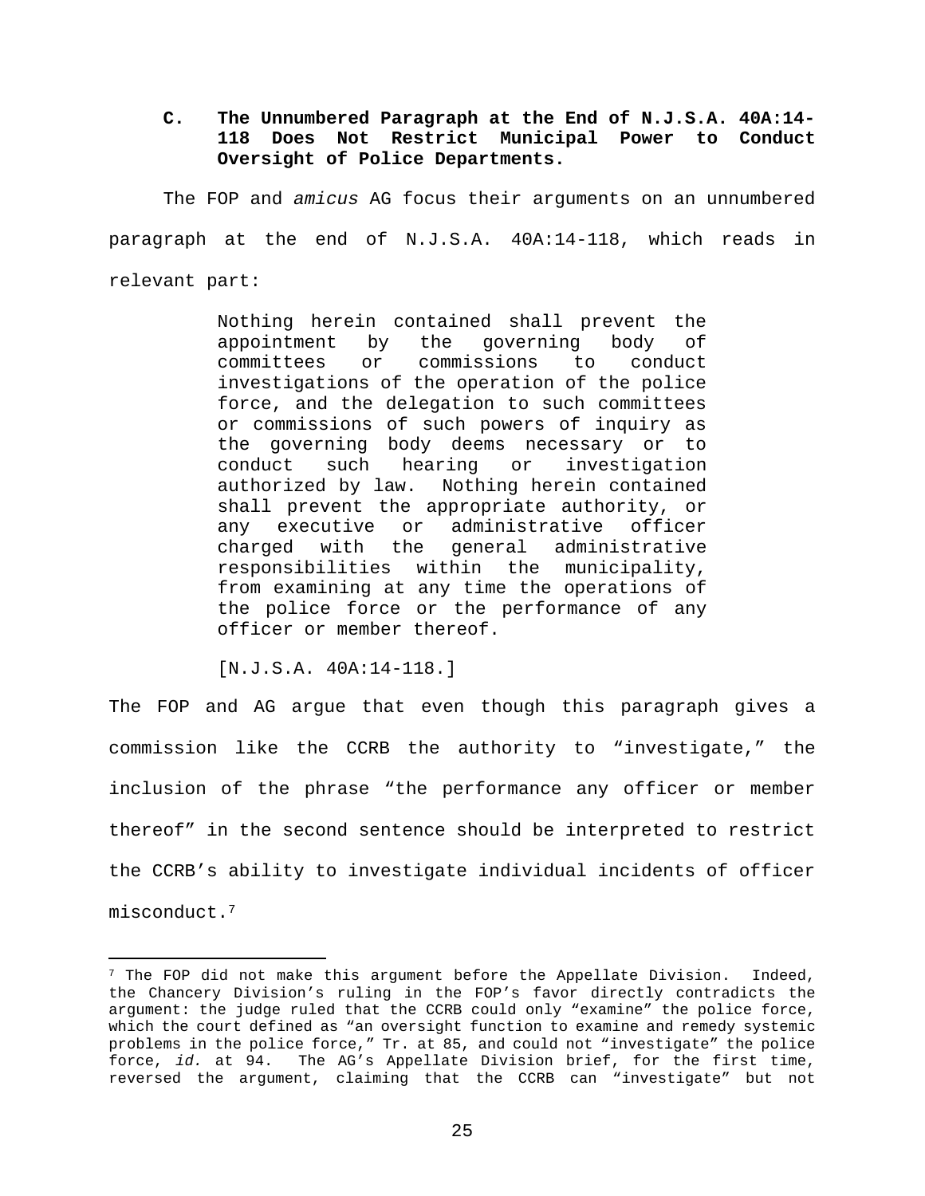### C. The Unnumbered Paragraph at the End of N.J.S.A. 40A:14-118 Does Not Restrict Municipal Power to Conduct Oversight of Police Departments.

The FOP and *amicus* AG focus their arguments on an unnumbered paragraph at the end of N.J.S.A. 40A:14-118, which reads in relevant part:

> Nothing herein contained shall prevent the appointment by the governing body of committees or commissions to conduct investigations of the operation of the police force, and the delegation to such committees or commissions of such powers of inquiry as the governing body deems necessary or to conduct such hearing or investigation authorized by law. Nothing herein contained shall prevent the appropriate authority, or any executive or administrative officer charged with the general administrative responsibilities within the municipality, from examining at any time the operations of the police force or the performance of any officer or member thereof.
>
> [N.J.S.A. 40A:14-118.]

The FOP and AG argue that even though this paragraph gives a commission like the CCRB the authority to "investigate," the inclusion of the phrase "the performance any officer or member thereof" in the second sentence should be interpreted to restrict the CCRB's ability to investigate individual incidents of officer misconduct.[7]

---

[7] The FOP did not make this argument before the Appellate Division. Indeed, the Chancery Division's ruling in the FOP's favor directly contradicts the argument: the judge ruled that the CCRB could only "examine" the police force, which the court defined as "an oversight function to examine and remedy systemic problems in the police force," Tr. at 85, and could not "investigate" the police force, *id.* at 94. The AG's Appellate Division brief, for the first time, reversed the argument, claiming that the CCRB can "investigate" but not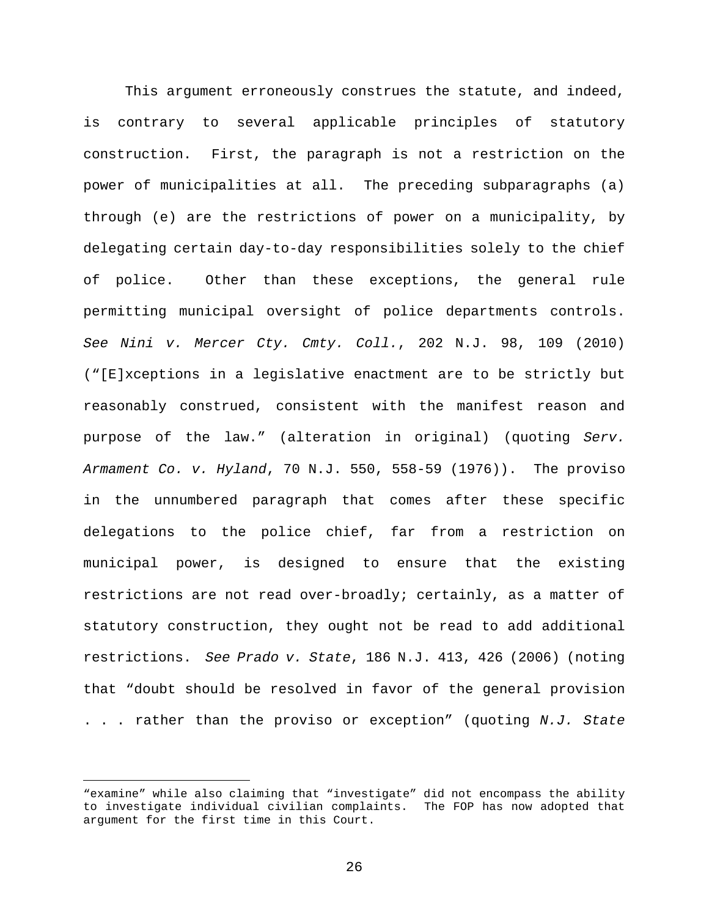This argument erroneously construes the statute, and indeed, is contrary to several applicable principles of statutory construction. First, the paragraph is not a restriction on the power of municipalities at all. The preceding subparagraphs (a) through (e) are the restrictions of power on a municipality, by delegating certain day-to-day responsibilities solely to the chief of police. Other than these exceptions, the general rule permitting municipal oversight of police departments controls. *See Nini v. Mercer Cty. Cmty. Coll.*, 202 N.J. 98, 109 (2010) ("[E]xceptions in a legislative enactment are to be strictly but reasonably construed, consistent with the manifest reason and purpose of the law." (alteration in original) (quoting *Serv. Armament Co. v. Hyland*, 70 N.J. 550, 558-59 (1976)). The proviso in the unnumbered paragraph that comes after these specific delegations to the police chief, far from a restriction on municipal power, is designed to ensure that the existing restrictions are not read over-broadly; certainly, as a matter of statutory construction, they ought not be read to add additional restrictions. *See Prado v. State*, 186 N.J. 413, 426 (2006) (noting that "doubt should be resolved in favor of the general provision . . . rather than the proviso or exception" (quoting *N.J. State*

---

"examine" while also claiming that "investigate" did not encompass the ability to investigate individual civilian complaints. The FOP has now adopted that argument for the first time in this Court.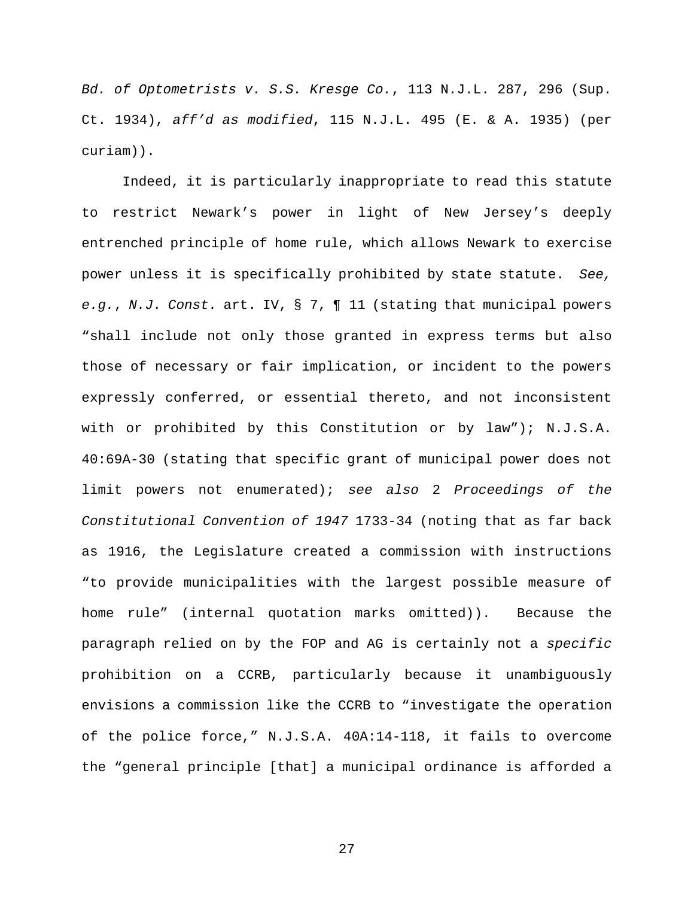*Bd. of Optometrists v. S.S. Kresge Co.*, 113 N.J.L. 287, 296 (Sup. Ct. 1934), *aff'd as modified*, 115 N.J.L. 495 (E. & A. 1935) (per curiam)).

Indeed, it is particularly inappropriate to read this statute to restrict Newark's power in light of New Jersey's deeply entrenched principle of home rule, which allows Newark to exercise power unless it is specifically prohibited by state statute. *See, e.g.*, *N.J. Const.* art. IV, § 7, ¶ 11 (stating that municipal powers "shall include not only those granted in express terms but also those of necessary or fair implication, or incident to the powers expressly conferred, or essential thereto, and not inconsistent with or prohibited by this Constitution or by law"); N.J.S.A. 40:69A-30 (stating that specific grant of municipal power does not limit powers not enumerated); *see also* 2 *Proceedings of the Constitutional Convention of 1947* 1733-34 (noting that as far back as 1916, the Legislature created a commission with instructions "to provide municipalities with the largest possible measure of home rule" (internal quotation marks omitted)). Because the paragraph relied on by the FOP and AG is certainly not a *specific* prohibition on a CCRB, particularly because it unambiguously envisions a commission like the CCRB to "investigate the operation of the police force," N.J.S.A. 40A:14-118, it fails to overcome the "general principle [that] a municipal ordinance is afforded a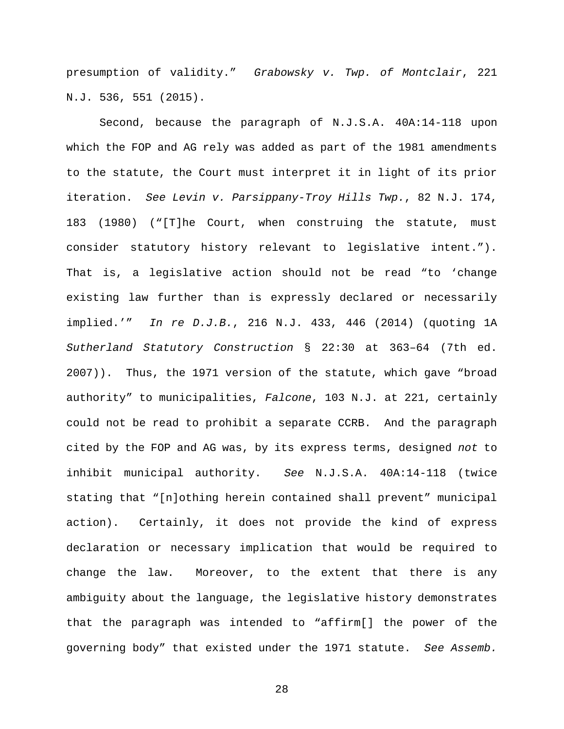presumption of validity." *Grabowsky v. Twp. of Montclair*, 221 N.J. 536, 551 (2015).

Second, because the paragraph of N.J.S.A. 40A:14-118 upon which the FOP and AG rely was added as part of the 1981 amendments to the statute, the Court must interpret it in light of its prior iteration. *See Levin v. Parsippany-Troy Hills Twp.*, 82 N.J. 174, 183 (1980) ("[T]he Court, when construing the statute, must consider statutory history relevant to legislative intent."). That is, a legislative action should not be read "to 'change existing law further than is expressly declared or necessarily implied.'" *In re D.J.B.*, 216 N.J. 433, 446 (2014) (quoting 1A *Sutherland Statutory Construction* § 22:30 at 363–64 (7th ed. 2007)). Thus, the 1971 version of the statute, which gave "broad authority" to municipalities, *Falcone*, 103 N.J. at 221, certainly could not be read to prohibit a separate CCRB. And the paragraph cited by the FOP and AG was, by its express terms, designed *not* to inhibit municipal authority. *See* N.J.S.A. 40A:14-118 (twice stating that "[n]othing herein contained shall prevent" municipal action). Certainly, it does not provide the kind of express declaration or necessary implication that would be required to change the law. Moreover, to the extent that there is any ambiguity about the language, the legislative history demonstrates that the paragraph was intended to "affirm[] the power of the governing body" that existed under the 1971 statute. *See Assemb.*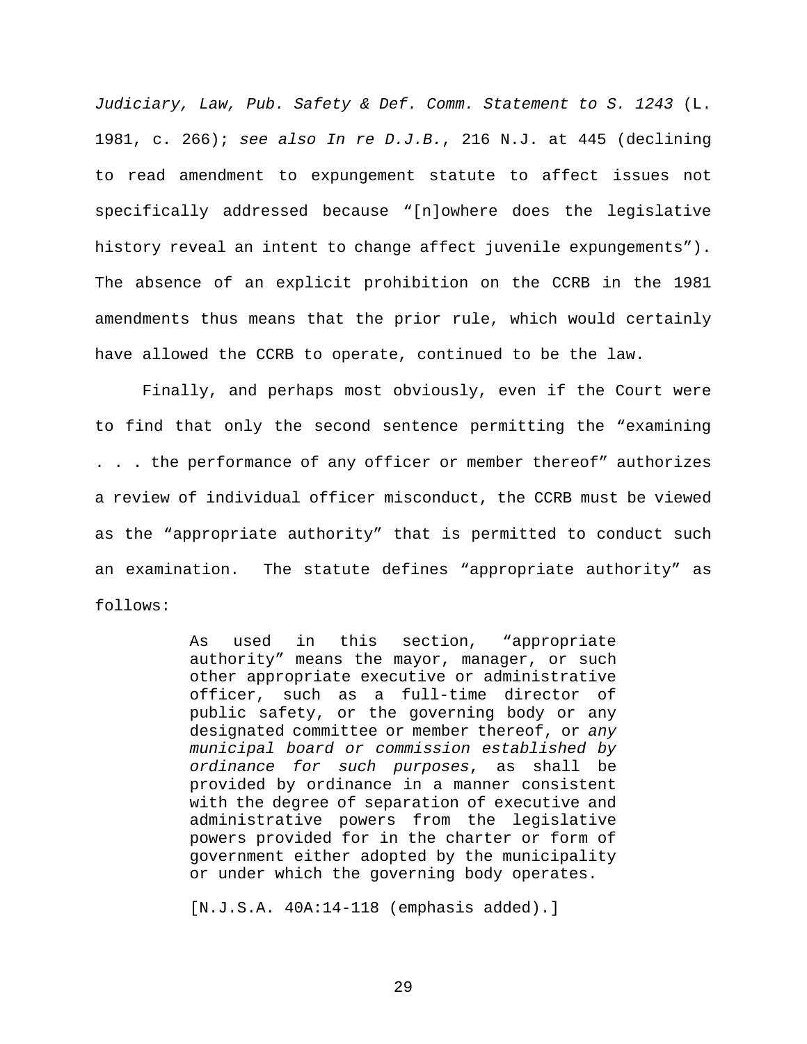*Judiciary, Law, Pub. Safety & Def. Comm. Statement to S. 1243* (L. 1981, c. 266); *see also In re D.J.B.*, 216 N.J. at 445 (declining to read amendment to expungement statute to affect issues not specifically addressed because "[n]owhere does the legislative history reveal an intent to change affect juvenile expungements"). The absence of an explicit prohibition on the CCRB in the 1981 amendments thus means that the prior rule, which would certainly have allowed the CCRB to operate, continued to be the law.

Finally, and perhaps most obviously, even if the Court were to find that only the second sentence permitting the "examining . . . the performance of any officer or member thereof" authorizes a review of individual officer misconduct, the CCRB must be viewed as the "appropriate authority" that is permitted to conduct such an examination. The statute defines "appropriate authority" as follows:

> As used in this section, "appropriate authority" means the mayor, manager, or such other appropriate executive or administrative officer, such as a full-time director of public safety, or the governing body or any designated committee or member thereof, or *any municipal board or commission established by ordinance for such purposes*, as shall be provided by ordinance in a manner consistent with the degree of separation of executive and administrative powers from the legislative powers provided for in the charter or form of government either adopted by the municipality or under which the governing body operates.
>
> [N.J.S.A. 40A:14-118 (emphasis added).]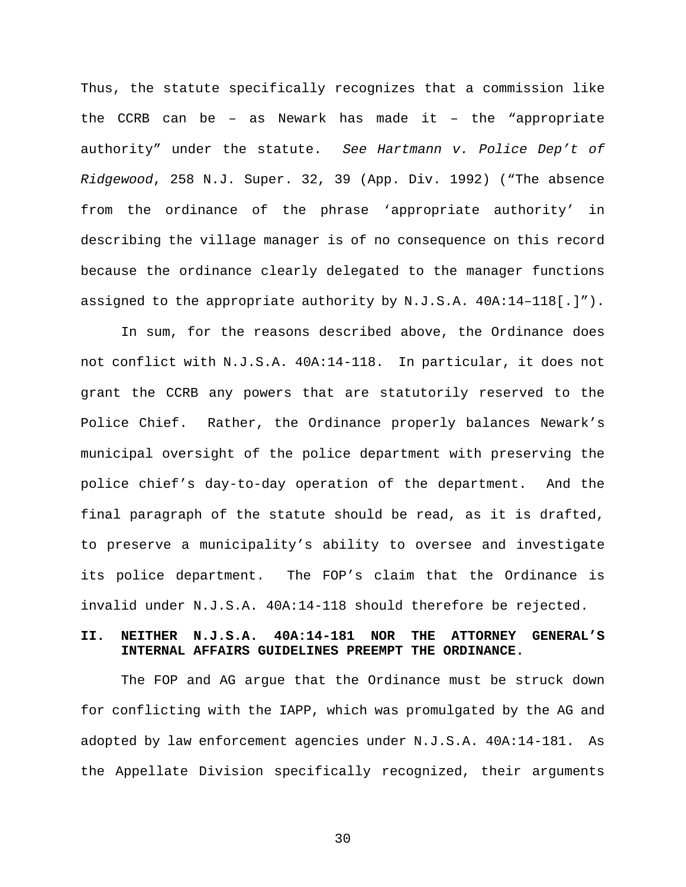Thus, the statute specifically recognizes that a commission like the CCRB can be – as Newark has made it – the "appropriate authority" under the statute. *See Hartmann v. Police Dep't of Ridgewood*, 258 N.J. Super. 32, 39 (App. Div. 1992) ("The absence from the ordinance of the phrase 'appropriate authority' in describing the village manager is of no consequence on this record because the ordinance clearly delegated to the manager functions assigned to the appropriate authority by N.J.S.A. 40A:14–118[.]").

In sum, for the reasons described above, the Ordinance does not conflict with N.J.S.A. 40A:14-118. In particular, it does not grant the CCRB any powers that are statutorily reserved to the Police Chief. Rather, the Ordinance properly balances Newark's municipal oversight of the police department with preserving the police chief's day-to-day operation of the department. And the final paragraph of the statute should be read, as it is drafted, to preserve a municipality's ability to oversee and investigate its police department. The FOP's claim that the Ordinance is invalid under N.J.S.A. 40A:14-118 should therefore be rejected.

## II. NEITHER N.J.S.A. 40A:14-181 NOR THE ATTORNEY GENERAL'S INTERNAL AFFAIRS GUIDELINES PREEMPT THE ORDINANCE.

The FOP and AG argue that the Ordinance must be struck down for conflicting with the IAPP, which was promulgated by the AG and adopted by law enforcement agencies under N.J.S.A. 40A:14-181. As the Appellate Division specifically recognized, their arguments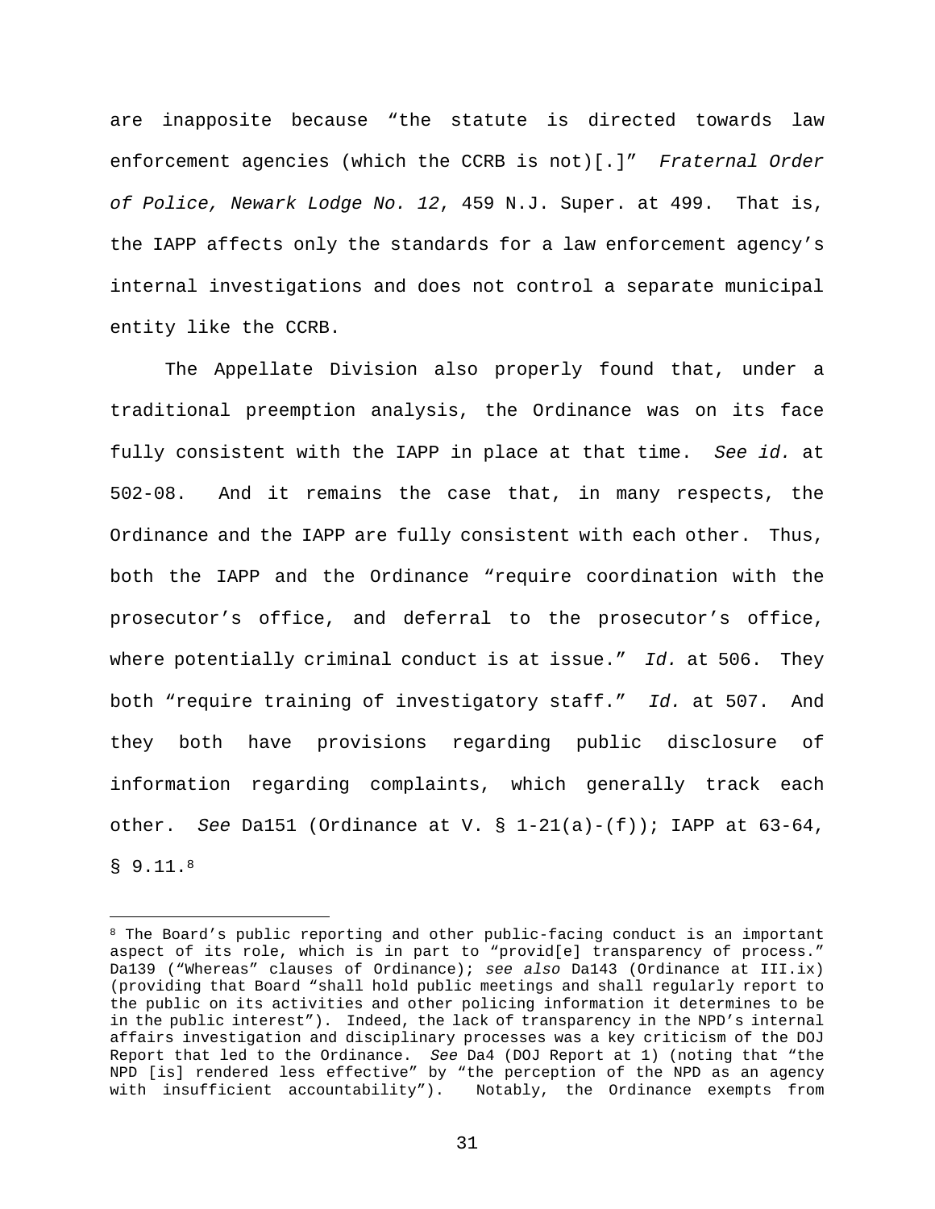are inapposite because "the statute is directed towards law enforcement agencies (which the CCRB is not)[.]" *Fraternal Order of Police, Newark Lodge No. 12*, 459 N.J. Super. at 499. That is, the IAPP affects only the standards for a law enforcement agency's internal investigations and does not control a separate municipal entity like the CCRB.

The Appellate Division also properly found that, under a traditional preemption analysis, the Ordinance was on its face fully consistent with the IAPP in place at that time. *See id.* at 502-08. And it remains the case that, in many respects, the Ordinance and the IAPP are fully consistent with each other. Thus, both the IAPP and the Ordinance "require coordination with the prosecutor's office, and deferral to the prosecutor's office, where potentially criminal conduct is at issue." *Id.* at 506. They both "require training of investigatory staff." *Id.* at 507. And they both have provisions regarding public disclosure of information regarding complaints, which generally track each other. *See* Da151 (Ordinance at V. § 1-21(a)-(f)); IAPP at 63-64, § 9.11.[8]

---

[8] The Board's public reporting and other public-facing conduct is an important aspect of its role, which is in part to "provid[e] transparency of process." Da139 ("Whereas" clauses of Ordinance); *see also* Da143 (Ordinance at III.ix) (providing that Board "shall hold public meetings and shall regularly report to the public on its activities and other policing information it determines to be in the public interest"). Indeed, the lack of transparency in the NPD's internal affairs investigation and disciplinary processes was a key criticism of the DOJ Report that led to the Ordinance. *See* Da4 (DOJ Report at 1) (noting that "the NPD [is] rendered less effective" by "the perception of the NPD as an agency with insufficient accountability"). Notably, the Ordinance exempts from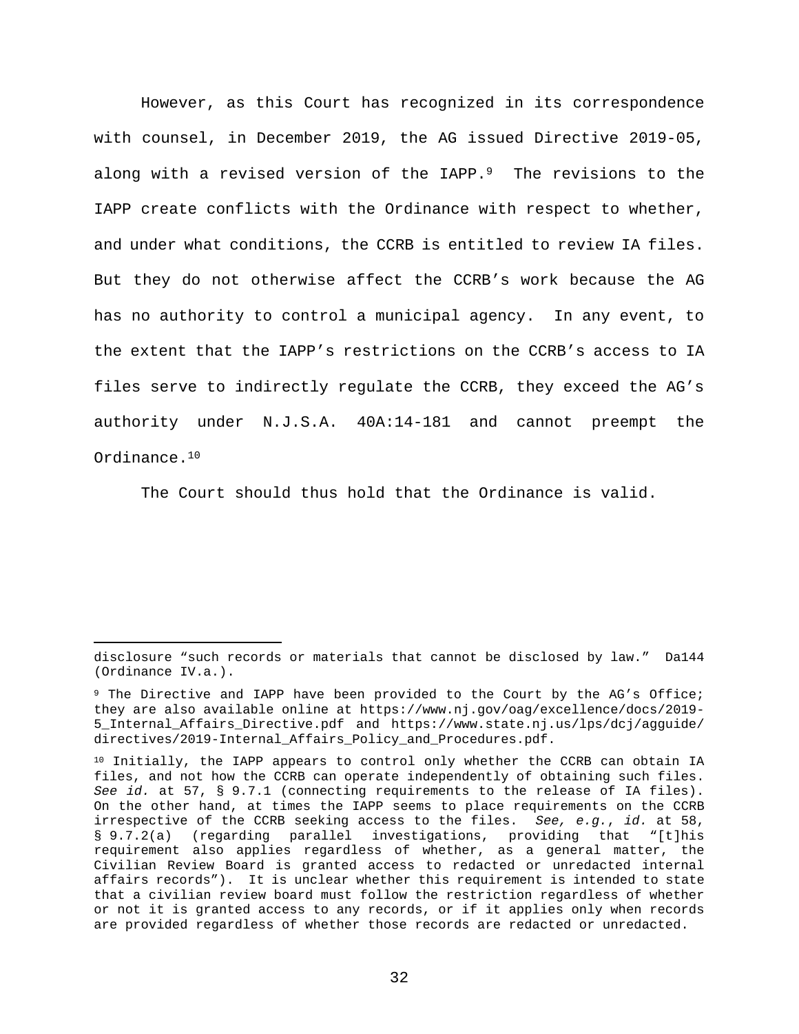However, as this Court has recognized in its correspondence with counsel, in December 2019, the AG issued Directive 2019-05, along with a revised version of the IAPP.[9] The revisions to the IAPP create conflicts with the Ordinance with respect to whether, and under what conditions, the CCRB is entitled to review IA files. But they do not otherwise affect the CCRB's work because the AG has no authority to control a municipal agency. In any event, to the extent that the IAPP's restrictions on the CCRB's access to IA files serve to indirectly regulate the CCRB, they exceed the AG's authority under N.J.S.A. 40A:14-181 and cannot preempt the Ordinance.[10]

The Court should thus hold that the Ordinance is valid.

---

disclosure "such records or materials that cannot be disclosed by law." Da144 (Ordinance IV.a.).

[9] The Directive and IAPP have been provided to the Court by the AG's Office; they are also available online at https://www.nj.gov/oag/excellence/docs/2019-5_Internal_Affairs_Directive.pdf and https://www.state.nj.us/lps/dcj/agguide/directives/2019-Internal_Affairs_Policy_and_Procedures.pdf.

[10] Initially, the IAPP appears to control only whether the CCRB can obtain IA files, and not how the CCRB can operate independently of obtaining such files. *See id.* at 57, § 9.7.1 (connecting requirements to the release of IA files). On the other hand, at times the IAPP seems to place requirements on the CCRB irrespective of the CCRB seeking access to the files. *See, e.g.*, *id.* at 58, § 9.7.2(a) (regarding parallel investigations, providing that "[t]his requirement also applies regardless of whether, as a general matter, the Civilian Review Board is granted access to redacted or unredacted internal affairs records"). It is unclear whether this requirement is intended to state that a civilian review board must follow the restriction regardless of whether or not it is granted access to any records, or if it applies only when records are provided regardless of whether those records are redacted or unredacted.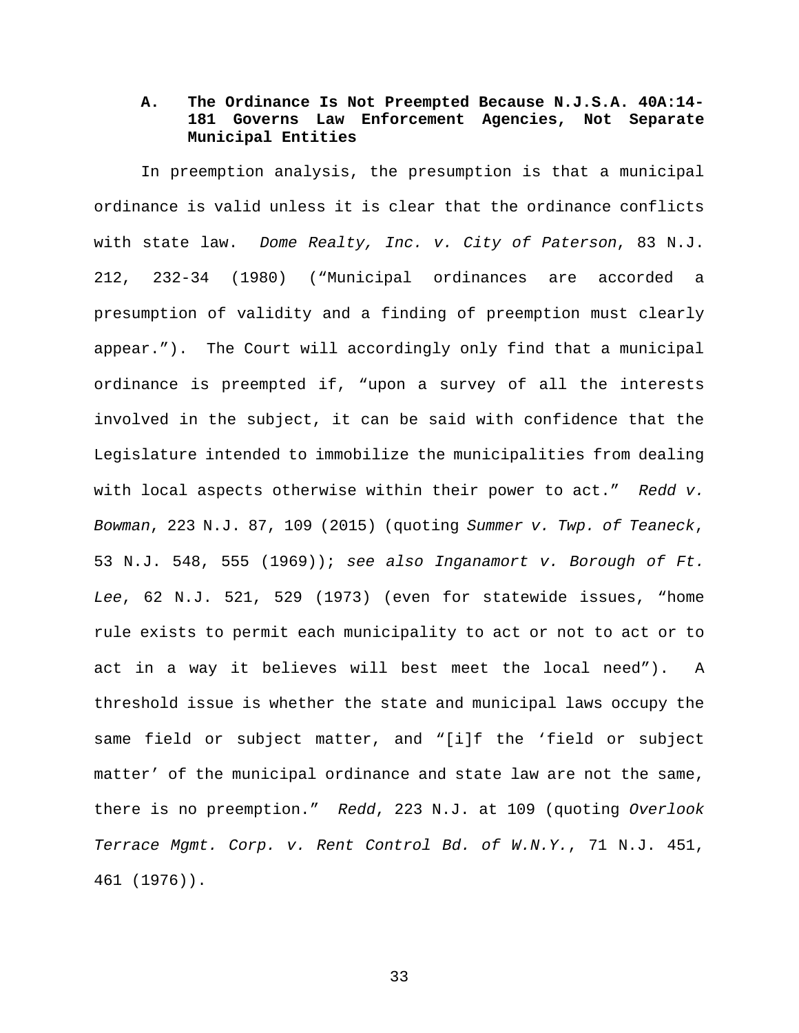### A. The Ordinance Is Not Preempted Because N.J.S.A. 40A:14-181 Governs Law Enforcement Agencies, Not Separate Municipal Entities

In preemption analysis, the presumption is that a municipal ordinance is valid unless it is clear that the ordinance conflicts with state law. *Dome Realty, Inc. v. City of Paterson*, 83 N.J. 212, 232-34 (1980) ("Municipal ordinances are accorded a presumption of validity and a finding of preemption must clearly appear."). The Court will accordingly only find that a municipal ordinance is preempted if, "upon a survey of all the interests involved in the subject, it can be said with confidence that the Legislature intended to immobilize the municipalities from dealing with local aspects otherwise within their power to act." *Redd v. Bowman*, 223 N.J. 87, 109 (2015) (quoting *Summer v. Twp. of Teaneck*, 53 N.J. 548, 555 (1969)); *see also Inganamort v. Borough of Ft. Lee*, 62 N.J. 521, 529 (1973) (even for statewide issues, "home rule exists to permit each municipality to act or not to act or to act in a way it believes will best meet the local need"). A threshold issue is whether the state and municipal laws occupy the same field or subject matter, and "[i]f the 'field or subject matter' of the municipal ordinance and state law are not the same, there is no preemption." *Redd*, 223 N.J. at 109 (quoting *Overlook Terrace Mgmt. Corp. v. Rent Control Bd. of W.N.Y.*, 71 N.J. 451, 461 (1976)).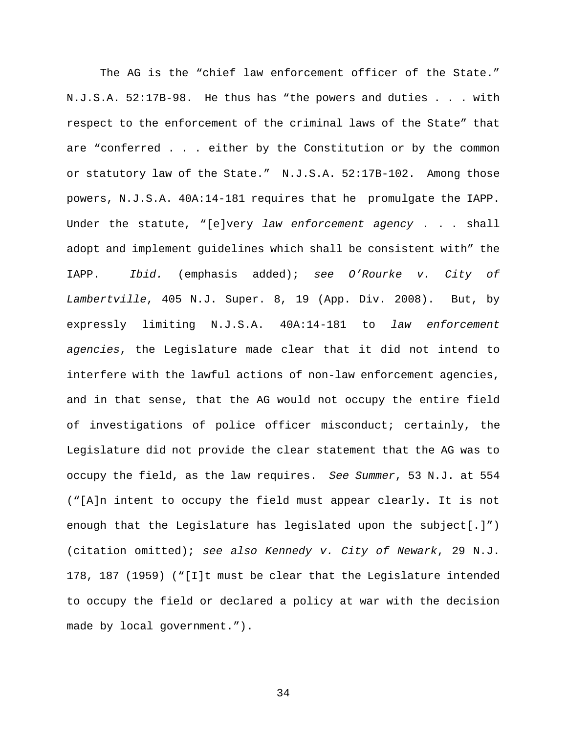The AG is the "chief law enforcement officer of the State." N.J.S.A. 52:17B-98. He thus has "the powers and duties . . . with respect to the enforcement of the criminal laws of the State" that are "conferred . . . either by the Constitution or by the common or statutory law of the State." N.J.S.A. 52:17B-102. Among those powers, N.J.S.A. 40A:14-181 requires that he promulgate the IAPP. Under the statute, "[e]very *law enforcement agency* . . . shall adopt and implement guidelines which shall be consistent with" the IAPP. *Ibid.* (emphasis added); *see O'Rourke v. City of Lambertville*, 405 N.J. Super. 8, 19 (App. Div. 2008). But, by expressly limiting N.J.S.A. 40A:14-181 to *law enforcement agencies*, the Legislature made clear that it did not intend to interfere with the lawful actions of non-law enforcement agencies, and in that sense, that the AG would not occupy the entire field of investigations of police officer misconduct; certainly, the Legislature did not provide the clear statement that the AG was to occupy the field, as the law requires. *See Summer*, 53 N.J. at 554 ("[A]n intent to occupy the field must appear clearly. It is not enough that the Legislature has legislated upon the subject[.]") (citation omitted); *see also Kennedy v. City of Newark*, 29 N.J. 178, 187 (1959) ("[I]t must be clear that the Legislature intended to occupy the field or declared a policy at war with the decision made by local government.").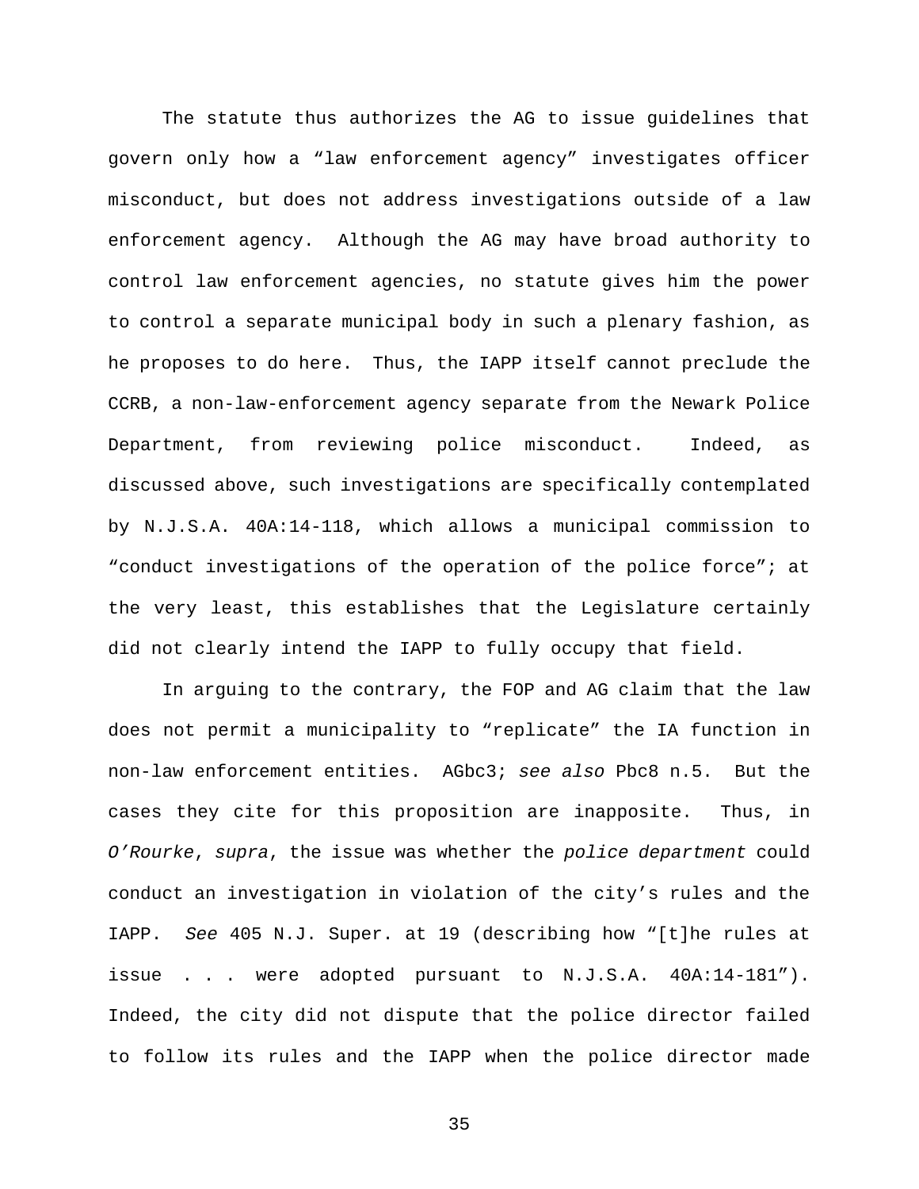The statute thus authorizes the AG to issue guidelines that govern only how a "law enforcement agency" investigates officer misconduct, but does not address investigations outside of a law enforcement agency. Although the AG may have broad authority to control law enforcement agencies, no statute gives him the power to control a separate municipal body in such a plenary fashion, as he proposes to do here. Thus, the IAPP itself cannot preclude the CCRB, a non-law-enforcement agency separate from the Newark Police Department, from reviewing police misconduct. Indeed, as discussed above, such investigations are specifically contemplated by N.J.S.A. 40A:14-118, which allows a municipal commission to "conduct investigations of the operation of the police force"; at the very least, this establishes that the Legislature certainly did not clearly intend the IAPP to fully occupy that field.

In arguing to the contrary, the FOP and AG claim that the law does not permit a municipality to "replicate" the IA function in non-law enforcement entities. AGbc3; *see also* Pbc8 n.5. But the cases they cite for this proposition are inapposite. Thus, in *O'Rourke*, *supra*, the issue was whether the *police department* could conduct an investigation in violation of the city's rules and the IAPP. *See* 405 N.J. Super. at 19 (describing how "[t]he rules at issue . . . were adopted pursuant to N.J.S.A. 40A:14-181"). Indeed, the city did not dispute that the police director failed to follow its rules and the IAPP when the police director made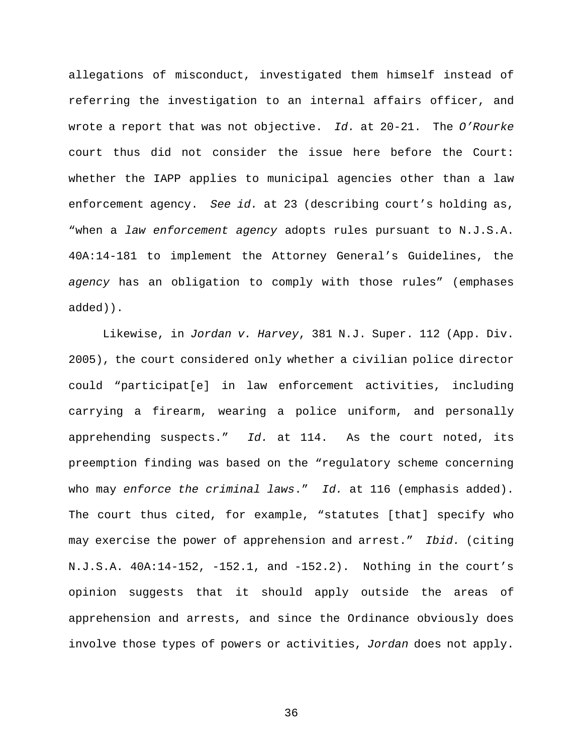allegations of misconduct, investigated them himself instead of referring the investigation to an internal affairs officer, and wrote a report that was not objective. *Id.* at 20-21. The *O'Rourke* court thus did not consider the issue here before the Court: whether the IAPP applies to municipal agencies other than a law enforcement agency. *See id.* at 23 (describing court's holding as, "when a *law enforcement agency* adopts rules pursuant to N.J.S.A. 40A:14-181 to implement the Attorney General's Guidelines, the *agency* has an obligation to comply with those rules" (emphases added)).

Likewise, in *Jordan v. Harvey*, 381 N.J. Super. 112 (App. Div. 2005), the court considered only whether a civilian police director could "participat[e] in law enforcement activities, including carrying a firearm, wearing a police uniform, and personally apprehending suspects." *Id.* at 114. As the court noted, its preemption finding was based on the "regulatory scheme concerning who may *enforce the criminal laws*." *Id.* at 116 (emphasis added). The court thus cited, for example, "statutes [that] specify who may exercise the power of apprehension and arrest." *Ibid.* (citing N.J.S.A. 40A:14-152, -152.1, and -152.2). Nothing in the court's opinion suggests that it should apply outside the areas of apprehension and arrests, and since the Ordinance obviously does involve those types of powers or activities, *Jordan* does not apply.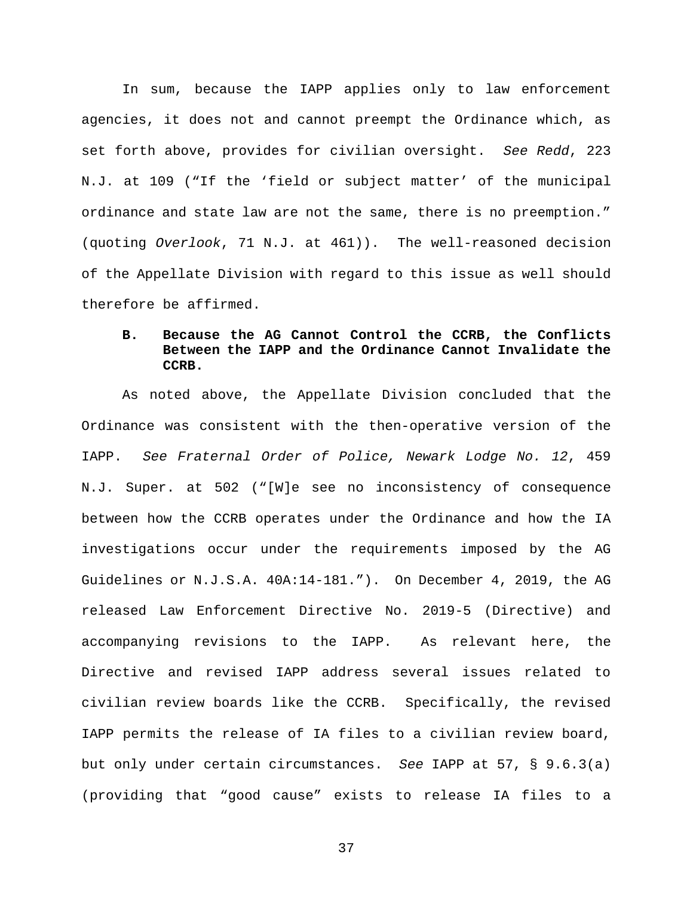In sum, because the IAPP applies only to law enforcement agencies, it does not and cannot preempt the Ordinance which, as set forth above, provides for civilian oversight. *See Redd*, 223 N.J. at 109 ("If the 'field or subject matter' of the municipal ordinance and state law are not the same, there is no preemption." (quoting *Overlook*, 71 N.J. at 461)). The well-reasoned decision of the Appellate Division with regard to this issue as well should therefore be affirmed.

### B. Because the AG Cannot Control the CCRB, the Conflicts Between the IAPP and the Ordinance Cannot Invalidate the CCRB.

As noted above, the Appellate Division concluded that the Ordinance was consistent with the then-operative version of the IAPP. *See Fraternal Order of Police, Newark Lodge No. 12*, 459 N.J. Super. at 502 ("[W]e see no inconsistency of consequence between how the CCRB operates under the Ordinance and how the IA investigations occur under the requirements imposed by the AG Guidelines or N.J.S.A. 40A:14-181."). On December 4, 2019, the AG released Law Enforcement Directive No. 2019-5 (Directive) and accompanying revisions to the IAPP. As relevant here, the Directive and revised IAPP address several issues related to civilian review boards like the CCRB. Specifically, the revised IAPP permits the release of IA files to a civilian review board, but only under certain circumstances. *See* IAPP at 57, § 9.6.3(a) (providing that "good cause" exists to release IA files to a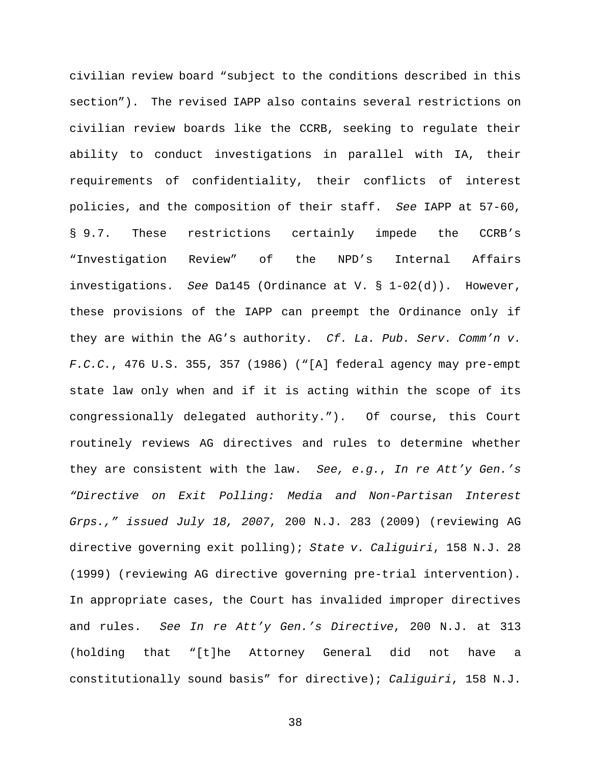civilian review board "subject to the conditions described in this section"). The revised IAPP also contains several restrictions on civilian review boards like the CCRB, seeking to regulate their ability to conduct investigations in parallel with IA, their requirements of confidentiality, their conflicts of interest policies, and the composition of their staff. *See* IAPP at 57-60, § 9.7. These restrictions certainly impede the CCRB's "Investigation Review" of the NPD's Internal Affairs investigations. *See* Da145 (Ordinance at V. § 1-02(d)). However, these provisions of the IAPP can preempt the Ordinance only if they are within the AG's authority. *Cf. La. Pub. Serv. Comm'n v. F.C.C.*, 476 U.S. 355, 357 (1986) ("[A] federal agency may pre-empt state law only when and if it is acting within the scope of its congressionally delegated authority."). Of course, this Court routinely reviews AG directives and rules to determine whether they are consistent with the law. *See, e.g.*, *In re Att'y Gen.'s "Directive on Exit Polling: Media and Non-Partisan Interest Grps.," issued July 18, 2007*, 200 N.J. 283 (2009) (reviewing AG directive governing exit polling); *State v. Caliguiri*, 158 N.J. 28 (1999) (reviewing AG directive governing pre-trial intervention). In appropriate cases, the Court has invalided improper directives and rules. *See In re Att'y Gen.'s Directive*, 200 N.J. at 313 (holding that "[t]he Attorney General did not have a constitutionally sound basis" for directive); *Caliguiri*, 158 N.J.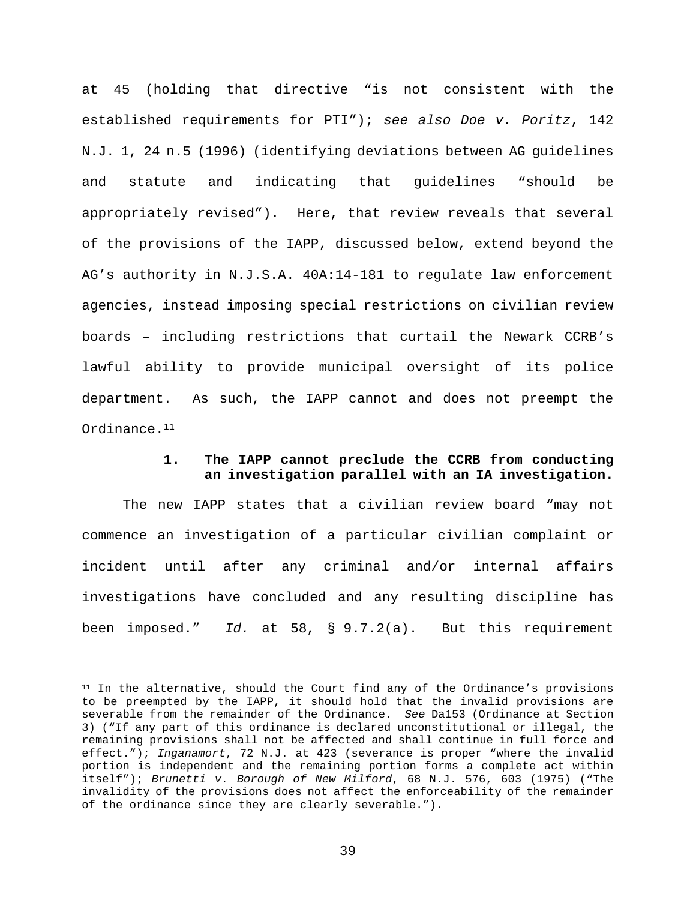at 45 (holding that directive "is not consistent with the established requirements for PTI"); *see also Doe v. Poritz*, 142 N.J. 1, 24 n.5 (1996) (identifying deviations between AG guidelines and statute and indicating that guidelines "should be appropriately revised"). Here, that review reveals that several of the provisions of the IAPP, discussed below, extend beyond the AG's authority in N.J.S.A. 40A:14-181 to regulate law enforcement agencies, instead imposing special restrictions on civilian review boards – including restrictions that curtail the Newark CCRB's lawful ability to provide municipal oversight of its police department. As such, the IAPP cannot and does not preempt the Ordinance.[11]

### 1. The IAPP cannot preclude the CCRB from conducting an investigation parallel with an IA investigation.

The new IAPP states that a civilian review board "may not commence an investigation of a particular civilian complaint or incident until after any criminal and/or internal affairs investigations have concluded and any resulting discipline has been imposed." *Id.* at 58, § 9.7.2(a). But this requirement

---

[11] In the alternative, should the Court find any of the Ordinance's provisions to be preempted by the IAPP, it should hold that the invalid provisions are severable from the remainder of the Ordinance. *See* Da153 (Ordinance at Section 3) ("If any part of this ordinance is declared unconstitutional or illegal, the remaining provisions shall not be affected and shall continue in full force and effect."); *Inganamort*, 72 N.J. at 423 (severance is proper "where the invalid portion is independent and the remaining portion forms a complete act within itself"); *Brunetti v. Borough of New Milford*, 68 N.J. 576, 603 (1975) ("The invalidity of the provisions does not affect the enforceability of the remainder of the ordinance since they are clearly severable.").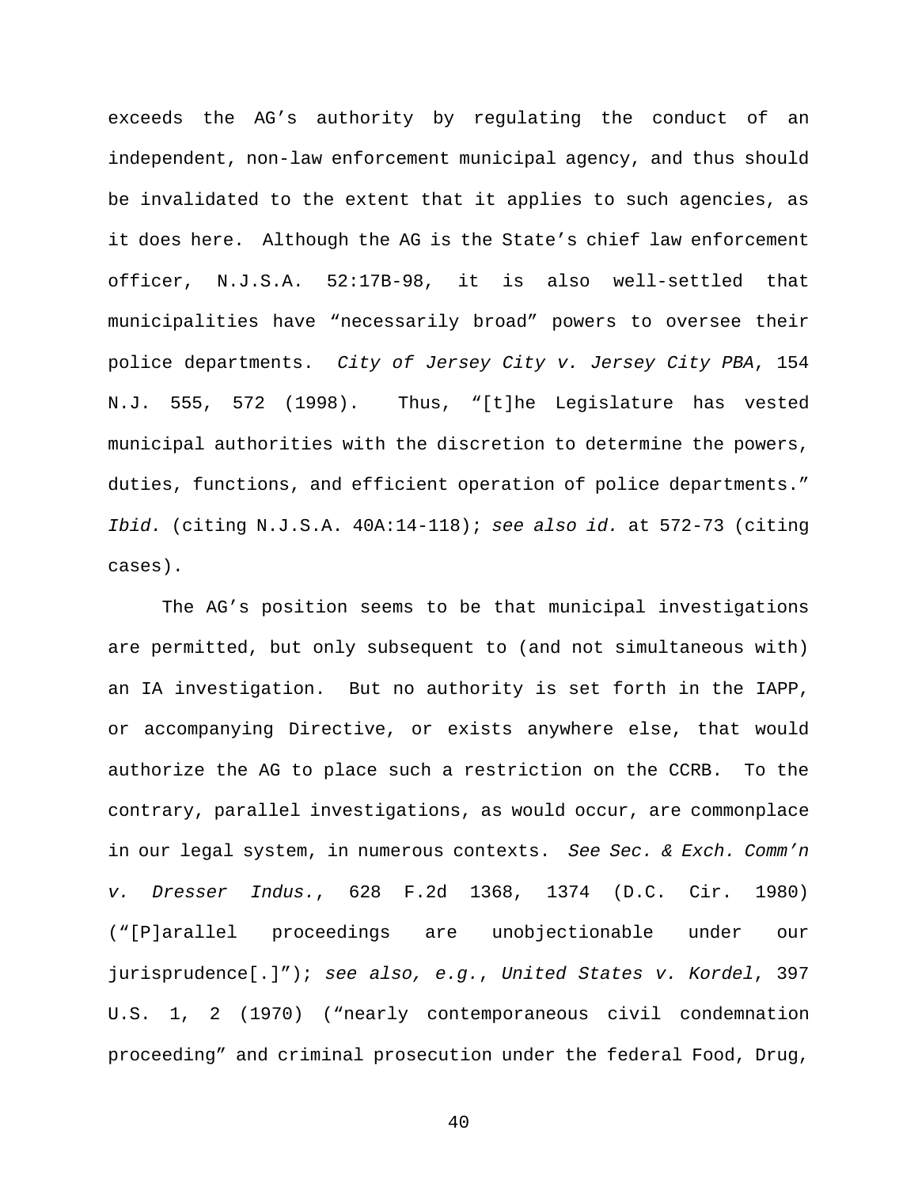exceeds the AG's authority by regulating the conduct of an independent, non-law enforcement municipal agency, and thus should be invalidated to the extent that it applies to such agencies, as it does here. Although the AG is the State's chief law enforcement officer, N.J.S.A. 52:17B-98, it is also well-settled that municipalities have "necessarily broad" powers to oversee their police departments. *City of Jersey City v. Jersey City PBA*, 154 N.J. 555, 572 (1998). Thus, "[t]he Legislature has vested municipal authorities with the discretion to determine the powers, duties, functions, and efficient operation of police departments." *Ibid.* (citing N.J.S.A. 40A:14-118); *see also id.* at 572-73 (citing cases).

The AG's position seems to be that municipal investigations are permitted, but only subsequent to (and not simultaneous with) an IA investigation. But no authority is set forth in the IAPP, or accompanying Directive, or exists anywhere else, that would authorize the AG to place such a restriction on the CCRB. To the contrary, parallel investigations, as would occur, are commonplace in our legal system, in numerous contexts. *See Sec. & Exch. Comm'n v. Dresser Indus.*, 628 F.2d 1368, 1374 (D.C. Cir. 1980) ("[P]arallel proceedings are unobjectionable under our jurisprudence[.]"); *see also, e.g.*, *United States v. Kordel*, 397 U.S. 1, 2 (1970) ("nearly contemporaneous civil condemnation proceeding" and criminal prosecution under the federal Food, Drug,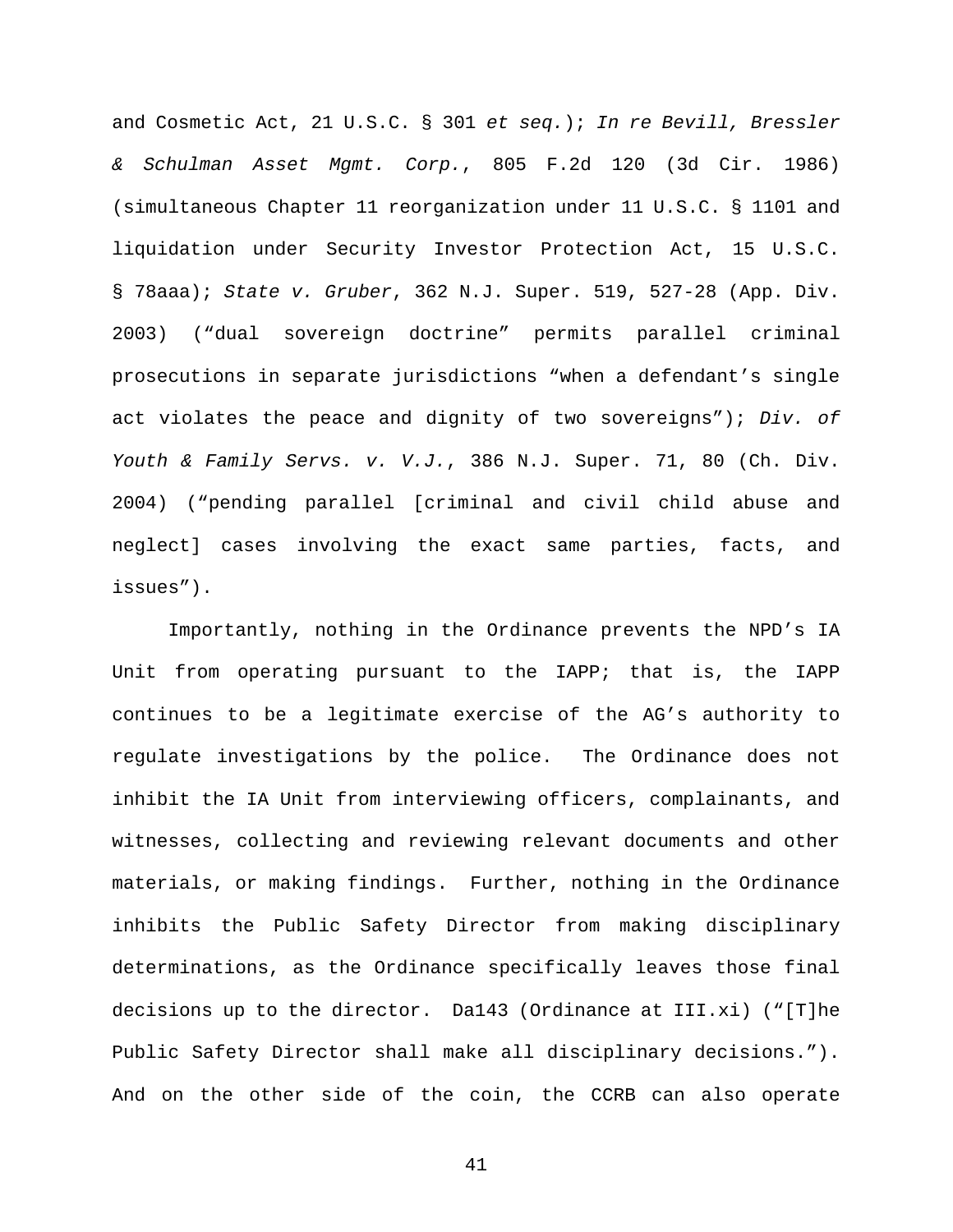and Cosmetic Act, 21 U.S.C. § 301 *et seq.*); *In re Bevill, Bressler & Schulman Asset Mgmt. Corp.*, 805 F.2d 120 (3d Cir. 1986) (simultaneous Chapter 11 reorganization under 11 U.S.C. § 1101 and liquidation under Security Investor Protection Act, 15 U.S.C. § 78aaa); *State v. Gruber*, 362 N.J. Super. 519, 527-28 (App. Div. 2003) ("dual sovereign doctrine" permits parallel criminal prosecutions in separate jurisdictions "when a defendant's single act violates the peace and dignity of two sovereigns"); *Div. of Youth & Family Servs. v. V.J.*, 386 N.J. Super. 71, 80 (Ch. Div. 2004) ("pending parallel [criminal and civil child abuse and neglect] cases involving the exact same parties, facts, and issues").

Importantly, nothing in the Ordinance prevents the NPD's IA Unit from operating pursuant to the IAPP; that is, the IAPP continues to be a legitimate exercise of the AG's authority to regulate investigations by the police. The Ordinance does not inhibit the IA Unit from interviewing officers, complainants, and witnesses, collecting and reviewing relevant documents and other materials, or making findings. Further, nothing in the Ordinance inhibits the Public Safety Director from making disciplinary determinations, as the Ordinance specifically leaves those final decisions up to the director. Da143 (Ordinance at III.xi) ("[T]he Public Safety Director shall make all disciplinary decisions."). And on the other side of the coin, the CCRB can also operate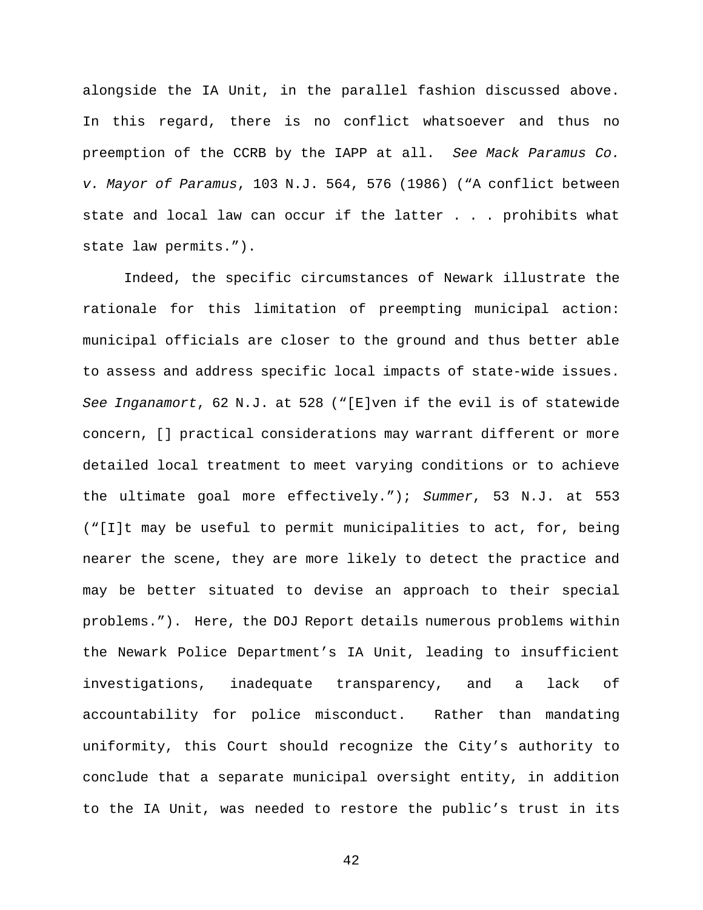alongside the IA Unit, in the parallel fashion discussed above. In this regard, there is no conflict whatsoever and thus no preemption of the CCRB by the IAPP at all. *See Mack Paramus Co. v. Mayor of Paramus*, 103 N.J. 564, 576 (1986) ("A conflict between state and local law can occur if the latter . . . prohibits what state law permits.").

Indeed, the specific circumstances of Newark illustrate the rationale for this limitation of preempting municipal action: municipal officials are closer to the ground and thus better able to assess and address specific local impacts of state-wide issues. *See Inganamort*, 62 N.J. at 528 ("[E]ven if the evil is of statewide concern, [] practical considerations may warrant different or more detailed local treatment to meet varying conditions or to achieve the ultimate goal more effectively."); *Summer*, 53 N.J. at 553 ("[I]t may be useful to permit municipalities to act, for, being nearer the scene, they are more likely to detect the practice and may be better situated to devise an approach to their special problems."). Here, the DOJ Report details numerous problems within the Newark Police Department's IA Unit, leading to insufficient investigations, inadequate transparency, and a lack of accountability for police misconduct. Rather than mandating uniformity, this Court should recognize the City's authority to conclude that a separate municipal oversight entity, in addition to the IA Unit, was needed to restore the public's trust in its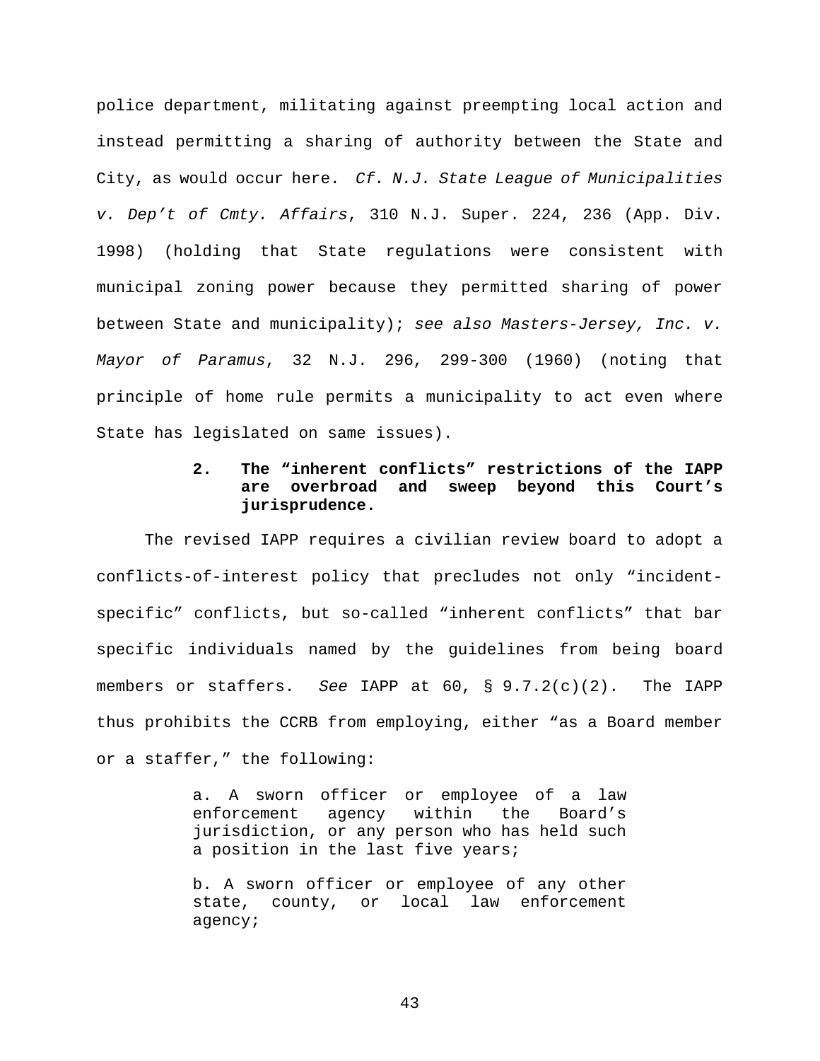police department, militating against preempting local action and instead permitting a sharing of authority between the State and City, as would occur here. *Cf. N.J. State League of Municipalities v. Dep't of Cmty. Affairs*, 310 N.J. Super. 224, 236 (App. Div. 1998) (holding that State regulations were consistent with municipal zoning power because they permitted sharing of power between State and municipality); *see also Masters-Jersey, Inc. v. Mayor of Paramus*, 32 N.J. 296, 299-300 (1960) (noting that principle of home rule permits a municipality to act even where State has legislated on same issues).

### 2. The "inherent conflicts" restrictions of the IAPP are overbroad and sweep beyond this Court's jurisprudence.

The revised IAPP requires a civilian review board to adopt a conflicts-of-interest policy that precludes not only "incident-specific" conflicts, but so-called "inherent conflicts" that bar specific individuals named by the guidelines from being board members or staffers. *See* IAPP at 60, § 9.7.2(c)(2). The IAPP thus prohibits the CCRB from employing, either "as a Board member or a staffer," the following:

> a. A sworn officer or employee of a law enforcement agency within the Board's jurisdiction, or any person who has held such a position in the last five years;
>
> b. A sworn officer or employee of any other state, county, or local law enforcement agency;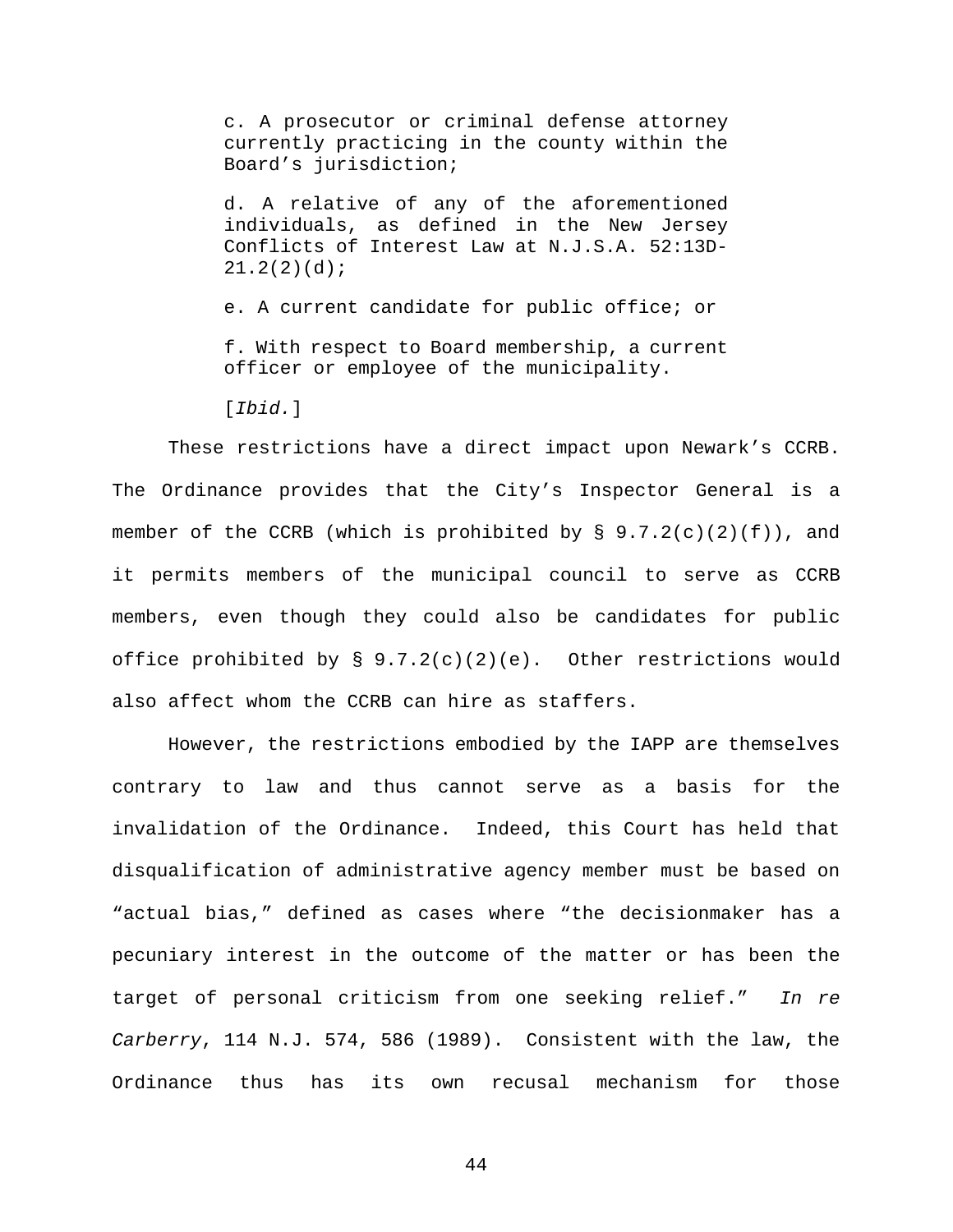> c. A prosecutor or criminal defense attorney currently practicing in the county within the Board's jurisdiction;
>
> d. A relative of any of the aforementioned individuals, as defined in the New Jersey Conflicts of Interest Law at N.J.S.A. 52:13D-21.2(2)(d);
>
> e. A current candidate for public office; or
>
> f. With respect to Board membership, a current officer or employee of the municipality.
>
> [*Ibid.*]

These restrictions have a direct impact upon Newark's CCRB. The Ordinance provides that the City's Inspector General is a member of the CCRB (which is prohibited by § 9.7.2(c)(2)(f)), and it permits members of the municipal council to serve as CCRB members, even though they could also be candidates for public office prohibited by § 9.7.2(c)(2)(e). Other restrictions would also affect whom the CCRB can hire as staffers.

However, the restrictions embodied by the IAPP are themselves contrary to law and thus cannot serve as a basis for the invalidation of the Ordinance. Indeed, this Court has held that disqualification of administrative agency member must be based on "actual bias," defined as cases where "the decisionmaker has a pecuniary interest in the outcome of the matter or has been the target of personal criticism from one seeking relief." *In re Carberry*, 114 N.J. 574, 586 (1989). Consistent with the law, the Ordinance thus has its own recusal mechanism for those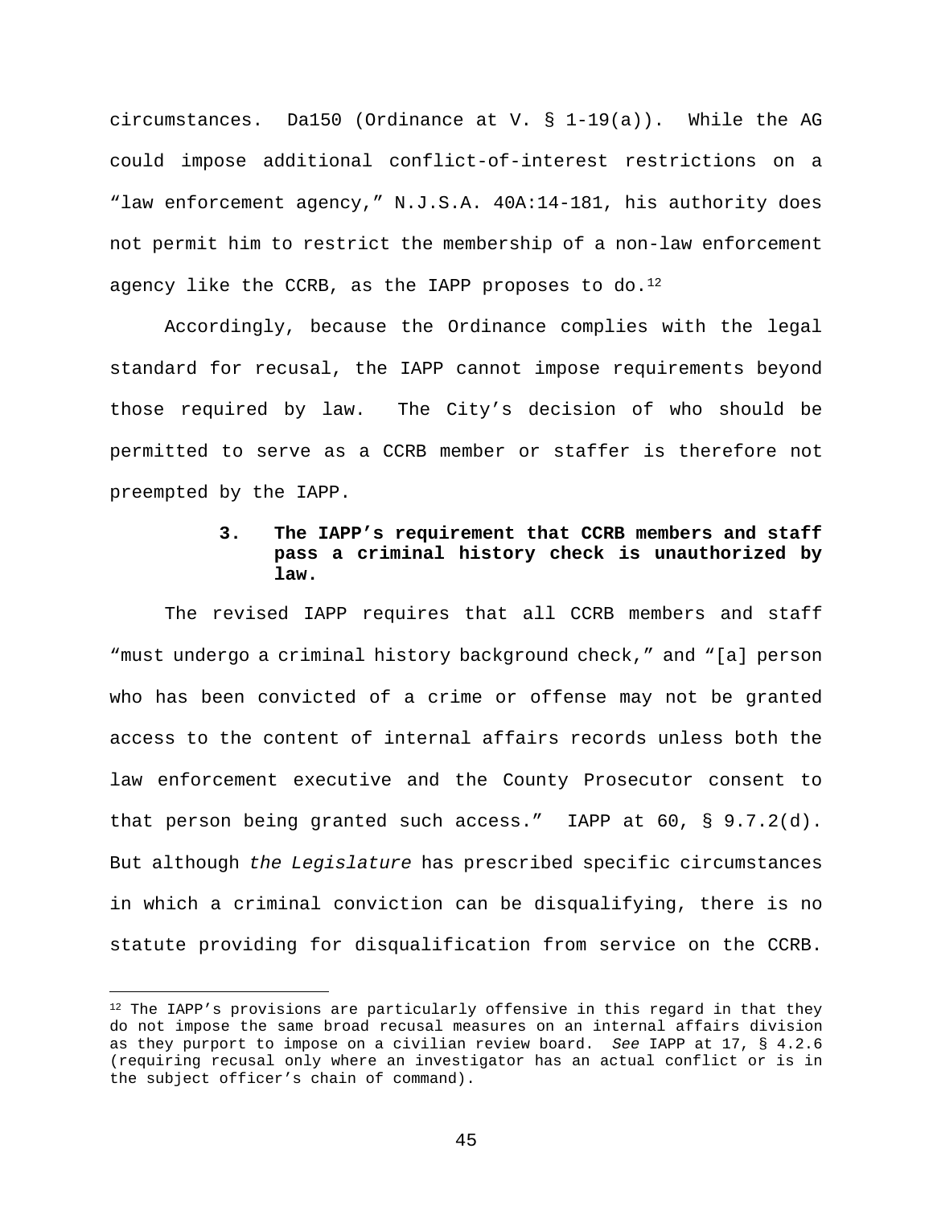circumstances. Da150 (Ordinance at V. § 1-19(a)). While the AG could impose additional conflict-of-interest restrictions on a "law enforcement agency," N.J.S.A. 40A:14-181, his authority does not permit him to restrict the membership of a non-law enforcement agency like the CCRB, as the IAPP proposes to do.[12]

Accordingly, because the Ordinance complies with the legal standard for recusal, the IAPP cannot impose requirements beyond those required by law. The City's decision of who should be permitted to serve as a CCRB member or staffer is therefore not preempted by the IAPP.

### 3. The IAPP's requirement that CCRB members and staff pass a criminal history check is unauthorized by law.

The revised IAPP requires that all CCRB members and staff "must undergo a criminal history background check," and "[a] person who has been convicted of a crime or offense may not be granted access to the content of internal affairs records unless both the law enforcement executive and the County Prosecutor consent to that person being granted such access." IAPP at 60, § 9.7.2(d). But although *the Legislature* has prescribed specific circumstances in which a criminal conviction can be disqualifying, there is no statute providing for disqualification from service on the CCRB.

---

[12] The IAPP's provisions are particularly offensive in this regard in that they do not impose the same broad recusal measures on an internal affairs division as they purport to impose on a civilian review board. *See* IAPP at 17, § 4.2.6 (requiring recusal only where an investigator has an actual conflict or is in the subject officer's chain of command).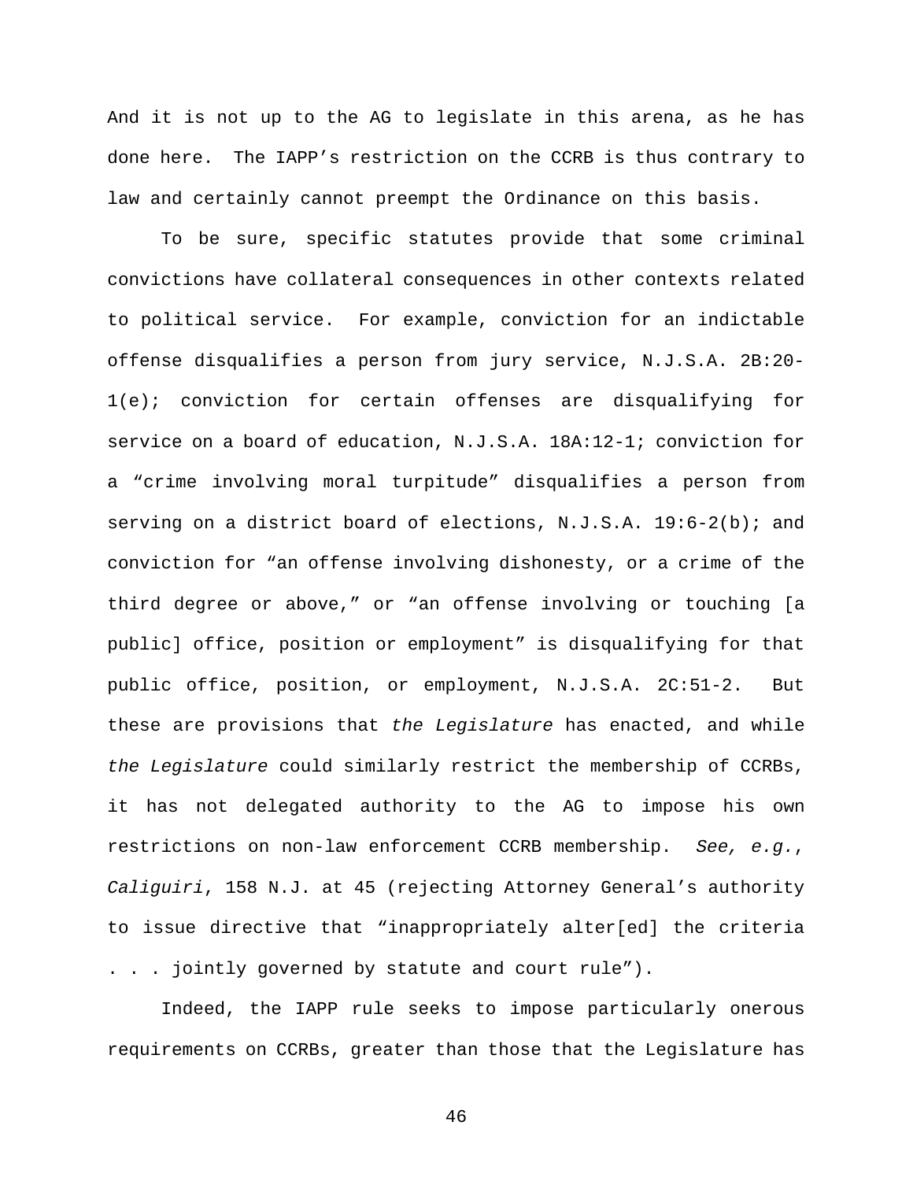And it is not up to the AG to legislate in this arena, as he has done here. The IAPP's restriction on the CCRB is thus contrary to law and certainly cannot preempt the Ordinance on this basis.

To be sure, specific statutes provide that some criminal convictions have collateral consequences in other contexts related to political service. For example, conviction for an indictable offense disqualifies a person from jury service, N.J.S.A. 2B:20-1(e); conviction for certain offenses are disqualifying for service on a board of education, N.J.S.A. 18A:12-1; conviction for a "crime involving moral turpitude" disqualifies a person from serving on a district board of elections, N.J.S.A. 19:6-2(b); and conviction for "an offense involving dishonesty, or a crime of the third degree or above," or "an offense involving or touching [a public] office, position or employment" is disqualifying for that public office, position, or employment, N.J.S.A. 2C:51-2. But these are provisions that *the Legislature* has enacted, and while *the Legislature* could similarly restrict the membership of CCRBs, it has not delegated authority to the AG to impose his own restrictions on non-law enforcement CCRB membership. *See, e.g.*, *Caliguiri*, 158 N.J. at 45 (rejecting Attorney General's authority to issue directive that "inappropriately alter[ed] the criteria . . . jointly governed by statute and court rule").

Indeed, the IAPP rule seeks to impose particularly onerous requirements on CCRBs, greater than those that the Legislature has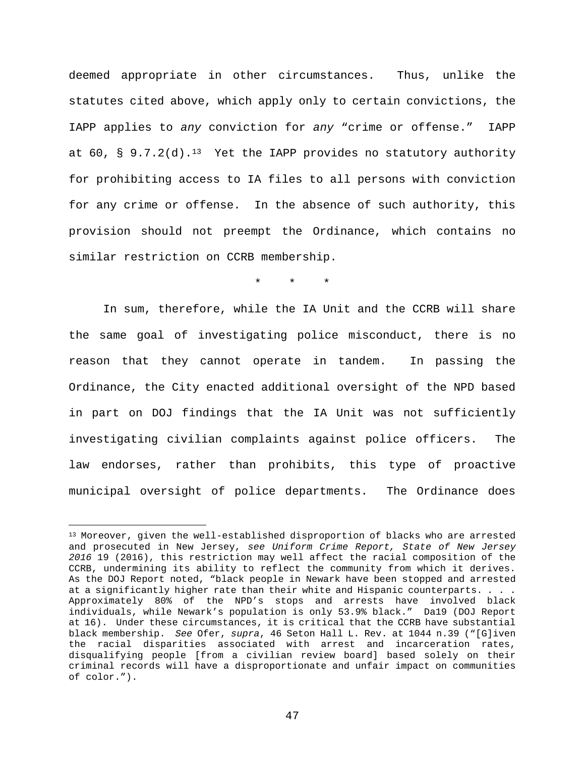deemed appropriate in other circumstances. Thus, unlike the statutes cited above, which apply only to certain convictions, the IAPP applies to *any* conviction for *any* "crime or offense." IAPP at 60, § 9.7.2(d).[13] Yet the IAPP provides no statutory authority for prohibiting access to IA files to all persons with conviction for any crime or offense. In the absence of such authority, this provision should not preempt the Ordinance, which contains no similar restriction on CCRB membership.

\* \* \*

In sum, therefore, while the IA Unit and the CCRB will share the same goal of investigating police misconduct, there is no reason that they cannot operate in tandem. In passing the Ordinance, the City enacted additional oversight of the NPD based in part on DOJ findings that the IA Unit was not sufficiently investigating civilian complaints against police officers. The law endorses, rather than prohibits, this type of proactive municipal oversight of police departments. The Ordinance does

---

[13] Moreover, given the well-established disproportion of blacks who are arrested and prosecuted in New Jersey, *see Uniform Crime Report, State of New Jersey 2016* 19 (2016), this restriction may well affect the racial composition of the CCRB, undermining its ability to reflect the community from which it derives. As the DOJ Report noted, "black people in Newark have been stopped and arrested at a significantly higher rate than their white and Hispanic counterparts. . . . Approximately 80% of the NPD's stops and arrests have involved black individuals, while Newark's population is only 53.9% black." Da19 (DOJ Report at 16). Under these circumstances, it is critical that the CCRB have substantial black membership. *See* Ofer, *supra*, 46 Seton Hall L. Rev. at 1044 n.39 ("[G]iven the racial disparities associated with arrest and incarceration rates, disqualifying people [from a civilian review board] based solely on their criminal records will have a disproportionate and unfair impact on communities of color.").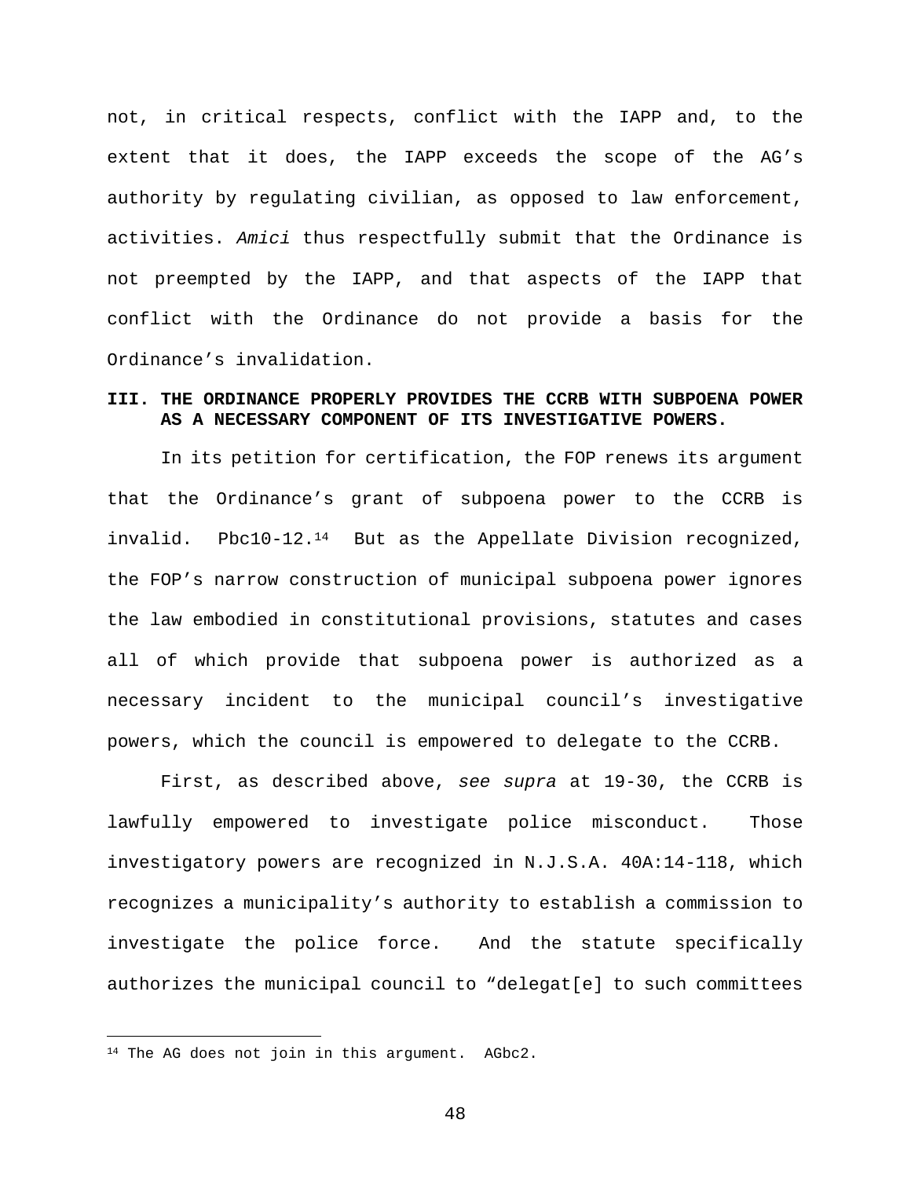not, in critical respects, conflict with the IAPP and, to the extent that it does, the IAPP exceeds the scope of the AG's authority by regulating civilian, as opposed to law enforcement, activities. *Amici* thus respectfully submit that the Ordinance is not preempted by the IAPP, and that aspects of the IAPP that conflict with the Ordinance do not provide a basis for the Ordinance's invalidation.

### III. THE ORDINANCE PROPERLY PROVIDES THE CCRB WITH SUBPOENA POWER AS A NECESSARY COMPONENT OF ITS INVESTIGATIVE POWERS.

In its petition for certification, the FOP renews its argument that the Ordinance's grant of subpoena power to the CCRB is invalid. Pbc10-12.[14] But as the Appellate Division recognized, the FOP's narrow construction of municipal subpoena power ignores the law embodied in constitutional provisions, statutes and cases all of which provide that subpoena power is authorized as a necessary incident to the municipal council's investigative powers, which the council is empowered to delegate to the CCRB.

First, as described above, *see supra* at 19-30, the CCRB is lawfully empowered to investigate police misconduct. Those investigatory powers are recognized in N.J.S.A. 40A:14-118, which recognizes a municipality's authority to establish a commission to investigate the police force. And the statute specifically authorizes the municipal council to "delegat[e] to such committees

[14] The AG does not join in this argument. AGbc2.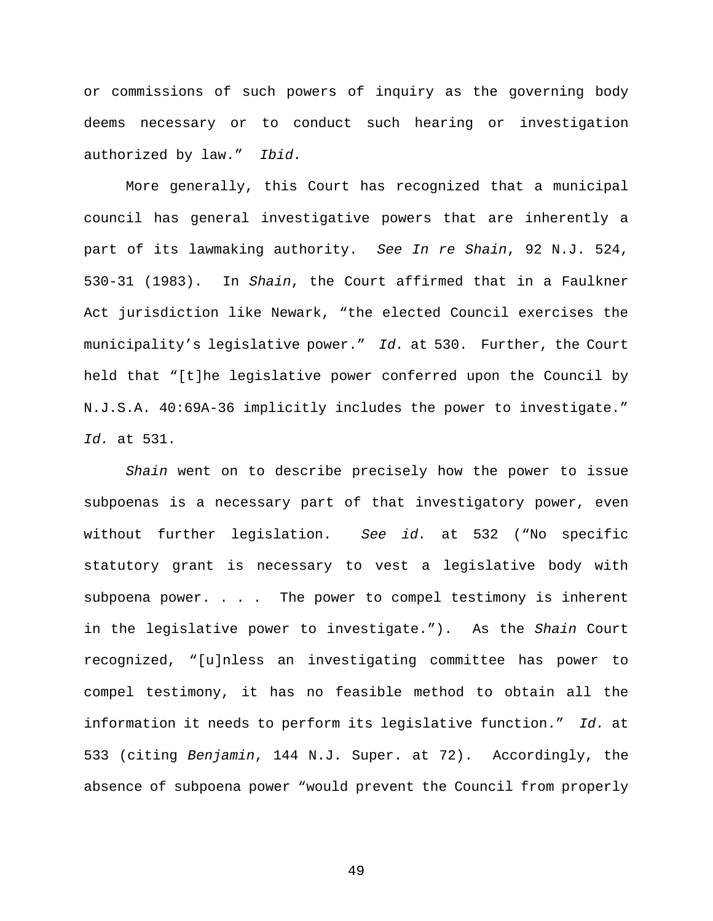or commissions of such powers of inquiry as the governing body deems necessary or to conduct such hearing or investigation authorized by law." *Ibid.*

More generally, this Court has recognized that a municipal council has general investigative powers that are inherently a part of its lawmaking authority. *See In re Shain*, 92 N.J. 524, 530-31 (1983). In *Shain*, the Court affirmed that in a Faulkner Act jurisdiction like Newark, "the elected Council exercises the municipality's legislative power." *Id.* at 530. Further, the Court held that "[t]he legislative power conferred upon the Council by N.J.S.A. 40:69A-36 implicitly includes the power to investigate." *Id.* at 531.

*Shain* went on to describe precisely how the power to issue subpoenas is a necessary part of that investigatory power, even without further legislation. *See id.* at 532 ("No specific statutory grant is necessary to vest a legislative body with subpoena power. . . . The power to compel testimony is inherent in the legislative power to investigate."). As the *Shain* Court recognized, "[u]nless an investigating committee has power to compel testimony, it has no feasible method to obtain all the information it needs to perform its legislative function." *Id.* at 533 (citing *Benjamin*, 144 N.J. Super. at 72). Accordingly, the absence of subpoena power "would prevent the Council from properly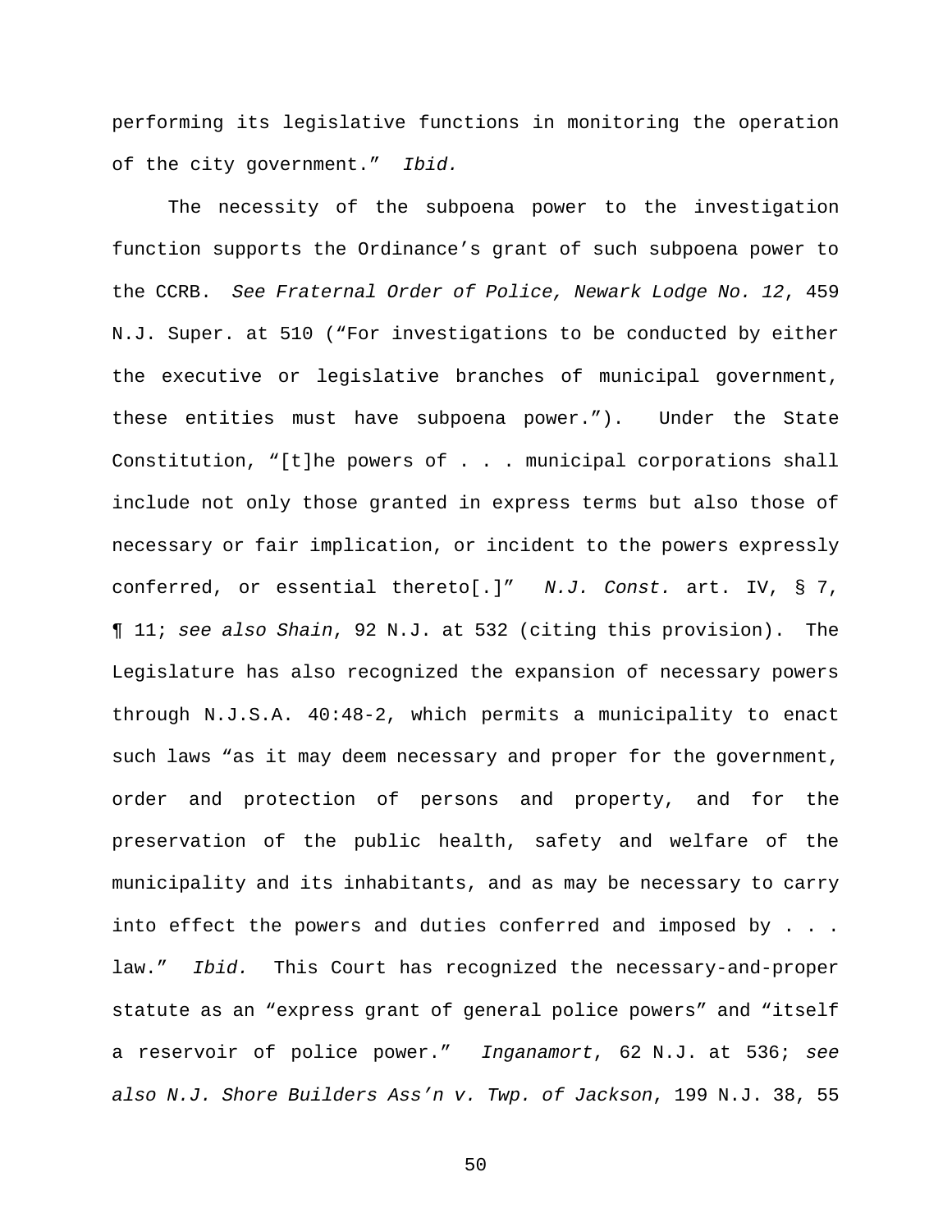performing its legislative functions in monitoring the operation of the city government." *Ibid.*

The necessity of the subpoena power to the investigation function supports the Ordinance's grant of such subpoena power to the CCRB. *See Fraternal Order of Police, Newark Lodge No. 12*, 459 N.J. Super. at 510 ("For investigations to be conducted by either the executive or legislative branches of municipal government, these entities must have subpoena power."). Under the State Constitution, "[t]he powers of . . . municipal corporations shall include not only those granted in express terms but also those of necessary or fair implication, or incident to the powers expressly conferred, or essential thereto[.]" *N.J. Const.* art. IV, § 7, ¶ 11; *see also Shain*, 92 N.J. at 532 (citing this provision). The Legislature has also recognized the expansion of necessary powers through N.J.S.A. 40:48-2, which permits a municipality to enact such laws "as it may deem necessary and proper for the government, order and protection of persons and property, and for the preservation of the public health, safety and welfare of the municipality and its inhabitants, and as may be necessary to carry into effect the powers and duties conferred and imposed by . . . law." *Ibid.* This Court has recognized the necessary-and-proper statute as an "express grant of general police powers" and "itself a reservoir of police power." *Inganamort*, 62 N.J. at 536; *see also N.J. Shore Builders Ass'n v. Twp. of Jackson*, 199 N.J. 38, 55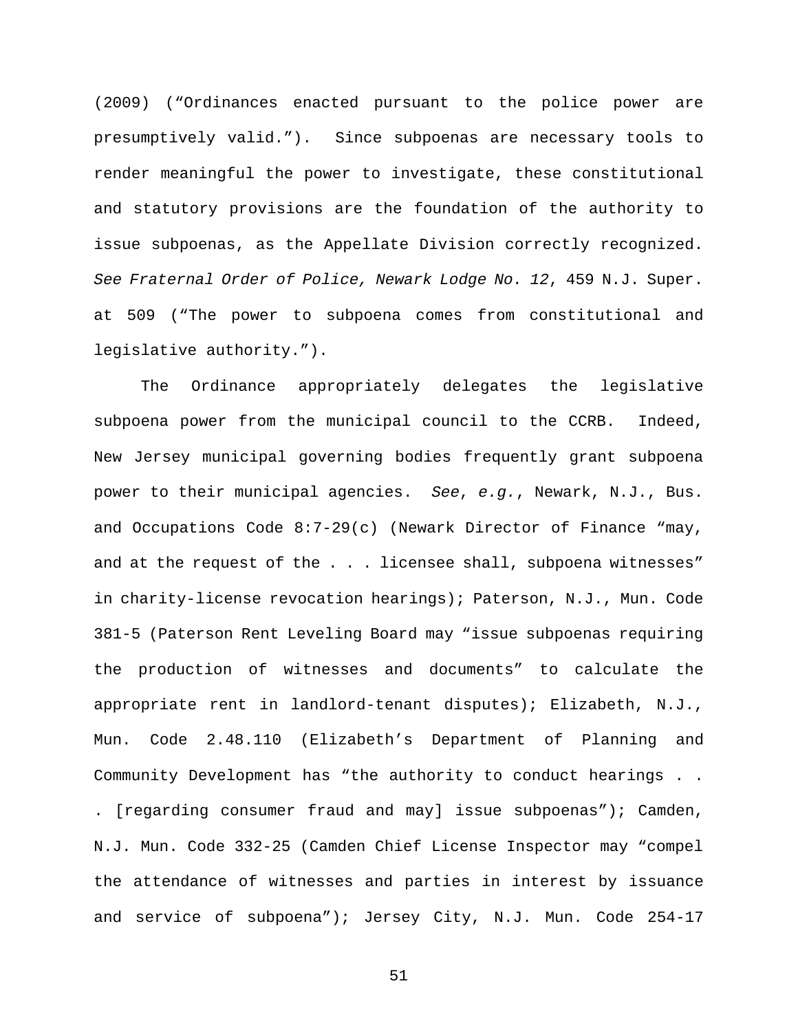(2009) ("Ordinances enacted pursuant to the police power are presumptively valid."). Since subpoenas are necessary tools to render meaningful the power to investigate, these constitutional and statutory provisions are the foundation of the authority to issue subpoenas, as the Appellate Division correctly recognized. *See Fraternal Order of Police, Newark Lodge No. 12*, 459 N.J. Super. at 509 ("The power to subpoena comes from constitutional and legislative authority.").

The Ordinance appropriately delegates the legislative subpoena power from the municipal council to the CCRB. Indeed, New Jersey municipal governing bodies frequently grant subpoena power to their municipal agencies. *See*, *e.g.*, Newark, N.J., Bus. and Occupations Code 8:7-29(c) (Newark Director of Finance "may, and at the request of the . . . licensee shall, subpoena witnesses" in charity-license revocation hearings); Paterson, N.J., Mun. Code 381-5 (Paterson Rent Leveling Board may "issue subpoenas requiring the production of witnesses and documents" to calculate the appropriate rent in landlord-tenant disputes); Elizabeth, N.J., Mun. Code 2.48.110 (Elizabeth's Department of Planning and Community Development has "the authority to conduct hearings . . . [regarding consumer fraud and may] issue subpoenas"); Camden, N.J. Mun. Code 332-25 (Camden Chief License Inspector may "compel the attendance of witnesses and parties in interest by issuance and service of subpoena"); Jersey City, N.J. Mun. Code 254-17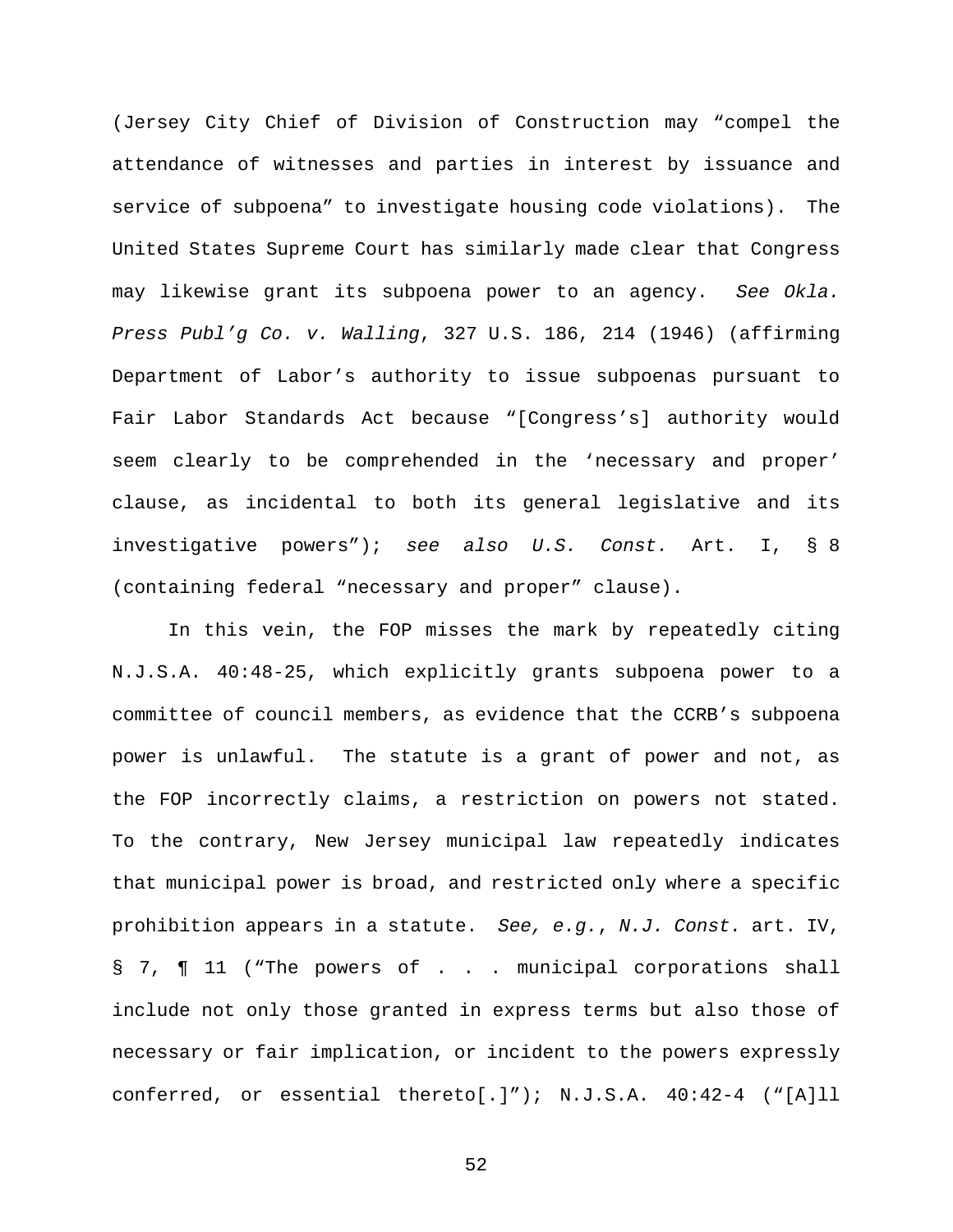(Jersey City Chief of Division of Construction may "compel the attendance of witnesses and parties in interest by issuance and service of subpoena" to investigate housing code violations). The United States Supreme Court has similarly made clear that Congress may likewise grant its subpoena power to an agency. *See Okla. Press Publ'g Co. v. Walling*, 327 U.S. 186, 214 (1946) (affirming Department of Labor's authority to issue subpoenas pursuant to Fair Labor Standards Act because "[Congress's] authority would seem clearly to be comprehended in the 'necessary and proper' clause, as incidental to both its general legislative and its investigative powers"); *see also U.S. Const.* Art. I, § 8 (containing federal "necessary and proper" clause).

In this vein, the FOP misses the mark by repeatedly citing N.J.S.A. 40:48-25, which explicitly grants subpoena power to a committee of council members, as evidence that the CCRB's subpoena power is unlawful. The statute is a grant of power and not, as the FOP incorrectly claims, a restriction on powers not stated. To the contrary, New Jersey municipal law repeatedly indicates that municipal power is broad, and restricted only where a specific prohibition appears in a statute. *See, e.g.*, *N.J. Const.* art. IV, § 7, ¶ 11 ("The powers of . . . municipal corporations shall include not only those granted in express terms but also those of necessary or fair implication, or incident to the powers expressly conferred, or essential thereto[.]"); N.J.S.A. 40:42-4 ("[A]ll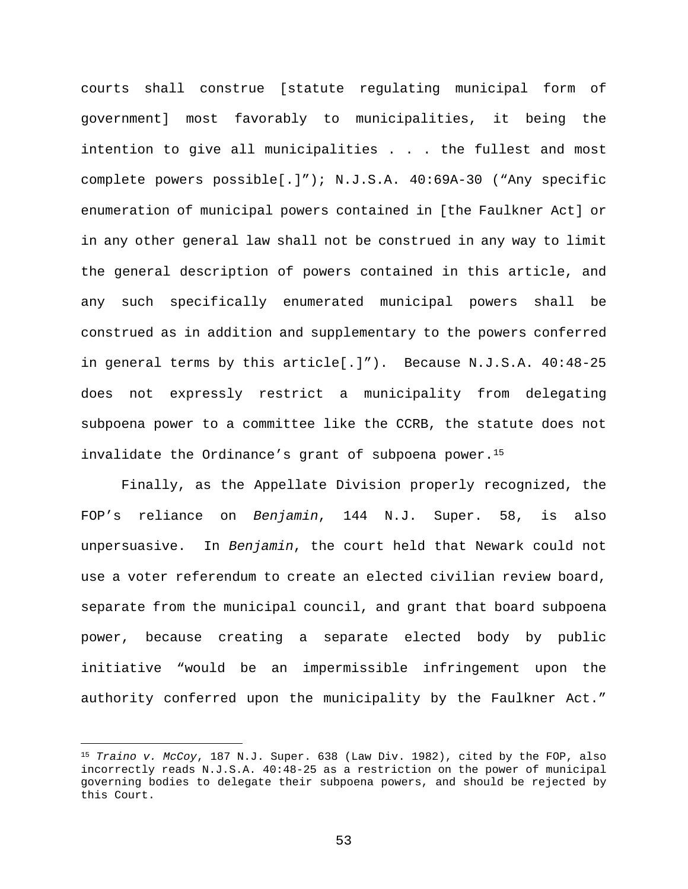courts shall construe [statute regulating municipal form of government] most favorably to municipalities, it being the intention to give all municipalities . . . the fullest and most complete powers possible[.]”); N.J.S.A. 40:69A-30 (“Any specific enumeration of municipal powers contained in [the Faulkner Act] or in any other general law shall not be construed in any way to limit the general description of powers contained in this article, and any such specifically enumerated municipal powers shall be construed as in addition and supplementary to the powers conferred in general terms by this article[.]”). Because N.J.S.A. 40:48-25 does not expressly restrict a municipality from delegating subpoena power to a committee like the CCRB, the statute does not invalidate the Ordinance’s grant of subpoena power.[15]

Finally, as the Appellate Division properly recognized, the FOP’s reliance on *Benjamin*, 144 N.J. Super. 58, is also unpersuasive. In *Benjamin*, the court held that Newark could not use a voter referendum to create an elected civilian review board, separate from the municipal council, and grant that board subpoena power, because creating a separate elected body by public initiative “would be an impermissible infringement upon the authority conferred upon the municipality by the Faulkner Act.”

---

[15] *Traino v. McCoy*, 187 N.J. Super. 638 (Law Div. 1982), cited by the FOP, also incorrectly reads N.J.S.A. 40:48-25 as a restriction on the power of municipal governing bodies to delegate their subpoena powers, and should be rejected by this Court.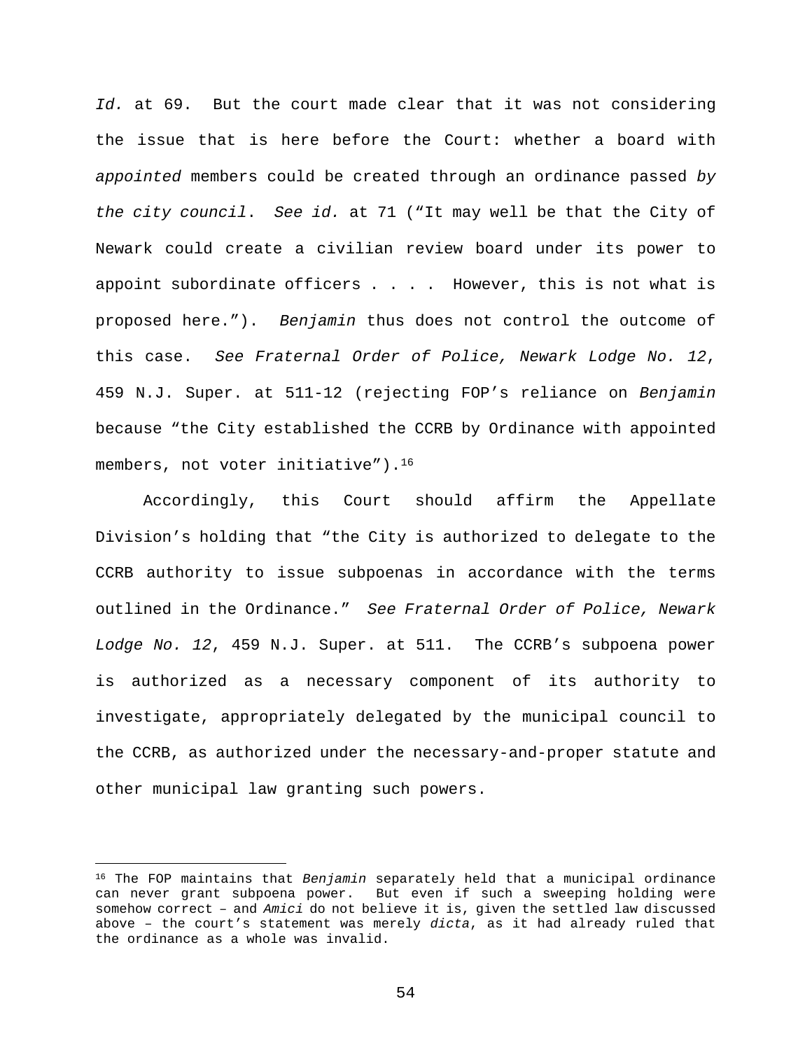*Id.* at 69. But the court made clear that it was not considering the issue that is here before the Court: whether a board with *appointed* members could be created through an ordinance passed *by the city council*. *See id.* at 71 ("It may well be that the City of Newark could create a civilian review board under its power to appoint subordinate officers . . . . However, this is not what is proposed here."). *Benjamin* thus does not control the outcome of this case. *See Fraternal Order of Police, Newark Lodge No. 12*, 459 N.J. Super. at 511-12 (rejecting FOP's reliance on *Benjamin* because "the City established the CCRB by Ordinance with appointed members, not voter initiative").[16]

Accordingly, this Court should affirm the Appellate Division's holding that "the City is authorized to delegate to the CCRB authority to issue subpoenas in accordance with the terms outlined in the Ordinance." *See Fraternal Order of Police, Newark Lodge No. 12*, 459 N.J. Super. at 511. The CCRB's subpoena power is authorized as a necessary component of its authority to investigate, appropriately delegated by the municipal council to the CCRB, as authorized under the necessary-and-proper statute and other municipal law granting such powers.

---

[16] The FOP maintains that *Benjamin* separately held that a municipal ordinance can never grant subpoena power. But even if such a sweeping holding were somehow correct – and *Amici* do not believe it is, given the settled law discussed above – the court's statement was merely *dicta*, as it had already ruled that the ordinance as a whole was invalid.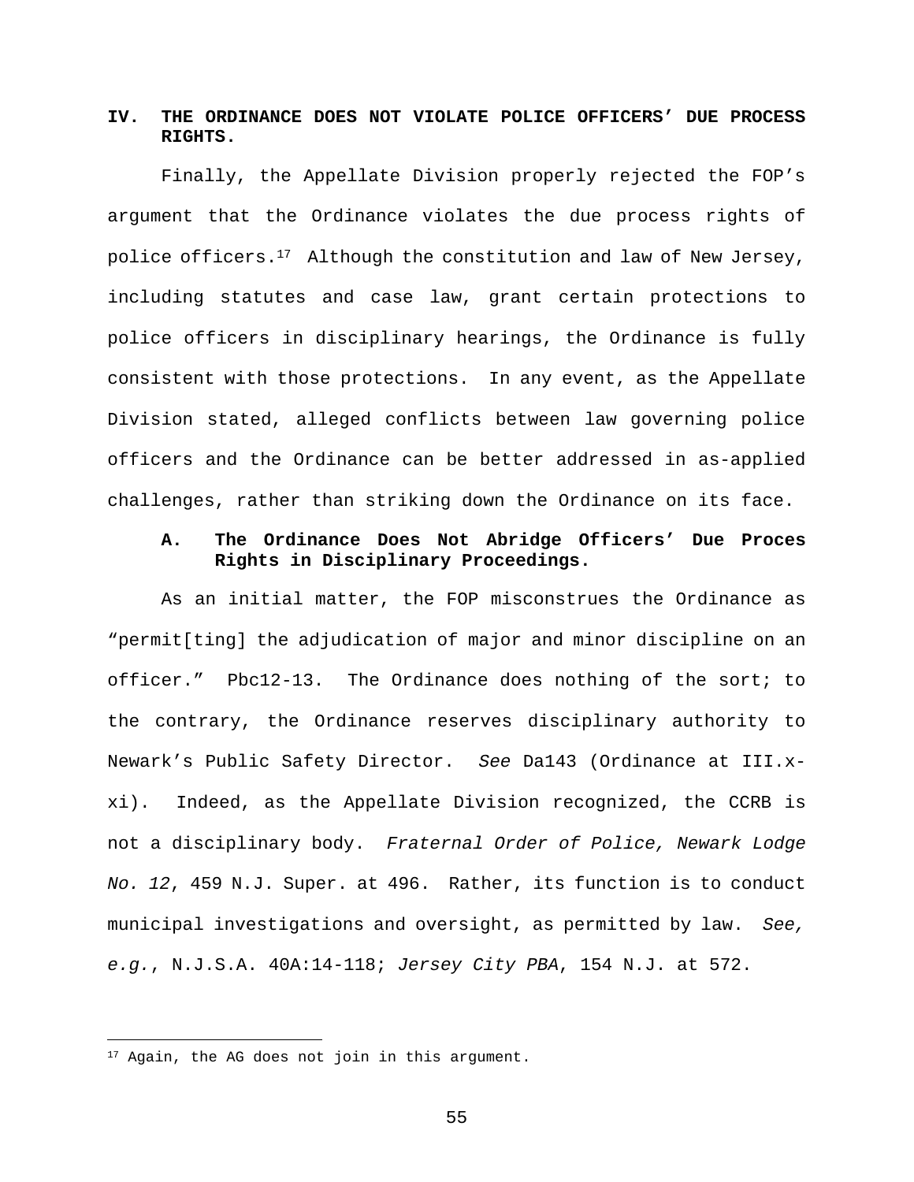## IV. THE ORDINANCE DOES NOT VIOLATE POLICE OFFICERS' DUE PROCESS RIGHTS.

Finally, the Appellate Division properly rejected the FOP's argument that the Ordinance violates the due process rights of police officers.[17] Although the constitution and law of New Jersey, including statutes and case law, grant certain protections to police officers in disciplinary hearings, the Ordinance is fully consistent with those protections. In any event, as the Appellate Division stated, alleged conflicts between law governing police officers and the Ordinance can be better addressed in as-applied challenges, rather than striking down the Ordinance on its face.

### A. The Ordinance Does Not Abridge Officers' Due Proces Rights in Disciplinary Proceedings.

As an initial matter, the FOP misconstrues the Ordinance as "permit[ting] the adjudication of major and minor discipline on an officer." Pbc12-13. The Ordinance does nothing of the sort; to the contrary, the Ordinance reserves disciplinary authority to Newark's Public Safety Director. *See* Da143 (Ordinance at III.x-xi). Indeed, as the Appellate Division recognized, the CCRB is not a disciplinary body. *Fraternal Order of Police, Newark Lodge No. 12*, 459 N.J. Super. at 496. Rather, its function is to conduct municipal investigations and oversight, as permitted by law. *See, e.g.*, N.J.S.A. 40A:14-118; *Jersey City PBA*, 154 N.J. at 572.

---

[17] Again, the AG does not join in this argument.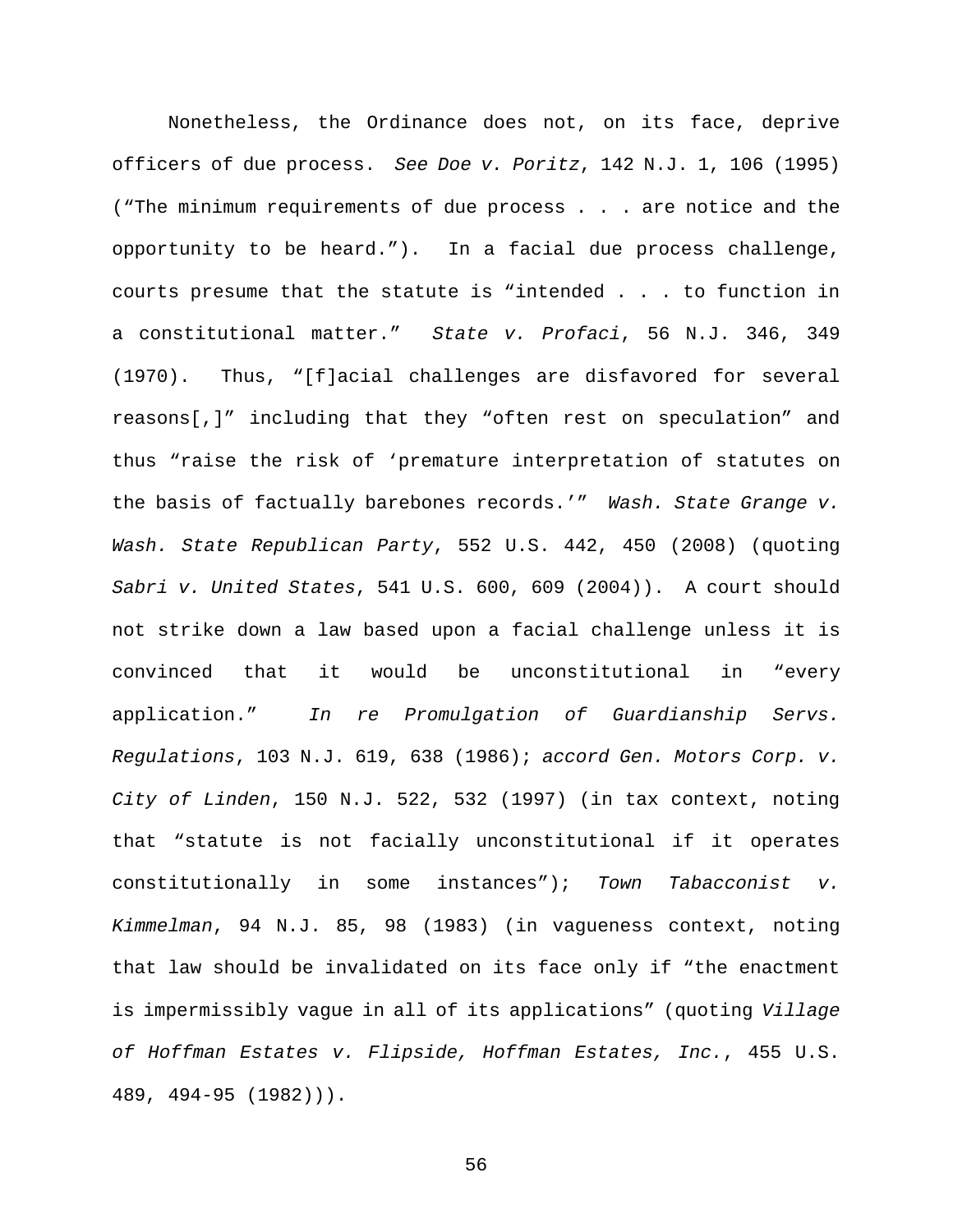Nonetheless, the Ordinance does not, on its face, deprive officers of due process. *See Doe v. Poritz*, 142 N.J. 1, 106 (1995) ("The minimum requirements of due process . . . are notice and the opportunity to be heard."). In a facial due process challenge, courts presume that the statute is "intended . . . to function in a constitutional matter." *State v. Profaci*, 56 N.J. 346, 349 (1970). Thus, "[f]acial challenges are disfavored for several reasons[,]" including that they "often rest on speculation" and thus "raise the risk of 'premature interpretation of statutes on the basis of factually barebones records.'" *Wash. State Grange v. Wash. State Republican Party*, 552 U.S. 442, 450 (2008) (quoting *Sabri v. United States*, 541 U.S. 600, 609 (2004)). A court should not strike down a law based upon a facial challenge unless it is convinced that it would be unconstitutional in "every application." *In re Promulgation of Guardianship Servs. Regulations*, 103 N.J. 619, 638 (1986); *accord Gen. Motors Corp. v. City of Linden*, 150 N.J. 522, 532 (1997) (in tax context, noting that "statute is not facially unconstitutional if it operates constitutionally in some instances"); *Town Tabacconist v. Kimmelman*, 94 N.J. 85, 98 (1983) (in vagueness context, noting that law should be invalidated on its face only if "the enactment is impermissibly vague in all of its applications" (quoting *Village of Hoffman Estates v. Flipside, Hoffman Estates, Inc.*, 455 U.S. 489, 494-95 (1982))).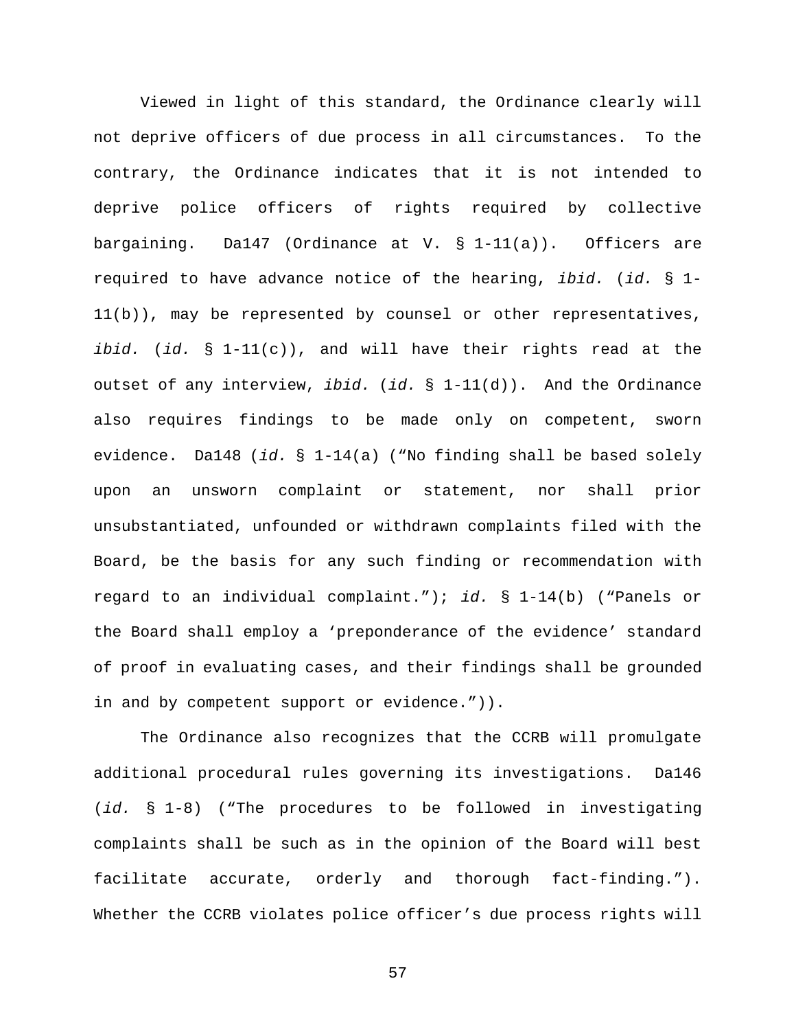Viewed in light of this standard, the Ordinance clearly will not deprive officers of due process in all circumstances. To the contrary, the Ordinance indicates that it is not intended to deprive police officers of rights required by collective bargaining. Da147 (Ordinance at V. § 1-11(a)). Officers are required to have advance notice of the hearing, *ibid.* (*id.* § 1-11(b)), may be represented by counsel or other representatives, *ibid.* (*id.* § 1-11(c)), and will have their rights read at the outset of any interview, *ibid.* (*id.* § 1-11(d)). And the Ordinance also requires findings to be made only on competent, sworn evidence. Da148 (*id.* § 1-14(a) ("No finding shall be based solely upon an unsworn complaint or statement, nor shall prior unsubstantiated, unfounded or withdrawn complaints filed with the Board, be the basis for any such finding or recommendation with regard to an individual complaint."); *id.* § 1-14(b) ("Panels or the Board shall employ a 'preponderance of the evidence' standard of proof in evaluating cases, and their findings shall be grounded in and by competent support or evidence.")).

The Ordinance also recognizes that the CCRB will promulgate additional procedural rules governing its investigations. Da146 (*id.* § 1-8) ("The procedures to be followed in investigating complaints shall be such as in the opinion of the Board will best facilitate accurate, orderly and thorough fact-finding."). Whether the CCRB violates police officer's due process rights will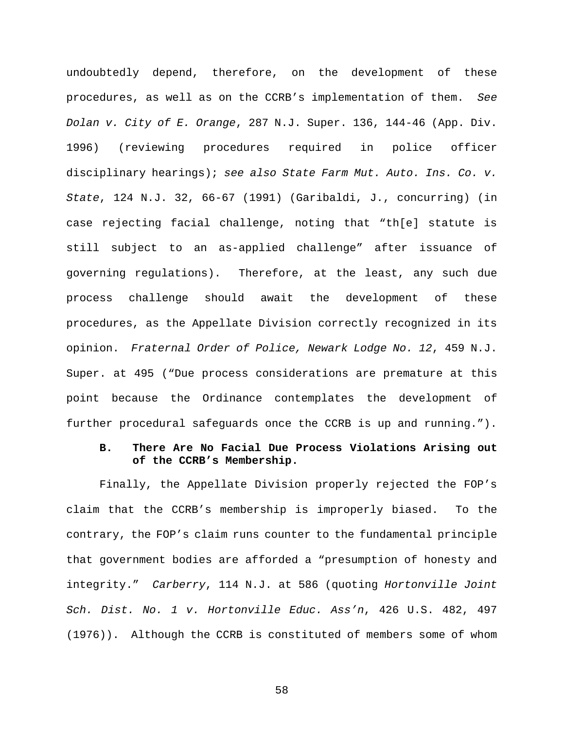undoubtedly depend, therefore, on the development of these procedures, as well as on the CCRB's implementation of them. *See Dolan v. City of E. Orange*, 287 N.J. Super. 136, 144-46 (App. Div. 1996) (reviewing procedures required in police officer disciplinary hearings); *see also State Farm Mut. Auto. Ins. Co. v. State*, 124 N.J. 32, 66-67 (1991) (Garibaldi, J., concurring) (in case rejecting facial challenge, noting that "th[e] statute is still subject to an as-applied challenge" after issuance of governing regulations). Therefore, at the least, any such due process challenge should await the development of these procedures, as the Appellate Division correctly recognized in its opinion. *Fraternal Order of Police, Newark Lodge No. 12*, 459 N.J. Super. at 495 ("Due process considerations are premature at this point because the Ordinance contemplates the development of further procedural safeguards once the CCRB is up and running.").

### B. There Are No Facial Due Process Violations Arising out of the CCRB's Membership.

Finally, the Appellate Division properly rejected the FOP's claim that the CCRB's membership is improperly biased. To the contrary, the FOP's claim runs counter to the fundamental principle that government bodies are afforded a "presumption of honesty and integrity." *Carberry*, 114 N.J. at 586 (quoting *Hortonville Joint Sch. Dist. No. 1 v. Hortonville Educ. Ass'n*, 426 U.S. 482, 497 (1976)). Although the CCRB is constituted of members some of whom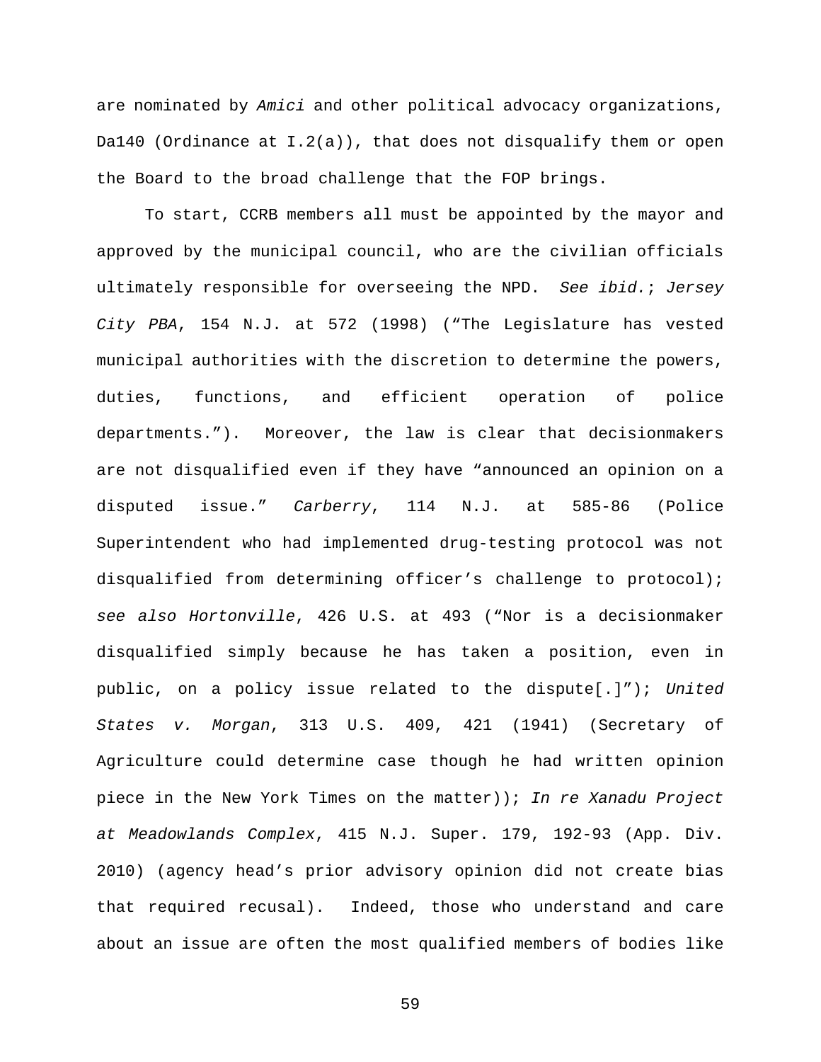are nominated by *Amici* and other political advocacy organizations, Da140 (Ordinance at I.2(a)), that does not disqualify them or open the Board to the broad challenge that the FOP brings.

To start, CCRB members all must be appointed by the mayor and approved by the municipal council, who are the civilian officials ultimately responsible for overseeing the NPD. *See ibid.*; *Jersey City PBA*, 154 N.J. at 572 (1998) ("The Legislature has vested municipal authorities with the discretion to determine the powers, duties, functions, and efficient operation of police departments."). Moreover, the law is clear that decisionmakers are not disqualified even if they have "announced an opinion on a disputed issue." *Carberry*, 114 N.J. at 585-86 (Police Superintendent who had implemented drug-testing protocol was not disqualified from determining officer's challenge to protocol); *see also Hortonville*, 426 U.S. at 493 ("Nor is a decisionmaker disqualified simply because he has taken a position, even in public, on a policy issue related to the dispute[.]"); *United States v. Morgan*, 313 U.S. 409, 421 (1941) (Secretary of Agriculture could determine case though he had written opinion piece in the New York Times on the matter)); *In re Xanadu Project at Meadowlands Complex*, 415 N.J. Super. 179, 192-93 (App. Div. 2010) (agency head's prior advisory opinion did not create bias that required recusal). Indeed, those who understand and care about an issue are often the most qualified members of bodies like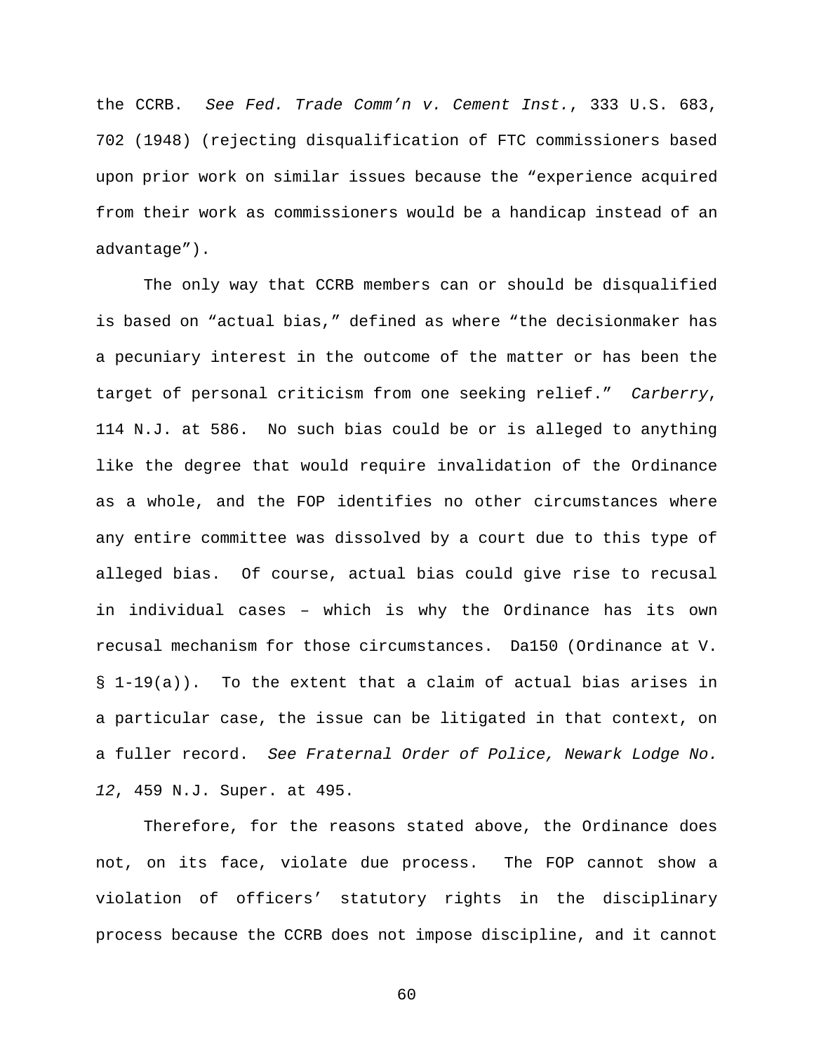the CCRB. *See Fed. Trade Comm'n v. Cement Inst.*, 333 U.S. 683, 702 (1948) (rejecting disqualification of FTC commissioners based upon prior work on similar issues because the "experience acquired from their work as commissioners would be a handicap instead of an advantage").

The only way that CCRB members can or should be disqualified is based on "actual bias," defined as where "the decisionmaker has a pecuniary interest in the outcome of the matter or has been the target of personal criticism from one seeking relief." *Carberry*, 114 N.J. at 586. No such bias could be or is alleged to anything like the degree that would require invalidation of the Ordinance as a whole, and the FOP identifies no other circumstances where any entire committee was dissolved by a court due to this type of alleged bias. Of course, actual bias could give rise to recusal in individual cases – which is why the Ordinance has its own recusal mechanism for those circumstances. Da150 (Ordinance at V. § 1-19(a)). To the extent that a claim of actual bias arises in a particular case, the issue can be litigated in that context, on a fuller record. *See Fraternal Order of Police, Newark Lodge No. 12*, 459 N.J. Super. at 495.

Therefore, for the reasons stated above, the Ordinance does not, on its face, violate due process. The FOP cannot show a violation of officers' statutory rights in the disciplinary process because the CCRB does not impose discipline, and it cannot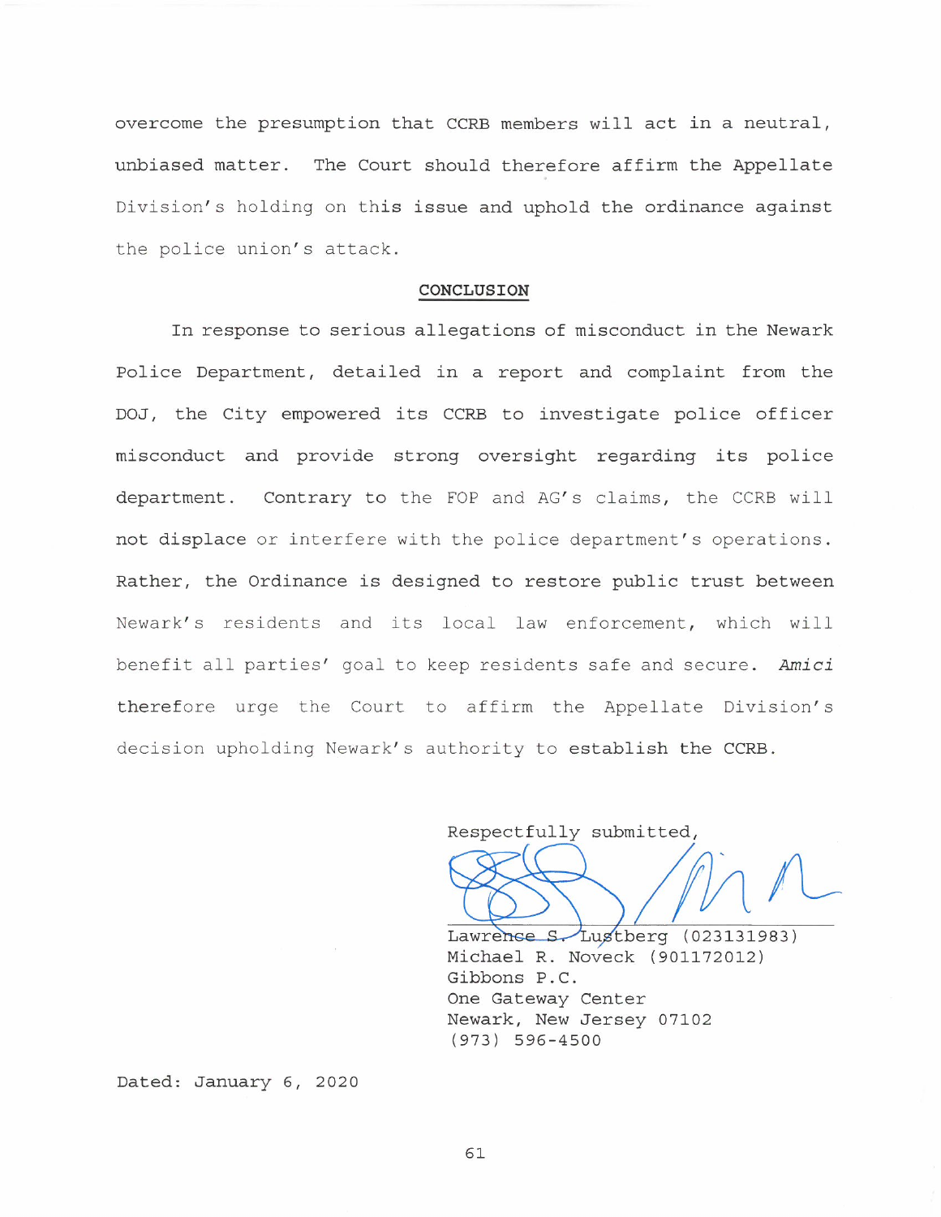overcome the presumption that CCRB members will act in a neutral, unbiased matter. The Court should therefore affirm the Appellate Division's holding on this issue and uphold the ordinance against the police union's attack.

## CONCLUSION

In response to serious allegations of misconduct in the Newark Police Department, detailed in a report and complaint from the DOJ, the City empowered its CCRB to investigate police officer misconduct and provide strong oversight regarding its police department. Contrary to the FOP and AG's claims, the CCRB will not displace or interfere with the police department's operations. Rather, the Ordinance is designed to restore public trust between Newark's residents and its local law enforcement, which will benefit all parties' goal to keep residents safe and secure. *Amici* therefore urge the Court to affirm the Appellate Division's decision upholding Newark's authority to establish the CCRB.

Respectfully submitted,

Lawrence S. Lustberg (023131983)
Michael R. Noveck (901172012)
Gibbons P.C.
One Gateway Center
Newark, New Jersey 07102
(973) 596-4500

Dated: January 6, 2020